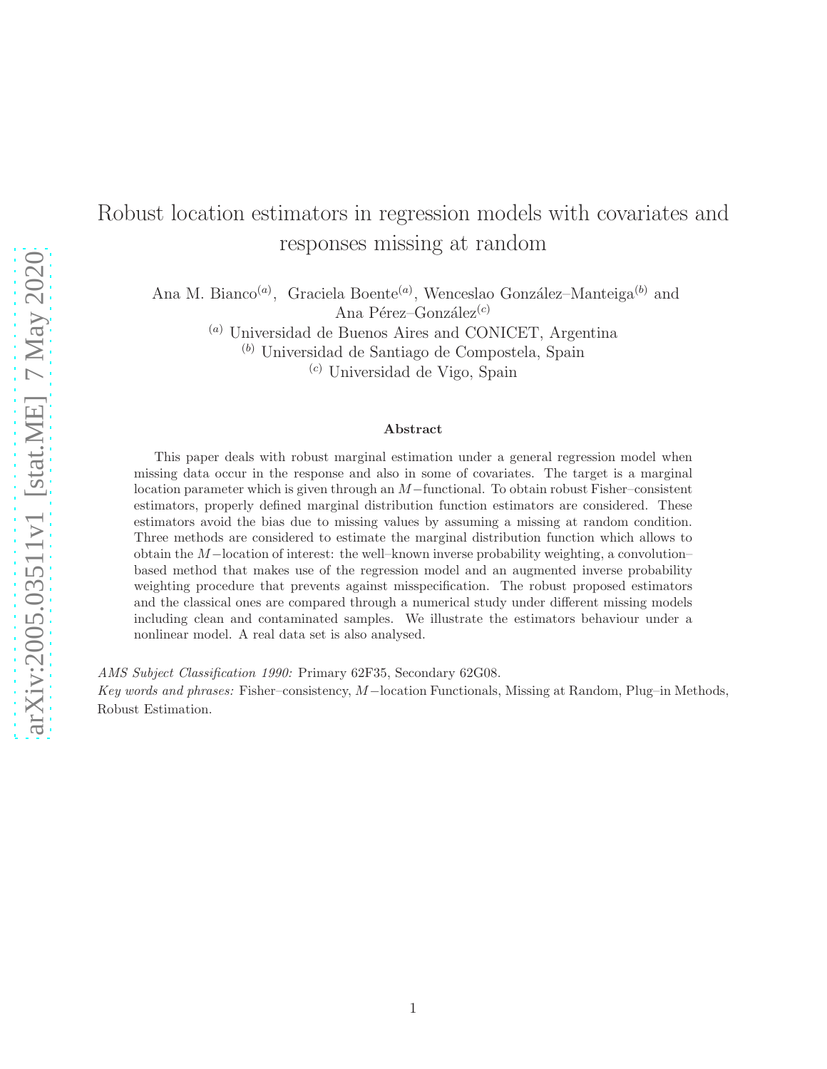# Robust location estimators in regression models with covariates and responses missing at random

Ana M. Bianco[(a)], Graciela Boente[(a)], Wenceslao González–Manteiga[(b)] and Ana Pérez–González[(c)]

[(a)] Universidad de Buenos Aires and CONICET, Argentina
[(b)] Universidad de Santiago de Compostela, Spain
[(c)] Universidad de Vigo, Spain

### Abstract

This paper deals with robust marginal estimation under a general regression model when missing data occur in the response and also in some of covariates. The target is a marginal location parameter which is given through an $M-$functional. To obtain robust Fisher–consistent estimators, properly defined marginal distribution function estimators are considered. These estimators avoid the bias due to missing values by assuming a missing at random condition. Three methods are considered to estimate the marginal distribution function which allows to obtain the $M-$location of interest: the well–known inverse probability weighting, a convolution–based method that makes use of the regression model and an augmented inverse probability weighting procedure that prevents against misspecification. The robust proposed estimators and the classical ones are compared through a numerical study under different missing models including clean and contaminated samples. We illustrate the estimators behaviour under a nonlinear model. A real data set is also analysed.

*AMS Subject Classification 1990:* Primary 62F35, Secondary 62G08.

*Key words and phrases:* Fisher–consistency, $M-$location Functionals, Missing at Random, Plug–in Methods, Robust Estimation.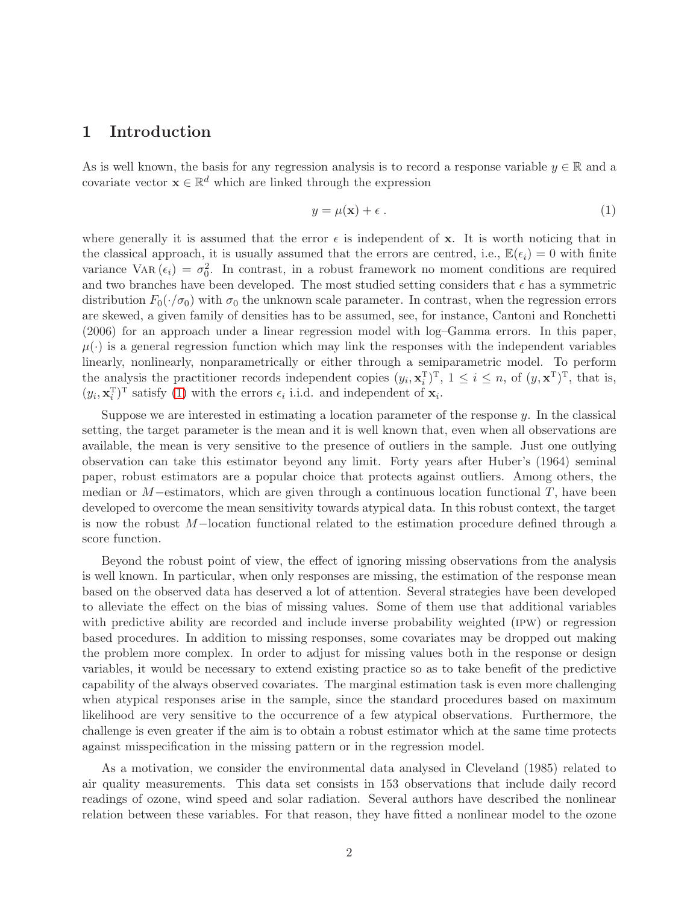# 1 Introduction

As is well known, the basis for any regression analysis is to record a response variable $y \in \mathbb{R}$ and a covariate vector $\mathbf{x} \in \mathbb{R}^d$ which are linked through the expression

$$y = \mu(\mathbf{x}) + \epsilon \,. \tag{1}$$

where generally it is assumed that the error $\epsilon$ is independent of $\mathbf{x}$. It is worth noticing that in the classical approach, it is usually assumed that the errors are centred, i.e., $\mathbb{E}(\epsilon_i) = 0$ with finite variance $\text{VAR}(\epsilon_i) = \sigma_0^2$. In contrast, in a robust framework no moment conditions are required and two branches have been developed. The most studied setting considers that $\epsilon$ has a symmetric distribution $F_0(\cdot/\sigma_0)$ with $\sigma_0$ the unknown scale parameter. In contrast, when the regression errors are skewed, a given family of densities has to be assumed, see, for instance, Cantoni and Ronchetti (2006) for an approach under a linear regression model with log–Gamma errors. In this paper, $\mu(\cdot)$ is a general regression function which may link the responses with the independent variables linearly, nonlinearly, nonparametrically or either through a semiparametric model. To perform the analysis the practitioner records independent copies $(y_i, \mathbf{x}_i^{\mathrm{T}})^{\mathrm{T}}$, $1 \leq i \leq n$, of $(y, \mathbf{x}^{\mathrm{T}})^{\mathrm{T}}$, that is, $(y_i, \mathbf{x}_i^{\mathrm{T}})^{\mathrm{T}}$ satisfy (1) with the errors $\epsilon_i$ i.i.d. and independent of $\mathbf{x}_i$.

Suppose we are interested in estimating a location parameter of the response $y$. In the classical setting, the target parameter is the mean and it is well known that, even when all observations are available, the mean is very sensitive to the presence of outliers in the sample. Just one outlying observation can take this estimator beyond any limit. Forty years after Huber's (1964) seminal paper, robust estimators are a popular choice that protects against outliers. Among others, the median or $M-$estimators, which are given through a continuous location functional $T$, have been developed to overcome the mean sensitivity towards atypical data. In this robust context, the target is now the robust $M-$location functional related to the estimation procedure defined through a score function.

Beyond the robust point of view, the effect of ignoring missing observations from the analysis is well known. In particular, when only responses are missing, the estimation of the response mean based on the observed data has deserved a lot of attention. Several strategies have been developed to alleviate the effect on the bias of missing values. Some of them use that additional variables with predictive ability are recorded and include inverse probability weighted (IPW) or regression based procedures. In addition to missing responses, some covariates may be dropped out making the problem more complex. In order to adjust for missing values both in the response or design variables, it would be necessary to extend existing practice so as to take benefit of the predictive capability of the always observed covariates. The marginal estimation task is even more challenging when atypical responses arise in the sample, since the standard procedures based on maximum likelihood are very sensitive to the occurrence of a few atypical observations. Furthermore, the challenge is even greater if the aim is to obtain a robust estimator which at the same time protects against misspecification in the missing pattern or in the regression model.

As a motivation, we consider the environmental data analysed in Cleveland (1985) related to air quality measurements. This data set consists in 153 observations that include daily record readings of ozone, wind speed and solar radiation. Several authors have described the nonlinear relation between these variables. For that reason, they have fitted a nonlinear model to the ozone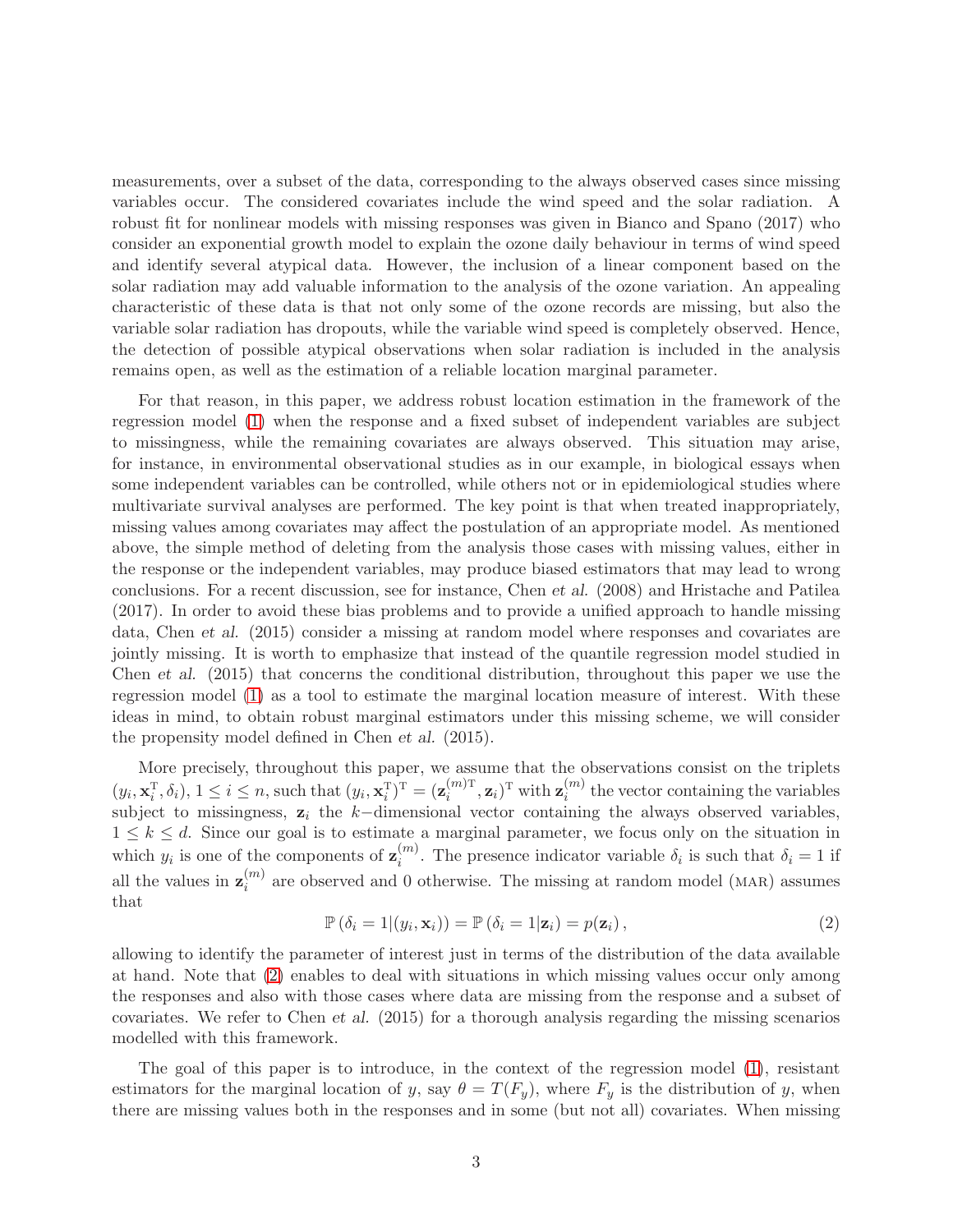measurements, over a subset of the data, corresponding to the always observed cases since missing variables occur. The considered covariates include the wind speed and the solar radiation. A robust fit for nonlinear models with missing responses was given in Bianco and Spano (2017) who consider an exponential growth model to explain the ozone daily behaviour in terms of wind speed and identify several atypical data. However, the inclusion of a linear component based on the solar radiation may add valuable information to the analysis of the ozone variation. An appealing characteristic of these data is that not only some of the ozone records are missing, but also the variable solar radiation has dropouts, while the variable wind speed is completely observed. Hence, the detection of possible atypical observations when solar radiation is included in the analysis remains open, as well as the estimation of a reliable location marginal parameter.

For that reason, in this paper, we address robust location estimation in the framework of the regression model (1) when the response and a fixed subset of independent variables are subject to missingness, while the remaining covariates are always observed. This situation may arise, for instance, in environmental observational studies as in our example, in biological essays when some independent variables can be controlled, while others not or in epidemiological studies where multivariate survival analyses are performed. The key point is that when treated inappropriately, missing values among covariates may affect the postulation of an appropriate model. As mentioned above, the simple method of deleting from the analysis those cases with missing values, either in the response or the independent variables, may produce biased estimators that may lead to wrong conclusions. For a recent discussion, see for instance, Chen *et al.* (2008) and Hristache and Patilea (2017). In order to avoid these bias problems and to provide a unified approach to handle missing data, Chen *et al.* (2015) consider a missing at random model where responses and covariates are jointly missing. It is worth to emphasize that instead of the quantile regression model studied in Chen *et al.* (2015) that concerns the conditional distribution, throughout this paper we use the regression model (1) as a tool to estimate the marginal location measure of interest. With these ideas in mind, to obtain robust marginal estimators under this missing scheme, we will consider the propensity model defined in Chen *et al.* (2015).

More precisely, throughout this paper, we assume that the observations consist on the triplets $(y_i, \mathbf{x}_i^{\mathrm{T}}, \delta_i)$, $1 \leq i \leq n$, such that $(y_i, \mathbf{x}_i^{\mathrm{T}})^{\mathrm{T}} = (\mathbf{z}_i^{(m)\mathrm{T}}, \mathbf{z}_i)^{\mathrm{T}}$ with $\mathbf{z}_i^{(m)}$ the vector containing the variables subject to missingness, $\mathbf{z}_i$ the $k-$dimensional vector containing the always observed variables, $1 \leq k \leq d$. Since our goal is to estimate a marginal parameter, we focus only on the situation in which $y_i$ is one of the components of $\mathbf{z}_i^{(m)}$. The presence indicator variable $\delta_i$ is such that $\delta_i = 1$ if all the values in $\mathbf{z}_i^{(m)}$ are observed and 0 otherwise. The missing at random model (MAR) assumes that

$$\mathbb{P}\left(\delta_i = 1 | (y_i, \mathbf{x}_i)\right) = \mathbb{P}\left(\delta_i = 1 | \mathbf{z}_i\right) = p(\mathbf{z}_i)\,, \tag{2}$$

allowing to identify the parameter of interest just in terms of the distribution of the data available at hand. Note that (2) enables to deal with situations in which missing values occur only among the responses and also with those cases where data are missing from the response and a subset of covariates. We refer to Chen *et al.* (2015) for a thorough analysis regarding the missing scenarios modelled with this framework.

The goal of this paper is to introduce, in the context of the regression model (1), resistant estimators for the marginal location of $y$, say $\theta = T(F_y)$, where $F_y$ is the distribution of $y$, when there are missing values both in the responses and in some (but not all) covariates. When missing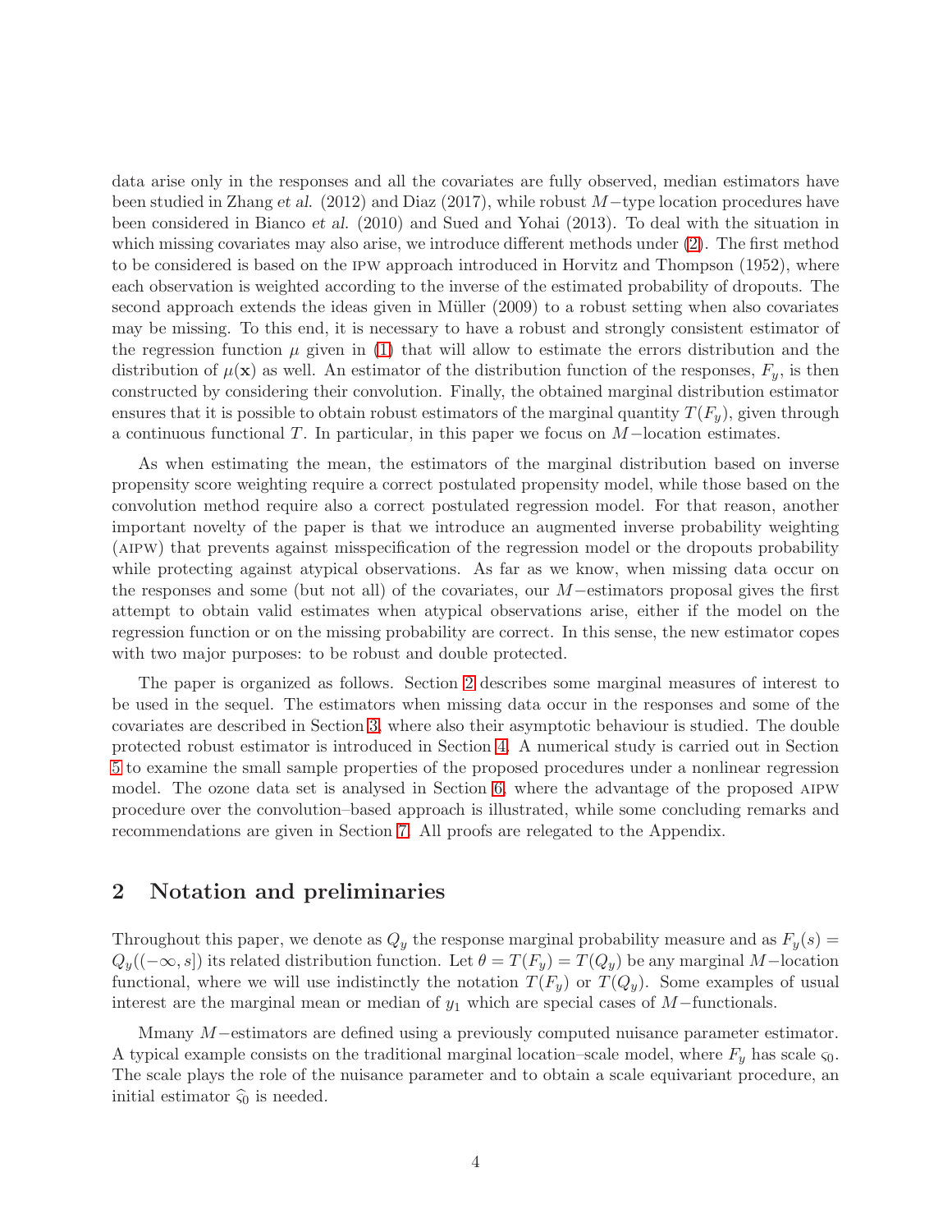data arise only in the responses and all the covariates are fully observed, median estimators have been studied in Zhang *et al.* (2012) and Diaz (2017), while robust $M-$type location procedures have been considered in Bianco *et al.* (2010) and Sued and Yohai (2013). To deal with the situation in which missing covariates may also arise, we introduce different methods under (2). The first method to be considered is based on the IPW approach introduced in Horvitz and Thompson (1952), where each observation is weighted according to the inverse of the estimated probability of dropouts. The second approach extends the ideas given in Müller (2009) to a robust setting when also covariates may be missing. To this end, it is necessary to have a robust and strongly consistent estimator of the regression function $\mu$ given in (1) that will allow to estimate the errors distribution and the distribution of $\mu(\mathbf{x})$ as well. An estimator of the distribution function of the responses, $F_y$, is then constructed by considering their convolution. Finally, the obtained marginal distribution estimator ensures that it is possible to obtain robust estimators of the marginal quantity $T(F_y)$, given through a continuous functional $T$. In particular, in this paper we focus on $M-$location estimates.

As when estimating the mean, the estimators of the marginal distribution based on inverse propensity score weighting require a correct postulated propensity model, while those based on the convolution method require also a correct postulated regression model. For that reason, another important novelty of the paper is that we introduce an augmented inverse probability weighting (AIPW) that prevents against misspecification of the regression model or the dropouts probability while protecting against atypical observations. As far as we know, when missing data occur on the responses and some (but not all) of the covariates, our $M-$estimators proposal gives the first attempt to obtain valid estimates when atypical observations arise, either if the model on the regression function or on the missing probability are correct. In this sense, the new estimator copes with two major purposes: to be robust and double protected.

The paper is organized as follows. Section 2 describes some marginal measures of interest to be used in the sequel. The estimators when missing data occur in the responses and some of the covariates are described in Section 3, where also their asymptotic behaviour is studied. The double protected robust estimator is introduced in Section 4. A numerical study is carried out in Section 5 to examine the small sample properties of the proposed procedures under a nonlinear regression model. The ozone data set is analysed in Section 6, where the advantage of the proposed AIPW procedure over the convolution–based approach is illustrated, while some concluding remarks and recommendations are given in Section 7. All proofs are relegated to the Appendix.

## 2 Notation and preliminaries

Throughout this paper, we denote as $Q_y$ the response marginal probability measure and as $F_y(s) = Q_y((-\infty, s])$ its related distribution function. Let $\theta = T(F_y) = T(Q_y)$ be any marginal $M-$location functional, where we will use indistinctly the notation $T(F_y)$ or $T(Q_y)$. Some examples of usual interest are the marginal mean or median of $y_1$ which are special cases of $M-$functionals.

Mmany $M-$estimators are defined using a previously computed nuisance parameter estimator. A typical example consists on the traditional marginal location–scale model, where $F_y$ has scale $\varsigma_0$. The scale plays the role of the nuisance parameter and to obtain a scale equivariant procedure, an initial estimator $\widehat{\varsigma}_0$ is needed.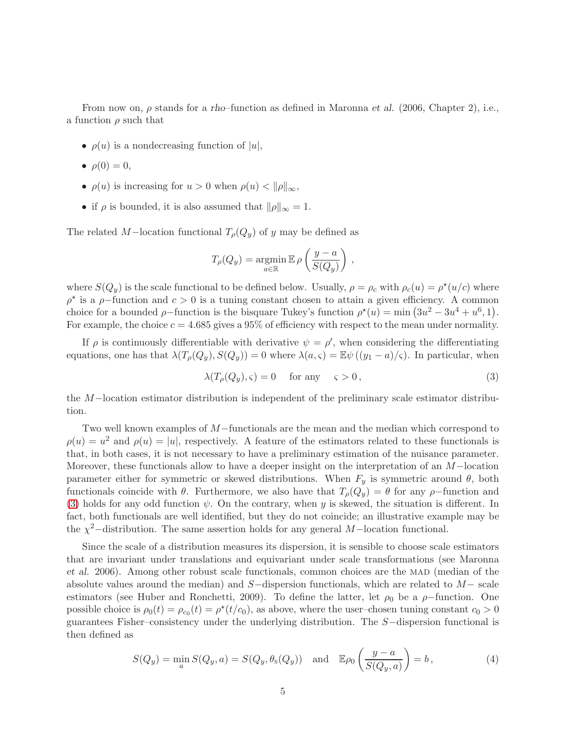From now on, $\rho$ stands for a *rho*–function as defined in Maronna *et al.* (2006, Chapter 2), i.e., a function $\rho$ such that

- $\rho(u)$ is a nondecreasing function of $|u|$,
- $\rho(0) = 0$,
- $\rho(u)$ is increasing for $u > 0$ when $\rho(u) < \|\rho\|_\infty$,
- if $\rho$ is bounded, it is also assumed that $\|\rho\|_\infty = 1$.

The related $M-$location functional $T_\rho(Q_y)$ of $y$ may be defined as

$$T_\rho(Q_y) = \underset{a\in\mathbb{R}}{\operatorname{argmin}}\, \mathbb{E}\,\rho\left(\frac{y-a}{S(Q_y)}\right)\,,$$

where $S(Q_y)$ is the scale functional to be defined below. Usually, $\rho = \rho_c$ with $\rho_c(u) = \rho^\star(u/c)$ where $\rho^\star$ is a $\rho-$function and $c > 0$ is a tuning constant chosen to attain a given efficiency. A common choice for a bounded $\rho-$function is the bisquare Tukey's function $\rho^\star(u) = \min\left(3u^2 - 3u^4 + u^6, 1\right)$. For example, the choice $c = 4.685$ gives a 95% of efficiency with respect to the mean under normality.

If $\rho$ is continuously differentiable with derivative $\psi = \rho'$, when considering the differentiating equations, one has that $\lambda(T_\rho(Q_y), S(Q_y)) = 0$ where $\lambda(a,\varsigma) = \mathbb{E}\psi\left((y_1 - a)/\varsigma\right)$. In particular, when

$$\lambda(T_\rho(Q_y), \varsigma) = 0 \quad \text{for any} \quad \varsigma > 0\,, \tag{3}$$

the $M-$location estimator distribution is independent of the preliminary scale estimator distribution.

Two well known examples of $M-$functionals are the mean and the median which correspond to $\rho(u) = u^2$ and $\rho(u) = |u|$, respectively. A feature of the estimators related to these functionals is that, in both cases, it is not necessary to have a preliminary estimation of the nuisance parameter. Moreover, these functionals allow to have a deeper insight on the interpretation of an $M-$location parameter either for symmetric or skewed distributions. When $F_y$ is symmetric around $\theta$, both functionals coincide with $\theta$. Furthermore, we also have that $T_\rho(Q_y) = \theta$ for any $\rho-$function and (3) holds for any odd function $\psi$. On the contrary, when $y$ is skewed, the situation is different. In fact, both functionals are well identified, but they do not coincide; an illustrative example may be the $\chi^2-$distribution. The same assertion holds for any general $M-$location functional.

Since the scale of a distribution measures its dispersion, it is sensible to choose scale estimators that are invariant under translations and equivariant under scale transformations (see Maronna *et al.* 2006). Among other robust scale functionals, common choices are the MAD (median of the absolute values around the median) and $S-$dispersion functionals, which are related to $M-$ scale estimators (see Huber and Ronchetti, 2009). To define the latter, let $\rho_0$ be a $\rho-$function. One possible choice is $\rho_0(t) = \rho_{c_0}(t) = \rho^\star(t/c_0)$, as above, where the user–chosen tuning constant $c_0 > 0$ guarantees Fisher–consistency under the underlying distribution. The $S-$dispersion functional is then defined as

$$S(Q_y) = \min_a S(Q_y, a) = S(Q_y, \theta_{\text{s}}(Q_y)) \quad \text{and} \quad \mathbb{E}\rho_0\left(\frac{y-a}{S(Q_y,a)}\right) = b\,, \tag{4}$$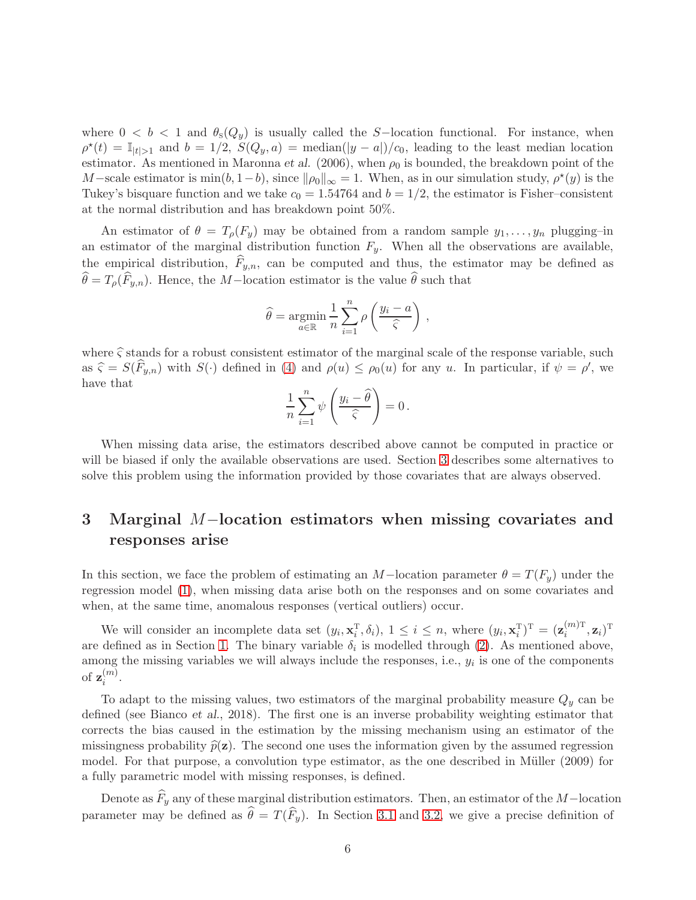where $0 < b < 1$ and $\theta_{\rm S}(Q_y)$ is usually called the $S-$location functional. For instance, when $\rho^\star(t) = \mathbb{I}_{|t|>1}$ and $b = 1/2$, $S(Q_y, a) = \text{median}(|y - a|)/c_0$, leading to the least median location estimator. As mentioned in Maronna *et al.* (2006), when $\rho_0$ is bounded, the breakdown point of the $M-$scale estimator is $\min(b, 1-b)$, since $\|\rho_0\|_\infty = 1$. When, as in our simulation study, $\rho^\star(y)$ is the Tukey's bisquare function and we take $c_0 = 1.54764$ and $b = 1/2$, the estimator is Fisher–consistent at the normal distribution and has breakdown point 50%.

An estimator of $\theta = T_\rho(F_y)$ may be obtained from a random sample $y_1, \ldots, y_n$ plugging–in an estimator of the marginal distribution function $F_y$. When all the observations are available, the empirical distribution, $\widehat{F}_{y,n}$, can be computed and thus, the estimator may be defined as $\widehat{\theta} = T_\rho(\widehat{F}_{y,n})$. Hence, the $M-$location estimator is the value $\widehat{\theta}$ such that

$$\widehat{\theta} = \underset{a \in \mathbb{R}}{\text{argmin}} \frac{1}{n} \sum_{i=1}^{n} \rho\left(\frac{y_i - a}{\widehat{\varsigma}}\right),$$

where $\widehat{\varsigma}$ stands for a robust consistent estimator of the marginal scale of the response variable, such as $\widehat{\varsigma} = S(\widehat{F}_{y,n})$ with $S(\cdot)$ defined in (4) and $\rho(u) \leq \rho_0(u)$ for any $u$. In particular, if $\psi = \rho'$, we have that

$$\frac{1}{n} \sum_{i=1}^{n} \psi\left(\frac{y_i - \widehat{\theta}}{\widehat{\varsigma}}\right) = 0.$$

When missing data arise, the estimators described above cannot be computed in practice or will be biased if only the available observations are used. Section 3 describes some alternatives to solve this problem using the information provided by those covariates that are always observed.

# 3 Marginal $M-$location estimators when missing covariates and responses arise

In this section, we face the problem of estimating an $M-$location parameter $\theta = T(F_y)$ under the regression model (1), when missing data arise both on the responses and on some covariates and when, at the same time, anomalous responses (vertical outliers) occur.

We will consider an incomplete data set $(y_i, \mathbf{x}_i^{\rm T}, \delta_i)$, $1 \leq i \leq n$, where $(y_i, \mathbf{x}_i^{\rm T})^{\rm T} = (\mathbf{z}_i^{(m){\rm T}}, \mathbf{z}_i)^{\rm T}$ are defined as in Section 1. The binary variable $\delta_i$ is modelled through (2). As mentioned above, among the missing variables we will always include the responses, i.e., $y_i$ is one of the components of $\mathbf{z}_i^{(m)}$.

To adapt to the missing values, two estimators of the marginal probability measure $Q_y$ can be defined (see Bianco *et al.*, 2018). The first one is an inverse probability weighting estimator that corrects the bias caused in the estimation by the missing mechanism using an estimator of the missingness probability $\widehat{p}(\mathbf{z})$. The second one uses the information given by the assumed regression model. For that purpose, a convolution type estimator, as the one described in Müller (2009) for a fully parametric model with missing responses, is defined.

Denote as $\widehat{F}_y$ any of these marginal distribution estimators. Then, an estimator of the $M-$location parameter may be defined as $\widehat{\theta} = T(\widehat{F}_y)$. In Section 3.1 and 3.2, we give a precise definition of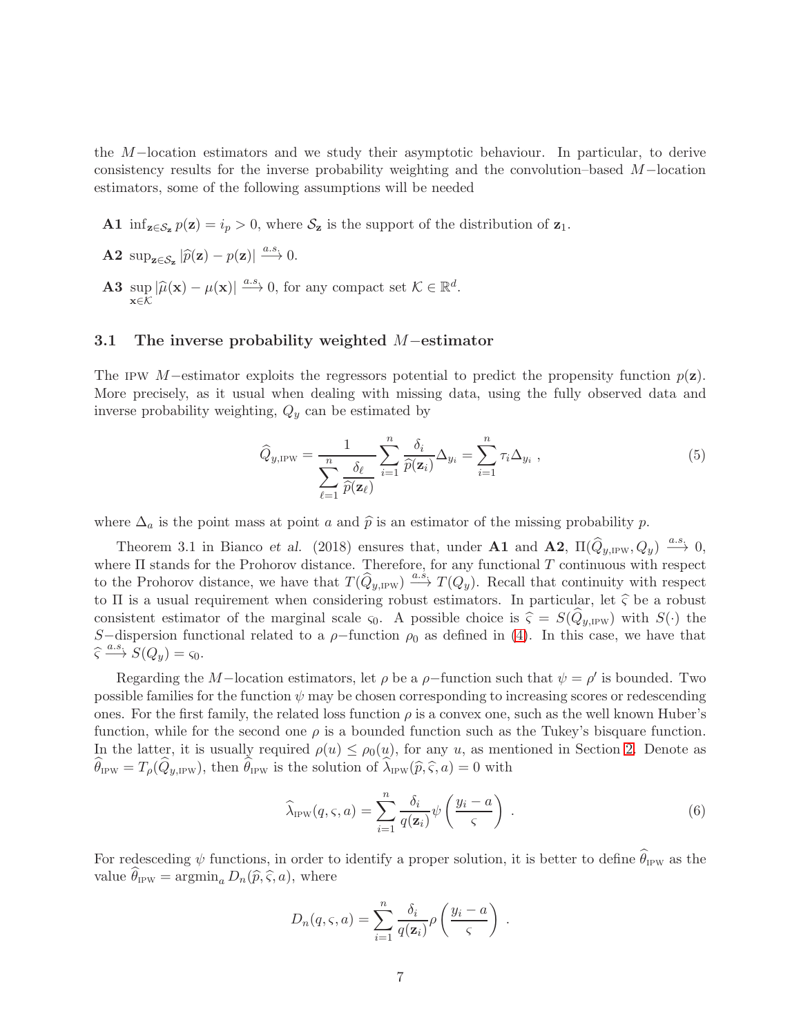the $M-$location estimators and we study their asymptotic behaviour. In particular, to derive consistency results for the inverse probability weighting and the convolution–based $M-$location estimators, some of the following assumptions will be needed

- **A1** $\inf_{\mathbf{z}\in\mathcal{S}_\mathbf{z}} p(\mathbf{z}) = i_p > 0$, where $\mathcal{S}_\mathbf{z}$ is the support of the distribution of $\mathbf{z}_1$.
- **A2** $\sup_{\mathbf{z}\in\mathcal{S}_\mathbf{z}} |\widehat{p}(\mathbf{z}) - p(\mathbf{z})| \xrightarrow{a.s.} 0$.
- **A3** $\sup_{\mathbf{x}\in\mathcal{K}} |\widehat{\mu}(\mathbf{x}) - \mu(\mathbf{x})| \xrightarrow{a.s.} 0$, for any compact set $\mathcal{K} \in \mathbb{R}^d$.

### 3.1 The inverse probability weighted $M-$estimator

The IPW $M-$estimator exploits the regressors potential to predict the propensity function $p(\mathbf{z})$. More precisely, as it usual when dealing with missing data, using the fully observed data and inverse probability weighting, $Q_y$ can be estimated by

$$\widehat{Q}_{y,\text{IPW}} = \frac{1}{\displaystyle\sum_{\ell=1}^{n} \frac{\delta_\ell}{\widehat{p}(\mathbf{z}_\ell)}} \sum_{i=1}^{n} \frac{\delta_i}{\widehat{p}(\mathbf{z}_i)} \Delta_{y_i} = \sum_{i=1}^{n} \tau_i \Delta_{y_i} \,, \tag{5}$$

where $\Delta_a$ is the point mass at point $a$ and $\widehat{p}$ is an estimator of the missing probability $p$.

Theorem 3.1 in Bianco *et al.* (2018) ensures that, under **A1** and **A2**, $\Pi(\widehat{Q}_{y,\text{IPW}}, Q_y) \xrightarrow{a.s.} 0$, where $\Pi$ stands for the Prohorov distance. Therefore, for any functional $T$ continuous with respect to the Prohorov distance, we have that $T(\widehat{Q}_{y,\text{IPW}}) \xrightarrow{a.s.} T(Q_y)$. Recall that continuity with respect to $\Pi$ is a usual requirement when considering robust estimators. In particular, let $\widehat{\varsigma}$ be a robust consistent estimator of the marginal scale $\varsigma_0$. A possible choice is $\widehat{\varsigma} = S(\widehat{Q}_{y,\text{IPW}})$ with $S(\cdot)$ the $S-$dispersion functional related to a $\rho-$function $\rho_0$ as defined in (4). In this case, we have that $\widehat{\varsigma} \xrightarrow{a.s.} S(Q_y) = \varsigma_0$.

Regarding the $M-$location estimators, let $\rho$ be a $\rho-$function such that $\psi = \rho'$ is bounded. Two possible families for the function $\psi$ may be chosen corresponding to increasing scores or redescending ones. For the first family, the related loss function $\rho$ is a convex one, such as the well known Huber's function, while for the second one $\rho$ is a bounded function such as the Tukey's bisquare function. In the latter, it is usually required $\rho(u) \le \rho_0(u)$, for any $u$, as mentioned in Section 2. Denote as $\widehat{\theta}_{\text{IPW}} = T_\rho(\widehat{Q}_{y,\text{IPW}})$, then $\widehat{\theta}_{\text{IPW}}$ is the solution of $\widehat{\lambda}_{\text{IPW}}(\widehat{p}, \widehat{\varsigma}, a) = 0$ with

$$\widehat{\lambda}_{\text{IPW}}(q, \varsigma, a) = \sum_{i=1}^{n} \frac{\delta_i}{q(\mathbf{z}_i)} \psi\left(\frac{y_i - a}{\varsigma}\right) \,. \tag{6}$$

For redesceding $\psi$ functions, in order to identify a proper solution, it is better to define $\widehat{\theta}_{\text{IPW}}$ as the value $\widehat{\theta}_{\text{IPW}} = \text{argmin}_a D_n(\widehat{p}, \widehat{\varsigma}, a)$, where

$$D_n(q, \varsigma, a) = \sum_{i=1}^{n} \frac{\delta_i}{q(\mathbf{z}_i)} \rho\left(\frac{y_i - a}{\varsigma}\right) \,.$$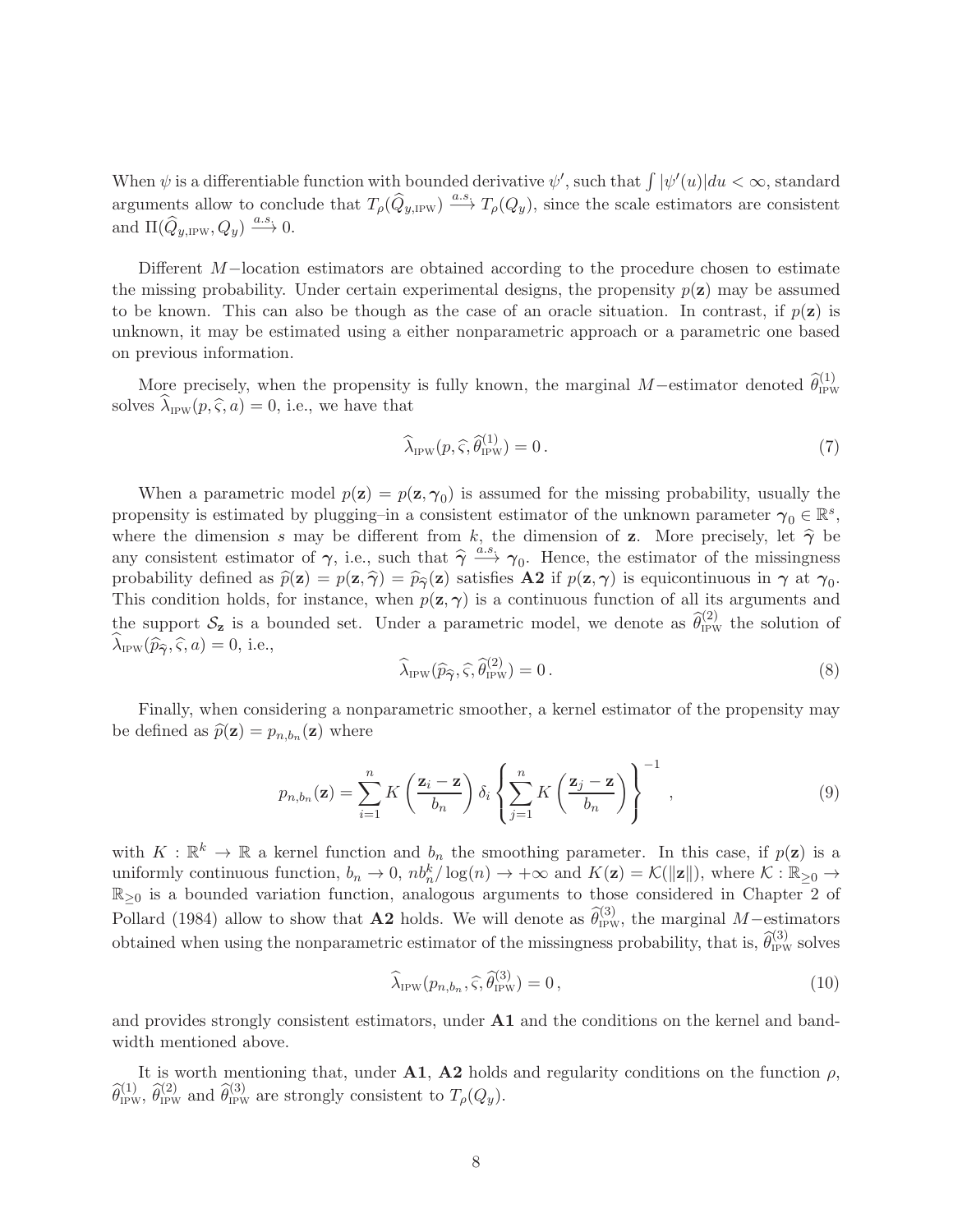When $\psi$ is a differentiable function with bounded derivative $\psi'$, such that $\int |\psi'(u)| du < \infty$, standard arguments allow to conclude that $T_\rho(\widehat{Q}_{y,\text{IPW}}) \xrightarrow{a.s.} T_\rho(Q_y)$, since the scale estimators are consistent and $\Pi(\widehat{Q}_{y,\text{IPW}}, Q_y) \xrightarrow{a.s.} 0$.

Different $M-$location estimators are obtained according to the procedure chosen to estimate the missing probability. Under certain experimental designs, the propensity $p(\mathbf{z})$ may be assumed to be known. This can also be though as the case of an oracle situation. In contrast, if $p(\mathbf{z})$ is unknown, it may be estimated using a either nonparametric approach or a parametric one based on previous information.

More precisely, when the propensity is fully known, the marginal $M-$estimator denoted $\widehat{\theta}^{(1)}_{\text{IPW}}$ solves $\widehat{\lambda}_{\text{IPW}}(p, \widehat{\varsigma}, a) = 0$, i.e., we have that

$$\widehat{\lambda}_{\text{IPW}}(p, \widehat{\varsigma}, \widehat{\theta}^{(1)}_{\text{IPW}}) = 0\,. \tag{7}$$

When a parametric model $p(\mathbf{z}) = p(\mathbf{z}, \boldsymbol{\gamma}_0)$ is assumed for the missing probability, usually the propensity is estimated by plugging–in a consistent estimator of the unknown parameter $\boldsymbol{\gamma}_0 \in \mathbb{R}^s$, where the dimension $s$ may be different from $k$, the dimension of $\mathbf{z}$. More precisely, let $\widehat{\boldsymbol{\gamma}}$ be any consistent estimator of $\boldsymbol{\gamma}$, i.e., such that $\widehat{\boldsymbol{\gamma}} \xrightarrow{a.s.} \boldsymbol{\gamma}_0$. Hence, the estimator of the missingness probability defined as $\widehat{p}(\mathbf{z}) = p(\mathbf{z}, \widehat{\boldsymbol{\gamma}}) = \widehat{p}_{\widehat{\boldsymbol{\gamma}}}(\mathbf{z})$ satisfies **A2** if $p(\mathbf{z}, \boldsymbol{\gamma})$ is equicontinuous in $\boldsymbol{\gamma}$ at $\boldsymbol{\gamma}_0$. This condition holds, for instance, when $p(\mathbf{z}, \boldsymbol{\gamma})$ is a continuous function of all its arguments and the support $\mathcal{S}_{\mathbf{z}}$ is a bounded set. Under a parametric model, we denote as $\widehat{\theta}^{(2)}_{\text{IPW}}$ the solution of $\widehat{\lambda}_{\text{IPW}}(\widehat{p}_{\widehat{\boldsymbol{\gamma}}}, \widehat{\varsigma}, a) = 0$, i.e.,

$$\widehat{\lambda}_{\text{IPW}}(\widehat{p}_{\widehat{\boldsymbol{\gamma}}}, \widehat{\varsigma}, \widehat{\theta}^{(2)}_{\text{IPW}}) = 0\,. \tag{8}$$

Finally, when considering a nonparametric smoother, a kernel estimator of the propensity may be defined as $\widehat{p}(\mathbf{z}) = p_{n,b_n}(\mathbf{z})$ where

$$p_{n,b_n}(\mathbf{z}) = \sum_{i=1}^{n} K\left(\frac{\mathbf{z}_i - \mathbf{z}}{b_n}\right) \delta_i \left\{ \sum_{j=1}^{n} K\left(\frac{\mathbf{z}_j - \mathbf{z}}{b_n}\right) \right\}^{-1}\,, \tag{9}$$

with $K : \mathbb{R}^k \to \mathbb{R}$ a kernel function and $b_n$ the smoothing parameter. In this case, if $p(\mathbf{z})$ is a uniformly continuous function, $b_n \to 0$, $nb_n^k/\log(n) \to +\infty$ and $K(\mathbf{z}) = \mathcal{K}(\|\mathbf{z}\|)$, where $\mathcal{K} : \mathbb{R}_{\geq 0} \to \mathbb{R}_{\geq 0}$ is a bounded variation function, analogous arguments to those considered in Chapter 2 of Pollard (1984) allow to show that **A2** holds. We will denote as $\widehat{\theta}^{(3)}_{\text{IPW}}$, the marginal $M-$estimators obtained when using the nonparametric estimator of the missingness probability, that is, $\widehat{\theta}^{(3)}_{\text{IPW}}$ solves

$$\widehat{\lambda}_{\text{IPW}}(p_{n,b_n}, \widehat{\varsigma}, \widehat{\theta}^{(3)}_{\text{IPW}}) = 0\,, \tag{10}$$

and provides strongly consistent estimators, under **A1** and the conditions on the kernel and bandwidth mentioned above.

It is worth mentioning that, under **A1**, **A2** holds and regularity conditions on the function $\rho$, $\widehat{\theta}^{(1)}_{\text{IPW}}$, $\widehat{\theta}^{(2)}_{\text{IPW}}$ and $\widehat{\theta}^{(3)}_{\text{IPW}}$ are strongly consistent to $T_\rho(Q_y)$.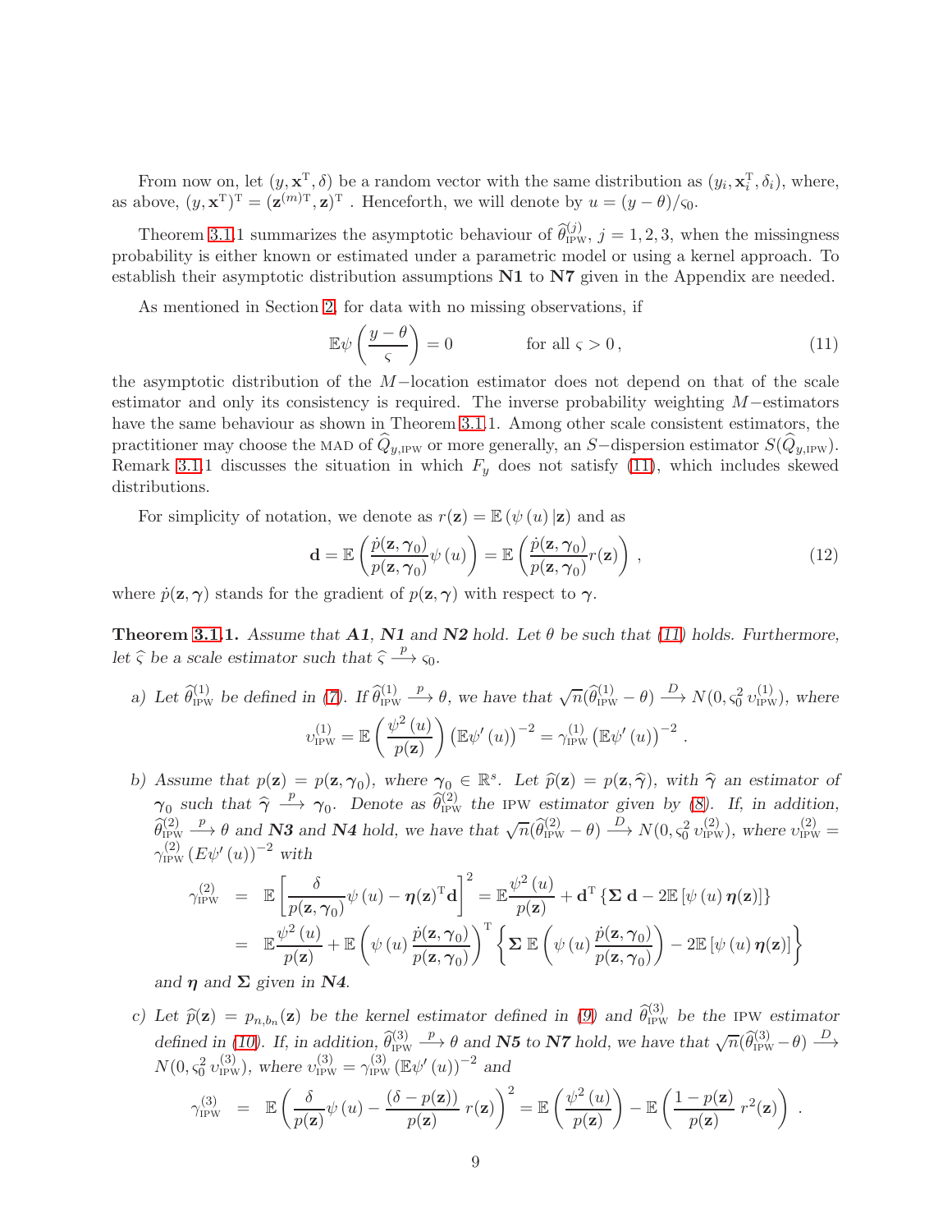From now on, let $(y, \mathbf{x}^{\mathrm{T}}, \delta)$ be a random vector with the same distribution as $(y_i, \mathbf{x}_i^{\mathrm{T}}, \delta_i)$, where, as above, $(y, \mathbf{x}^{\mathrm{T}})^{\mathrm{T}} = (\mathbf{z}^{(m)\mathrm{T}}, \mathbf{z})^{\mathrm{T}}$ . Henceforth, we will denote by $u = (y-\theta)/\varsigma_0$.

Theorem 3.1.1 summarizes the asymptotic behaviour of $\widehat{\theta}_{\mathrm{IPW}}^{(j)}$, $j=1,2,3$, when the missingness probability is either known or estimated under a parametric model or using a kernel approach. To establish their asymptotic distribution assumptions **N1** to **N7** given in the Appendix are needed.

As mentioned in Section 2, for data with no missing observations, if

$$
\mathbb{E}\psi\left(\frac{y-\theta}{\varsigma}\right) = 0 \qquad\qquad \text{for all } \varsigma > 0\,, \tag{11}
$$

the asymptotic distribution of the $M-$location estimator does not depend on that of the scale estimator and only its consistency is required. The inverse probability weighting $M-$estimators have the same behaviour as shown in Theorem 3.1.1. Among other scale consistent estimators, the practitioner may choose the MAD of $\widehat{Q}_{y,\mathrm{IPW}}$ or more generally, an $S-$dispersion estimator $S(\widehat{Q}_{y,\mathrm{IPW}})$. Remark 3.1.1 discusses the situation in which $F_y$ does not satisfy (11), which includes skewed distributions.

For simplicity of notation, we denote as $r(\mathbf{z}) = \mathbb{E}\left(\psi\left(u\right)|\mathbf{z}\right)$ and as

$$
\mathbf{d} = \mathbb{E}\left(\frac{\dot{p}(\mathbf{z},\boldsymbol{\gamma}_0)}{p(\mathbf{z},\boldsymbol{\gamma}_0)}\psi\left(u\right)\right) = \mathbb{E}\left(\frac{\dot{p}(\mathbf{z},\boldsymbol{\gamma}_0)}{p(\mathbf{z},\boldsymbol{\gamma}_0)}r(\mathbf{z})\right)\,, \tag{12}
$$

where $\dot{p}(\mathbf{z},\boldsymbol{\gamma})$ stands for the gradient of $p(\mathbf{z},\boldsymbol{\gamma})$ with respect to $\boldsymbol{\gamma}$.

**Theorem 3.1.1.** *Assume that* ***A1***, ***N1*** *and* ***N2*** *hold. Let $\theta$ be such that (11) holds. Furthermore, let $\widehat{\varsigma}$ be a scale estimator such that $\widehat{\varsigma} \xrightarrow{p} \varsigma_0$.*

*a) Let $\widehat{\theta}_{\mathrm{IPW}}^{(1)}$ be defined in (7). If $\widehat{\theta}_{\mathrm{IPW}}^{(1)} \xrightarrow{p} \theta$, we have that $\sqrt{n}(\widehat{\theta}_{\mathrm{IPW}}^{(1)} - \theta) \xrightarrow{D} N(0, \varsigma_0^2\, \upsilon_{\mathrm{IPW}}^{(1)})$, where*

$$
\upsilon_{\mathrm{IPW}}^{(1)} = \mathbb{E}\left(\frac{\psi^2\left(u\right)}{p(\mathbf{z})}\right)\left(\mathbb{E}\psi'\left(u\right)\right)^{-2} = \gamma_{\mathrm{IPW}}^{(1)}\left(\mathbb{E}\psi'\left(u\right)\right)^{-2}\,.
$$

*b) Assume that $p(\mathbf{z}) = p(\mathbf{z},\boldsymbol{\gamma}_0)$, where $\boldsymbol{\gamma}_0 \in \mathbb{R}^s$. Let $\widehat{p}(\mathbf{z}) = p(\mathbf{z},\widehat{\boldsymbol{\gamma}})$, with $\widehat{\boldsymbol{\gamma}}$ an estimator of $\boldsymbol{\gamma}_0$ such that $\widehat{\boldsymbol{\gamma}} \xrightarrow{p} \boldsymbol{\gamma}_0$. Denote as $\widehat{\theta}_{\mathrm{IPW}}^{(2)}$ the IPW estimator given by (8). If, in addition, $\widehat{\theta}_{\mathrm{IPW}}^{(2)} \xrightarrow{p} \theta$ and* ***N3*** *and* ***N4*** *hold, we have that $\sqrt{n}(\widehat{\theta}_{\mathrm{IPW}}^{(2)} - \theta) \xrightarrow{D} N(0, \varsigma_0^2\, \upsilon_{\mathrm{IPW}}^{(2)})$, where $\upsilon_{\mathrm{IPW}}^{(2)} = \gamma_{\mathrm{IPW}}^{(2)}\left(E\psi'\left(u\right)\right)^{-2}$ with*

$$
\begin{aligned}
\gamma_{\mathrm{IPW}}^{(2)} &= \mathbb{E}\left[\frac{\delta}{p(\mathbf{z},\boldsymbol{\gamma}_0)}\psi\left(u\right) - \boldsymbol{\eta}(\mathbf{z})^{\mathrm{T}}\mathbf{d}\right]^2 = \mathbb{E}\frac{\psi^2\left(u\right)}{p(\mathbf{z})} + \mathbf{d}^{\mathrm{T}}\left\{\boldsymbol{\Sigma}\,\mathbf{d} - 2\mathbb{E}\left[\psi\left(u\right)\boldsymbol{\eta}(\mathbf{z})\right]\right\} \\
&= \mathbb{E}\frac{\psi^2\left(u\right)}{p(\mathbf{z})} + \mathbb{E}\left(\psi\left(u\right)\frac{\dot{p}(\mathbf{z},\boldsymbol{\gamma}_0)}{p(\mathbf{z},\boldsymbol{\gamma}_0)}\right)^{\mathrm{T}}\left\{\boldsymbol{\Sigma}\,\mathbb{E}\left(\psi\left(u\right)\frac{\dot{p}(\mathbf{z},\boldsymbol{\gamma}_0)}{p(\mathbf{z},\boldsymbol{\gamma}_0)}\right) - 2\mathbb{E}\left[\psi\left(u\right)\boldsymbol{\eta}(\mathbf{z})\right]\right\}
\end{aligned}
$$

*and $\boldsymbol{\eta}$ and $\boldsymbol{\Sigma}$ given in* ***N4***.

*c) Let $\widehat{p}(\mathbf{z}) = p_{n,b_n}(\mathbf{z})$ be the kernel estimator defined in (9) and $\widehat{\theta}_{\mathrm{IPW}}^{(3)}$ be the IPW estimator defined in (10). If, in addition, $\widehat{\theta}_{\mathrm{IPW}}^{(3)} \xrightarrow{p} \theta$ and* ***N5*** *to* ***N7*** *hold, we have that $\sqrt{n}(\widehat{\theta}_{\mathrm{IPW}}^{(3)} - \theta) \xrightarrow{D} N(0, \varsigma_0^2\, \upsilon_{\mathrm{IPW}}^{(3)})$, where $\upsilon_{\mathrm{IPW}}^{(3)} = \gamma_{\mathrm{IPW}}^{(3)}\left(\mathbb{E}\psi'\left(u\right)\right)^{-2}$ and*

$$
\gamma_{\mathrm{IPW}}^{(3)} = \mathbb{E}\left(\frac{\delta}{p(\mathbf{z})}\psi\left(u\right) - \frac{\left(\delta - p(\mathbf{z})\right)}{p(\mathbf{z})}\,r(\mathbf{z})\right)^2 = \mathbb{E}\left(\frac{\psi^2\left(u\right)}{p(\mathbf{z})}\right) - \mathbb{E}\left(\frac{1-p(\mathbf{z})}{p(\mathbf{z})}\,r^2(\mathbf{z})\right)\,.
$$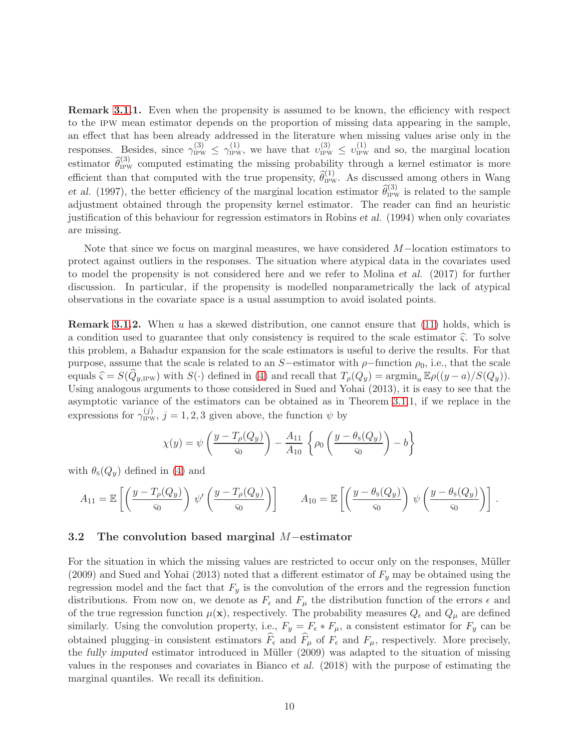**Remark 3.1.1.** Even when the propensity is assumed to be known, the efficiency with respect to the IPW mean estimator depends on the proportion of missing data appearing in the sample, an effect that has been already addressed in the literature when missing values arise only in the responses. Besides, since $\gamma^{(3)}_{\text{IPW}} \leq \gamma^{(1)}_{\text{IPW}}$, we have that $\upsilon^{(3)}_{\text{IPW}} \leq \upsilon^{(1)}_{\text{IPW}}$ and so, the marginal location estimator $\widehat{\theta}^{(3)}_{\text{IPW}}$ computed estimating the missing probability through a kernel estimator is more efficient than that computed with the true propensity, $\widehat{\theta}^{(1)}_{\text{IPW}}$. As discussed among others in Wang *et al.* (1997), the better efficiency of the marginal location estimator $\widehat{\theta}^{(3)}_{\text{IPW}}$ is related to the sample adjustment obtained through the propensity kernel estimator. The reader can find an heuristic justification of this behaviour for regression estimators in Robins *et al.* (1994) when only covariates are missing.

Note that since we focus on marginal measures, we have considered $M-$location estimators to protect against outliers in the responses. The situation where atypical data in the covariates used to model the propensity is not considered here and we refer to Molina *et al.* (2017) for further discussion. In particular, if the propensity is modelled nonparametrically the lack of atypical observations in the covariate space is a usual assumption to avoid isolated points.

**Remark 3.1.2.** When $u$ has a skewed distribution, one cannot ensure that (11) holds, which is a condition used to guarantee that only consistency is required to the scale estimator $\widehat{\varsigma}$. To solve this problem, a Bahadur expansion for the scale estimators is useful to derive the results. For that purpose, assume that the scale is related to an $S-$estimator with $\rho-$function $\rho_0$, i.e., that the scale equals $\widehat{\varsigma} = S(\widehat{Q}_{y,\text{IPW}})$ with $S(\cdot)$ defined in (4) and recall that $T_\rho(Q_y) = \operatorname{argmin}_a \mathbb{E}\rho((y-a)/S(Q_y))$. Using analogous arguments to those considered in Sued and Yohai (2013), it is easy to see that the asymptotic variance of the estimators can be obtained as in Theorem 3.1.1, if we replace in the expressions for $\gamma^{(j)}_{\text{IPW}}$, $j = 1, 2, 3$ given above, the function $\psi$ by

$$\chi(y) = \psi\left(\frac{y - T_\rho(Q_y)}{\varsigma_0}\right) - \frac{A_{11}}{A_{10}}\left\{\rho_0\left(\frac{y - \theta_{\text{S}}(Q_y)}{\varsigma_0}\right) - b\right\}$$

with $\theta_{\text{S}}(Q_y)$ defined in (4) and

$$A_{11} = \mathbb{E}\left[\left(\frac{y - T_\rho(Q_y)}{\varsigma_0}\right)\psi'\left(\frac{y - T_\rho(Q_y)}{\varsigma_0}\right)\right] \qquad A_{10} = \mathbb{E}\left[\left(\frac{y - \theta_{\text{S}}(Q_y)}{\varsigma_0}\right)\psi\left(\frac{y - \theta_{\text{S}}(Q_y)}{\varsigma_0}\right)\right].$$

### 3.2 The convolution based marginal $M-$estimator

For the situation in which the missing values are restricted to occur only on the responses, Müller (2009) and Sued and Yohai (2013) noted that a different estimator of $F_y$ may be obtained using the regression model and the fact that $F_y$ is the convolution of the errors and the regression function distributions. From now on, we denote as $F_\epsilon$ and $F_\mu$ the distribution function of the errors $\epsilon$ and of the true regression function $\mu(\mathbf{x})$, respectively. The probability measures $Q_\epsilon$ and $Q_\mu$ are defined similarly. Using the convolution property, i.e., $F_y = F_\epsilon * F_\mu$, a consistent estimator for $F_y$ can be obtained plugging–in consistent estimators $\widehat{F}_\epsilon$ and $\widehat{F}_\mu$ of $F_\epsilon$ and $F_\mu$, respectively. More precisely, the *fully imputed* estimator introduced in Müller (2009) was adapted to the situation of missing values in the responses and covariates in Bianco *et al.* (2018) with the purpose of estimating the marginal quantiles. We recall its definition.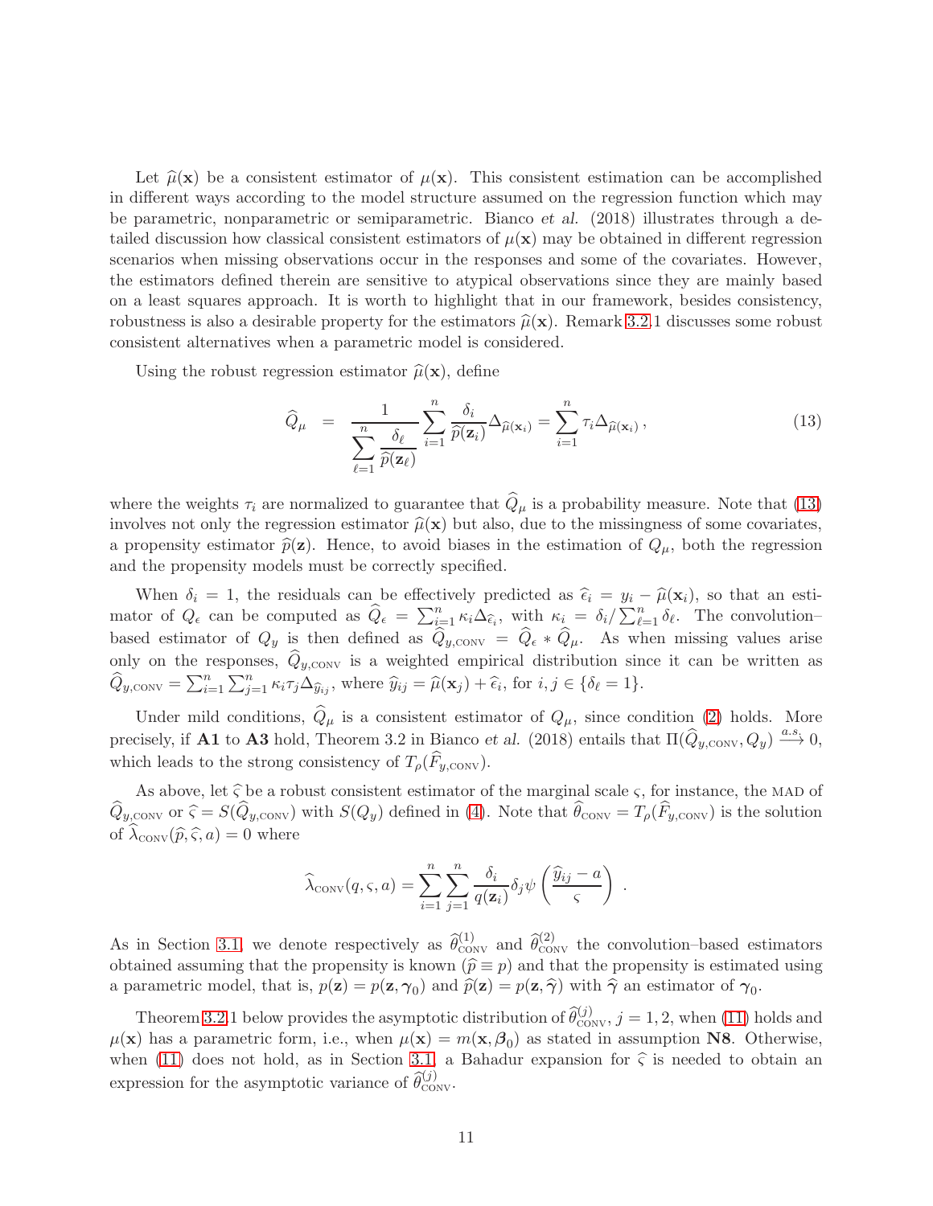Let $\widehat{\mu}(\mathbf{x})$ be a consistent estimator of $\mu(\mathbf{x})$. This consistent estimation can be accomplished in different ways according to the model structure assumed on the regression function which may be parametric, nonparametric or semiparametric. Bianco *et al.* (2018) illustrates through a detailed discussion how classical consistent estimators of $\mu(\mathbf{x})$ may be obtained in different regression scenarios when missing observations occur in the responses and some of the covariates. However, the estimators defined therein are sensitive to atypical observations since they are mainly based on a least squares approach. It is worth to highlight that in our framework, besides consistency, robustness is also a desirable property for the estimators $\widehat{\mu}(\mathbf{x})$. Remark 3.2.1 discusses some robust consistent alternatives when a parametric model is considered.

Using the robust regression estimator $\widehat{\mu}(\mathbf{x})$, define

$$\widehat{Q}_\mu \;=\; \frac{1}{\displaystyle\sum_{\ell=1}^n \frac{\delta_\ell}{\widehat{p}(\mathbf{z}_\ell)}} \sum_{i=1}^n \frac{\delta_i}{\widehat{p}(\mathbf{z}_i)} \Delta_{\widehat{\mu}(\mathbf{x}_i)} = \sum_{i=1}^n \tau_i \Delta_{\widehat{\mu}(\mathbf{x}_i)}\,, \tag{13}$$

where the weights $\tau_i$ are normalized to guarantee that $\widehat{Q}_\mu$ is a probability measure. Note that (13) involves not only the regression estimator $\widehat{\mu}(\mathbf{x})$ but also, due to the missingness of some covariates, a propensity estimator $\widehat{p}(\mathbf{z})$. Hence, to avoid biases in the estimation of $Q_\mu$, both the regression and the propensity models must be correctly specified.

When $\delta_i = 1$, the residuals can be effectively predicted as $\widehat{\epsilon}_i = y_i - \widehat{\mu}(\mathbf{x}_i)$, so that an estimator of $Q_\epsilon$ can be computed as $\widehat{Q}_\epsilon = \sum_{i=1}^n \kappa_i \Delta_{\widehat{\epsilon}_i}$, with $\kappa_i = \delta_i / \sum_{\ell=1}^n \delta_\ell$. The convolution–based estimator of $Q_y$ is then defined as $\widehat{Q}_{y,\text{CONV}} = \widehat{Q}_\epsilon * \widehat{Q}_\mu$. As when missing values arise only on the responses, $\widehat{Q}_{y,\text{CONV}}$ is a weighted empirical distribution since it can be written as $\widehat{Q}_{y,\text{CONV}} = \sum_{i=1}^n \sum_{j=1}^n \kappa_i \tau_j \Delta_{\widehat{y}_{ij}}$, where $\widehat{y}_{ij} = \widehat{\mu}(\mathbf{x}_j) + \widehat{\epsilon}_i$, for $i, j \in \{\delta_\ell = 1\}$.

Under mild conditions, $\widehat{Q}_\mu$ is a consistent estimator of $Q_\mu$, since condition (2) holds. More precisely, if **A1** to **A3** hold, Theorem 3.2 in Bianco *et al.* (2018) entails that $\Pi(\widehat{Q}_{y,\text{CONV}}, Q_y) \xrightarrow{a.s.} 0$, which leads to the strong consistency of $T_\rho(\widehat{F}_{y,\text{CONV}})$.

As above, let $\widehat{\varsigma}$ be a robust consistent estimator of the marginal scale $\varsigma$, for instance, the MAD of $\widehat{Q}_{y,\text{CONV}}$ or $\widehat{\varsigma} = S(\widehat{Q}_{y,\text{CONV}})$ with $S(Q_y)$ defined in (4). Note that $\widehat{\theta}_{\text{CONV}} = T_\rho(\widehat{F}_{y,\text{CONV}})$ is the solution of $\widehat{\lambda}_{\text{CONV}}(\widehat{p}, \widehat{\varsigma}, a) = 0$ where

$$\widehat{\lambda}_{\text{CONV}}(q, \varsigma, a) = \sum_{i=1}^n \sum_{j=1}^n \frac{\delta_i}{q(\mathbf{z}_i)} \delta_j \psi\left(\frac{\widehat{y}_{ij} - a}{\varsigma}\right)\,.$$

As in Section 3.1, we denote respectively as $\widehat{\theta}_{\text{CONV}}^{(1)}$ and $\widehat{\theta}_{\text{CONV}}^{(2)}$ the convolution–based estimators obtained assuming that the propensity is known ($\widehat{p} \equiv p$) and that the propensity is estimated using a parametric model, that is, $p(\mathbf{z}) = p(\mathbf{z}, \boldsymbol{\gamma}_0)$ and $\widehat{p}(\mathbf{z}) = p(\mathbf{z}, \widehat{\boldsymbol{\gamma}})$ with $\widehat{\boldsymbol{\gamma}}$ an estimator of $\boldsymbol{\gamma}_0$.

Theorem 3.2.1 below provides the asymptotic distribution of $\widehat{\theta}_{\text{CONV}}^{(j)}$, $j = 1, 2$, when (11) holds and $\mu(\mathbf{x})$ has a parametric form, i.e., when $\mu(\mathbf{x}) = m(\mathbf{x}, \boldsymbol{\beta}_0)$ as stated in assumption **N8**. Otherwise, when (11) does not hold, as in Section 3.1, a Bahadur expansion for $\widehat{\varsigma}$ is needed to obtain an expression for the asymptotic variance of $\widehat{\theta}_{\text{CONV}}^{(j)}$.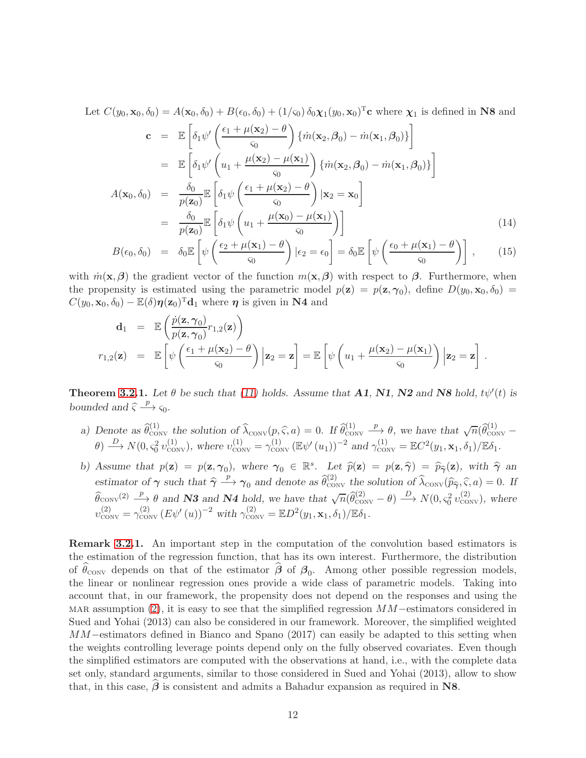Let $C(y_0, \mathbf{x}_0, \delta_0) = A(\mathbf{x}_0, \delta_0) + B(\epsilon_0, \delta_0) + (1/\varsigma_0)\, \delta_0 \boldsymbol{\chi}_1(y_0, \mathbf{x}_0)^{\mathrm{T}} \mathbf{c}$ where $\boldsymbol{\chi}_1$ is defined in **N8** and

$$
\begin{aligned}
\mathbf{c} &= \mathbb{E}\left[\delta_1 \psi'\left(\frac{\epsilon_1 + \mu(\mathbf{x}_2) - \theta}{\varsigma_0}\right)\{\dot{m}(\mathbf{x}_2, \boldsymbol{\beta}_0) - \dot{m}(\mathbf{x}_1, \boldsymbol{\beta}_0)\}\right] \\
&= \mathbb{E}\left[\delta_1 \psi'\left(u_1 + \frac{\mu(\mathbf{x}_2) - \mu(\mathbf{x}_1)}{\varsigma_0}\right)\{\dot{m}(\mathbf{x}_2, \boldsymbol{\beta}_0) - \dot{m}(\mathbf{x}_1, \boldsymbol{\beta}_0)\}\right] \\
A(\mathbf{x}_0, \delta_0) &= \frac{\delta_0}{p(\mathbf{z}_0)} \mathbb{E}\left[\delta_1 \psi\left(\frac{\epsilon_1 + \mu(\mathbf{x}_2) - \theta}{\varsigma_0}\right) | \mathbf{x}_2 = \mathbf{x}_0\right] \\
&= \frac{\delta_0}{p(\mathbf{z}_0)} \mathbb{E}\left[\delta_1 \psi\left(u_1 + \frac{\mu(\mathbf{x}_0) - \mu(\mathbf{x}_1)}{\varsigma_0}\right)\right] \qquad (14) \\
B(\epsilon_0, \delta_0) &= \delta_0 \mathbb{E}\left[\psi\left(\frac{\epsilon_2 + \mu(\mathbf{x}_1) - \theta}{\varsigma_0}\right) | \epsilon_2 = \epsilon_0\right] = \delta_0 \mathbb{E}\left[\psi\left(\frac{\epsilon_0 + \mu(\mathbf{x}_1) - \theta}{\varsigma_0}\right)\right], \qquad (15)
\end{aligned}
$$

with $\dot{m}(\mathbf{x}, \boldsymbol{\beta})$ the gradient vector of the function $m(\mathbf{x}, \boldsymbol{\beta})$ with respect to $\boldsymbol{\beta}$. Furthermore, when the propensity is estimated using the parametric model $p(\mathbf{z}) = p(\mathbf{z}, \boldsymbol{\gamma}_0)$, define $D(y_0, \mathbf{x}_0, \delta_0) = C(y_0, \mathbf{x}_0, \delta_0) - \mathbb{E}(\delta) \boldsymbol{\eta}(\mathbf{z}_0)^{\mathrm{T}} \mathbf{d}_1$ where $\boldsymbol{\eta}$ is given in **N4** and

$$
\begin{aligned}
\mathbf{d}_1 &= \mathbb{E}\left(\frac{\dot{p}(\mathbf{z}, \boldsymbol{\gamma}_0)}{p(\mathbf{z}, \boldsymbol{\gamma}_0)} r_{1,2}(\mathbf{z})\right) \\
r_{1,2}(\mathbf{z}) &= \mathbb{E}\left[\psi\left(\frac{\epsilon_1 + \mu(\mathbf{x}_2) - \theta}{\varsigma_0}\right) \Big| \mathbf{z}_2 = \mathbf{z}\right] = \mathbb{E}\left[\psi\left(u_1 + \frac{\mu(\mathbf{x}_2) - \mu(\mathbf{x}_1)}{\varsigma_0}\right) \Big| \mathbf{z}_2 = \mathbf{z}\right].
\end{aligned}
$$

**Theorem 3.2.1.** *Let $\theta$ be such that (11) holds. Assume that **A1**, **N1**, **N2** and **N8** hold, $t\psi'(t)$ is bounded and $\widehat{\varsigma} \xrightarrow{p} \varsigma_0$.*

*a) Denote as $\widehat{\theta}^{(1)}_{\mathrm{CONV}}$ the solution of $\widehat{\lambda}_{\mathrm{CONV}}(p, \widehat{\varsigma}, a) = 0$. If $\widehat{\theta}^{(1)}_{\mathrm{CONV}} \xrightarrow{p} \theta$, we have that $\sqrt{n}(\widehat{\theta}^{(1)}_{\mathrm{CONV}} - \theta) \xrightarrow{D} N(0, \varsigma_0^2\, \upsilon^{(1)}_{\mathrm{CONV}})$, where $\upsilon^{(1)}_{\mathrm{CONV}} = \gamma^{(1)}_{\mathrm{CONV}} \left(\mathbb{E}\psi'(u_1)\right)^{-2}$ and $\gamma^{(1)}_{\mathrm{CONV}} = \mathbb{E}C^2(y_1, \mathbf{x}_1, \delta_1)/\mathbb{E}\delta_1$.*

*b) Assume that $p(\mathbf{z}) = p(\mathbf{z}, \boldsymbol{\gamma}_0)$, where $\boldsymbol{\gamma}_0 \in \mathbb{R}^s$. Let $\widehat{p}(\mathbf{z}) = p(\mathbf{z}, \widehat{\boldsymbol{\gamma}}) = \widehat{p}_{\widehat{\boldsymbol{\gamma}}}(\mathbf{z})$, with $\widehat{\boldsymbol{\gamma}}$ an estimator of $\boldsymbol{\gamma}$ such that $\widehat{\boldsymbol{\gamma}} \xrightarrow{p} \boldsymbol{\gamma}_0$ and denote as $\widehat{\theta}^{(2)}_{\mathrm{CONV}}$ the solution of $\widehat{\lambda}_{\mathrm{CONV}}(\widehat{p}_{\widehat{\boldsymbol{\gamma}}}, \widehat{\varsigma}, a) = 0$. If $\widehat{\theta}_{\mathrm{CONV}}{}^{(2)} \xrightarrow{p} \theta$ and **N3** and **N4** hold, we have that $\sqrt{n}(\widehat{\theta}^{(2)}_{\mathrm{CONV}} - \theta) \xrightarrow{D} N(0, \varsigma_0^2\, \upsilon^{(2)}_{\mathrm{CONV}})$, where $\upsilon^{(2)}_{\mathrm{CONV}} = \gamma^{(2)}_{\mathrm{CONV}} \left(E\psi'(u)\right)^{-2}$ with $\gamma^{(2)}_{\mathrm{CONV}} = \mathbb{E}D^2(y_1, \mathbf{x}_1, \delta_1)/\mathbb{E}\delta_1$.*

**Remark 3.2.1.** An important step in the computation of the convolution based estimators is the estimation of the regression function, that has its own interest. Furthermore, the distribution of $\widehat{\theta}_{\mathrm{CONV}}$ depends on that of the estimator $\widehat{\boldsymbol{\beta}}$ of $\boldsymbol{\beta}_0$. Among other possible regression models, the linear or nonlinear regression ones provide a wide class of parametric models. Taking into account that, in our framework, the propensity does not depend on the responses and using the MAR assumption (2), it is easy to see that the simplified regression $MM-$estimators considered in Sued and Yohai (2013) can also be considered in our framework. Moreover, the simplified weighted $MM-$estimators defined in Bianco and Spano (2017) can easily be adapted to this setting when the weights controlling leverage points depend only on the fully observed covariates. Even though the simplified estimators are computed with the observations at hand, i.e., with the complete data set only, standard arguments, similar to those considered in Sued and Yohai (2013), allow to show that, in this case, $\widehat{\boldsymbol{\beta}}$ is consistent and admits a Bahadur expansion as required in **N8**.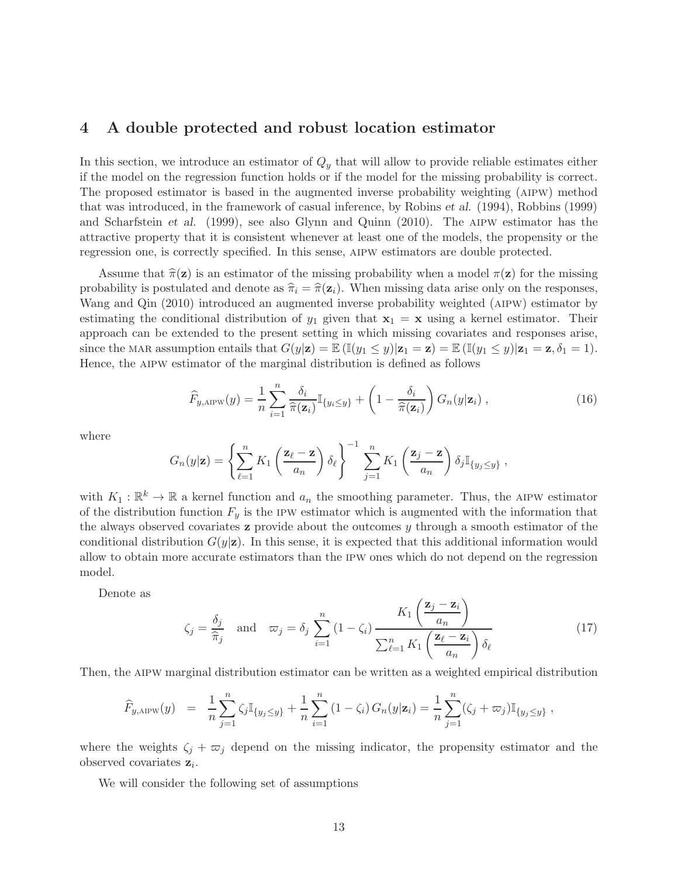## 4 A double protected and robust location estimator

In this section, we introduce an estimator of $Q_y$ that will allow to provide reliable estimates either if the model on the regression function holds or if the model for the missing probability is correct. The proposed estimator is based in the augmented inverse probability weighting (AIPW) method that was introduced, in the framework of casual inference, by Robins *et al.* (1994), Robbins (1999) and Scharfstein *et al.* (1999), see also Glynn and Quinn (2010). The AIPW estimator has the attractive property that it is consistent whenever at least one of the models, the propensity or the regression one, is correctly specified. In this sense, AIPW estimators are double protected.

Assume that $\widehat{\pi}(\mathbf{z})$ is an estimator of the missing probability when a model $\pi(\mathbf{z})$ for the missing probability is postulated and denote as $\widehat{\pi}_i = \widehat{\pi}(\mathbf{z}_i)$. When missing data arise only on the responses, Wang and Qin (2010) introduced an augmented inverse probability weighted (AIPW) estimator by estimating the conditional distribution of $y_1$ given that $\mathbf{x}_1 = \mathbf{x}$ using a kernel estimator. Their approach can be extended to the present setting in which missing covariates and responses arise, since the MAR assumption entails that $G(y|\mathbf{z}) = \mathbb{E}\left(\mathbb{I}(y_1 \leq y)|\mathbf{z}_1 = \mathbf{z}\right) = \mathbb{E}\left(\mathbb{I}(y_1 \leq y)|\mathbf{z}_1 = \mathbf{z}, \delta_1 = 1\right)$. Hence, the AIPW estimator of the marginal distribution is defined as follows

$$\widehat{F}_{y,\text{AIPW}}(y) = \frac{1}{n}\sum_{i=1}^{n} \frac{\delta_i}{\widehat{\pi}(\mathbf{z}_i)}\mathbb{I}_{\{y_i \leq y\}} + \left(1 - \frac{\delta_i}{\widehat{\pi}(\mathbf{z}_i)}\right) G_n(y|\mathbf{z}_i)\,, \tag{16}$$

where

$$G_n(y|\mathbf{z}) = \left\{\sum_{\ell=1}^{n} K_1\left(\frac{\mathbf{z}_\ell - \mathbf{z}}{a_n}\right)\delta_\ell\right\}^{-1} \sum_{j=1}^{n} K_1\left(\frac{\mathbf{z}_j - \mathbf{z}}{a_n}\right)\delta_j \mathbb{I}_{\{y_j \leq y\}}\,,$$

with $K_1 : \mathbb{R}^k \to \mathbb{R}$ a kernel function and $a_n$ the smoothing parameter. Thus, the AIPW estimator of the distribution function $F_y$ is the IPW estimator which is augmented with the information that the always observed covariates $\mathbf{z}$ provide about the outcomes $y$ through a smooth estimator of the conditional distribution $G(y|\mathbf{z})$. In this sense, it is expected that this additional information would allow to obtain more accurate estimators than the IPW ones which do not depend on the regression model.

Denote as

$$\zeta_j = \frac{\delta_j}{\widehat{\pi}_j} \quad \text{and} \quad \varpi_j = \delta_j \sum_{i=1}^{n}(1-\zeta_i)\frac{K_1\left(\dfrac{\mathbf{z}_j - \mathbf{z}_i}{a_n}\right)}{\sum_{\ell=1}^{n} K_1\left(\dfrac{\mathbf{z}_\ell - \mathbf{z}_i}{a_n}\right)\delta_\ell} \tag{17}$$

Then, the AIPW marginal distribution estimator can be written as a weighted empirical distribution

$$\widehat{F}_{y,\text{AIPW}}(y) = \frac{1}{n}\sum_{j=1}^{n}\zeta_j \mathbb{I}_{\{y_j \leq y\}} + \frac{1}{n}\sum_{i=1}^{n}(1-\zeta_i)\,G_n(y|\mathbf{z}_i) = \frac{1}{n}\sum_{j=1}^{n}(\zeta_j + \varpi_j)\mathbb{I}_{\{y_j \leq y\}}\,,$$

where the weights $\zeta_j + \varpi_j$ depend on the missing indicator, the propensity estimator and the observed covariates $\mathbf{z}_i$.

We will consider the following set of assumptions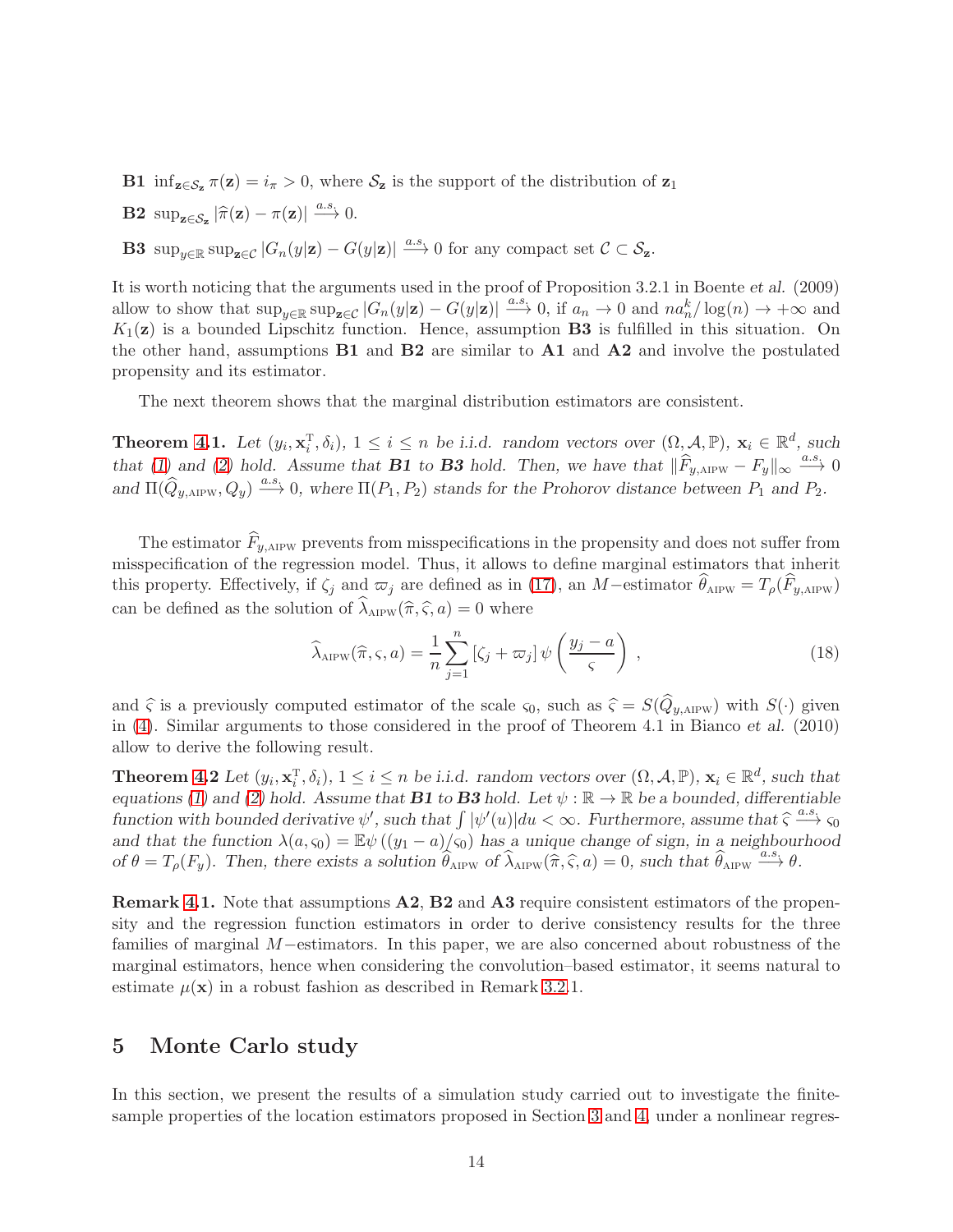**B1** $\inf_{\mathbf{z}\in\mathcal{S}_{\mathbf{z}}} \pi(\mathbf{z}) = i_\pi > 0$, where $\mathcal{S}_{\mathbf{z}}$ is the support of the distribution of $\mathbf{z}_1$

**B2** $\sup_{\mathbf{z}\in\mathcal{S}_{\mathbf{z}}} |\widehat{\pi}(\mathbf{z}) - \pi(\mathbf{z})| \xrightarrow{a.s.} 0$.

**B3** $\sup_{y\in\mathbb{R}} \sup_{\mathbf{z}\in\mathcal{C}} |G_n(y|\mathbf{z}) - G(y|\mathbf{z})| \xrightarrow{a.s.} 0$ for any compact set $\mathcal{C} \subset \mathcal{S}_{\mathbf{z}}$.

It is worth noticing that the arguments used in the proof of Proposition 3.2.1 in Boente *et al.* (2009) allow to show that $\sup_{y\in\mathbb{R}} \sup_{\mathbf{z}\in\mathcal{C}} |G_n(y|\mathbf{z}) - G(y|\mathbf{z})| \xrightarrow{a.s.} 0$, if $a_n \to 0$ and $na_n^k/\log(n) \to +\infty$ and $K_1(\mathbf{z})$ is a bounded Lipschitz function. Hence, assumption **B3** is fulfilled in this situation. On the other hand, assumptions **B1** and **B2** are similar to **A1** and **A2** and involve the postulated propensity and its estimator.

The next theorem shows that the marginal distribution estimators are consistent.

**Theorem 4.1.** *Let $(y_i, \mathbf{x}_i^{\mathrm{T}}, \delta_i)$, $1 \le i \le n$ be i.i.d. random vectors over $(\Omega, \mathcal{A}, \mathbb{P})$, $\mathbf{x}_i \in \mathbb{R}^d$, such that (1) and (2) hold. Assume that **B1** to **B3** hold. Then, we have that $\|\widehat{F}_{y,\mathrm{AIPW}} - F_y\|_\infty \xrightarrow{a.s.} 0$ and $\Pi(\widehat{Q}_{y,\mathrm{AIPW}}, Q_y) \xrightarrow{a.s.} 0$, where $\Pi(P_1, P_2)$ stands for the Prohorov distance between $P_1$ and $P_2$.*

The estimator $\widehat{F}_{y,\mathrm{AIPW}}$ prevents from misspecifications in the propensity and does not suffer from misspecification of the regression model. Thus, it allows to define marginal estimators that inherit this property. Effectively, if $\zeta_j$ and $\varpi_j$ are defined as in (17), an $M-$estimator $\widehat{\theta}_{\mathrm{AIPW}} = T_\rho(\widehat{F}_{y,\mathrm{AIPW}})$ can be defined as the solution of $\widehat{\lambda}_{\mathrm{AIPW}}(\widehat{\pi}, \widehat{\varsigma}, a) = 0$ where

$$\widehat{\lambda}_{\mathrm{AIPW}}(\widehat{\pi}, \varsigma, a) = \frac{1}{n}\sum_{j=1}^{n} [\zeta_j + \varpi_j]\, \psi\left(\frac{y_j - a}{\varsigma}\right), \tag{18}$$

and $\widehat{\varsigma}$ is a previously computed estimator of the scale $\varsigma_0$, such as $\widehat{\varsigma} = S(\widehat{Q}_{y,\mathrm{AIPW}})$ with $S(\cdot)$ given in (4). Similar arguments to those considered in the proof of Theorem 4.1 in Bianco *et al.* (2010) allow to derive the following result.

**Theorem 4.2** *Let $(y_i, \mathbf{x}_i^{\mathrm{T}}, \delta_i)$, $1 \le i \le n$ be i.i.d. random vectors over $(\Omega, \mathcal{A}, \mathbb{P})$, $\mathbf{x}_i \in \mathbb{R}^d$, such that equations (1) and (2) hold. Assume that **B1** to **B3** hold. Let $\psi : \mathbb{R} \to \mathbb{R}$ be a bounded, differentiable function with bounded derivative $\psi'$, such that $\int |\psi'(u)|du < \infty$. Furthermore, assume that $\widehat{\varsigma} \xrightarrow{a.s.} \varsigma_0$ and that the function $\lambda(a, \varsigma_0) = \mathbb{E}\psi\left((y_1 - a)/\varsigma_0\right)$ has a unique change of sign, in a neighbourhood of $\theta = T_\rho(F_y)$. Then, there exists a solution $\widehat{\theta}_{\mathrm{AIPW}}$ of $\widehat{\lambda}_{\mathrm{AIPW}}(\widehat{\pi}, \widehat{\varsigma}, a) = 0$, such that $\widehat{\theta}_{\mathrm{AIPW}} \xrightarrow{a.s.} \theta$.*

**Remark 4.1.** Note that assumptions **A2**, **B2** and **A3** require consistent estimators of the propensity and the regression function estimators in order to derive consistency results for the three families of marginal $M-$estimators. In this paper, we are also concerned about robustness of the marginal estimators, hence when considering the convolution–based estimator, it seems natural to estimate $\mu(\mathbf{x})$ in a robust fashion as described in Remark 3.2.1.

# 5 Monte Carlo study

In this section, we present the results of a simulation study carried out to investigate the finite-sample properties of the location estimators proposed in Section 3 and 4, under a nonlinear regres-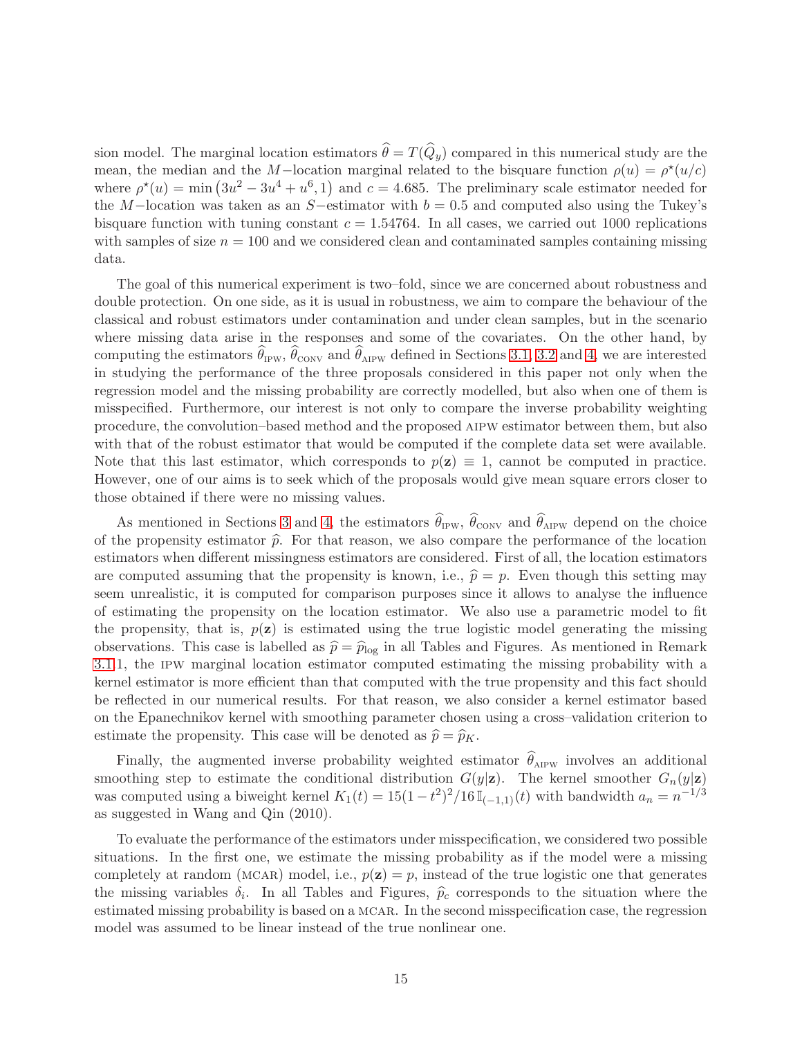sion model. The marginal location estimators $\widehat{\theta} = T(\widehat{Q}_y)$ compared in this numerical study are the mean, the median and the $M-$location marginal related to the bisquare function $\rho(u) = \rho^\star(u/c)$ where $\rho^\star(u) = \min\left(3u^2 - 3u^4 + u^6, 1\right)$ and $c = 4.685$. The preliminary scale estimator needed for the $M-$location was taken as an $S-$estimator with $b = 0.5$ and computed also using the Tukey's bisquare function with tuning constant $c = 1.54764$. In all cases, we carried out 1000 replications with samples of size $n = 100$ and we considered clean and contaminated samples containing missing data.

The goal of this numerical experiment is two–fold, since we are concerned about robustness and double protection. On one side, as it is usual in robustness, we aim to compare the behaviour of the classical and robust estimators under contamination and under clean samples, but in the scenario where missing data arise in the responses and some of the covariates. On the other hand, by computing the estimators $\widehat{\theta}_{\text{IPW}}$, $\widehat{\theta}_{\text{CONV}}$ and $\widehat{\theta}_{\text{AIPW}}$ defined in Sections 3.1, 3.2 and 4, we are interested in studying the performance of the three proposals considered in this paper not only when the regression model and the missing probability are correctly modelled, but also when one of them is misspecified. Furthermore, our interest is not only to compare the inverse probability weighting procedure, the convolution–based method and the proposed AIPW estimator between them, but also with that of the robust estimator that would be computed if the complete data set were available. Note that this last estimator, which corresponds to $p(\mathbf{z}) \equiv 1$, cannot be computed in practice. However, one of our aims is to seek which of the proposals would give mean square errors closer to those obtained if there were no missing values.

As mentioned in Sections 3 and 4, the estimators $\widehat{\theta}_{\text{IPW}}$, $\widehat{\theta}_{\text{CONV}}$ and $\widehat{\theta}_{\text{AIPW}}$ depend on the choice of the propensity estimator $\widehat{p}$. For that reason, we also compare the performance of the location estimators when different missingness estimators are considered. First of all, the location estimators are computed assuming that the propensity is known, i.e., $\widehat{p} = p$. Even though this setting may seem unrealistic, it is computed for comparison purposes since it allows to analyse the influence of estimating the propensity on the location estimator. We also use a parametric model to fit the propensity, that is, $p(\mathbf{z})$ is estimated using the true logistic model generating the missing observations. This case is labelled as $\widehat{p} = \widehat{p}_{\log}$ in all Tables and Figures. As mentioned in Remark 3.1.1, the IPW marginal location estimator computed estimating the missing probability with a kernel estimator is more efficient than that computed with the true propensity and this fact should be reflected in our numerical results. For that reason, we also consider a kernel estimator based on the Epanechnikov kernel with smoothing parameter chosen using a cross–validation criterion to estimate the propensity. This case will be denoted as $\widehat{p} = \widehat{p}_K$.

Finally, the augmented inverse probability weighted estimator $\widehat{\theta}_{\text{AIPW}}$ involves an additional smoothing step to estimate the conditional distribution $G(y|\mathbf{z})$. The kernel smoother $G_n(y|\mathbf{z})$ was computed using a biweight kernel $K_1(t) = 15(1-t^2)^2/16\,\mathbb{I}_{(-1,1)}(t)$ with bandwidth $a_n = n^{-1/3}$ as suggested in Wang and Qin (2010).

To evaluate the performance of the estimators under misspecification, we considered two possible situations. In the first one, we estimate the missing probability as if the model were a missing completely at random (MCAR) model, i.e., $p(\mathbf{z}) = p$, instead of the true logistic one that generates the missing variables $\delta_i$. In all Tables and Figures, $\widehat{p}_c$ corresponds to the situation where the estimated missing probability is based on a MCAR. In the second misspecification case, the regression model was assumed to be linear instead of the true nonlinear one.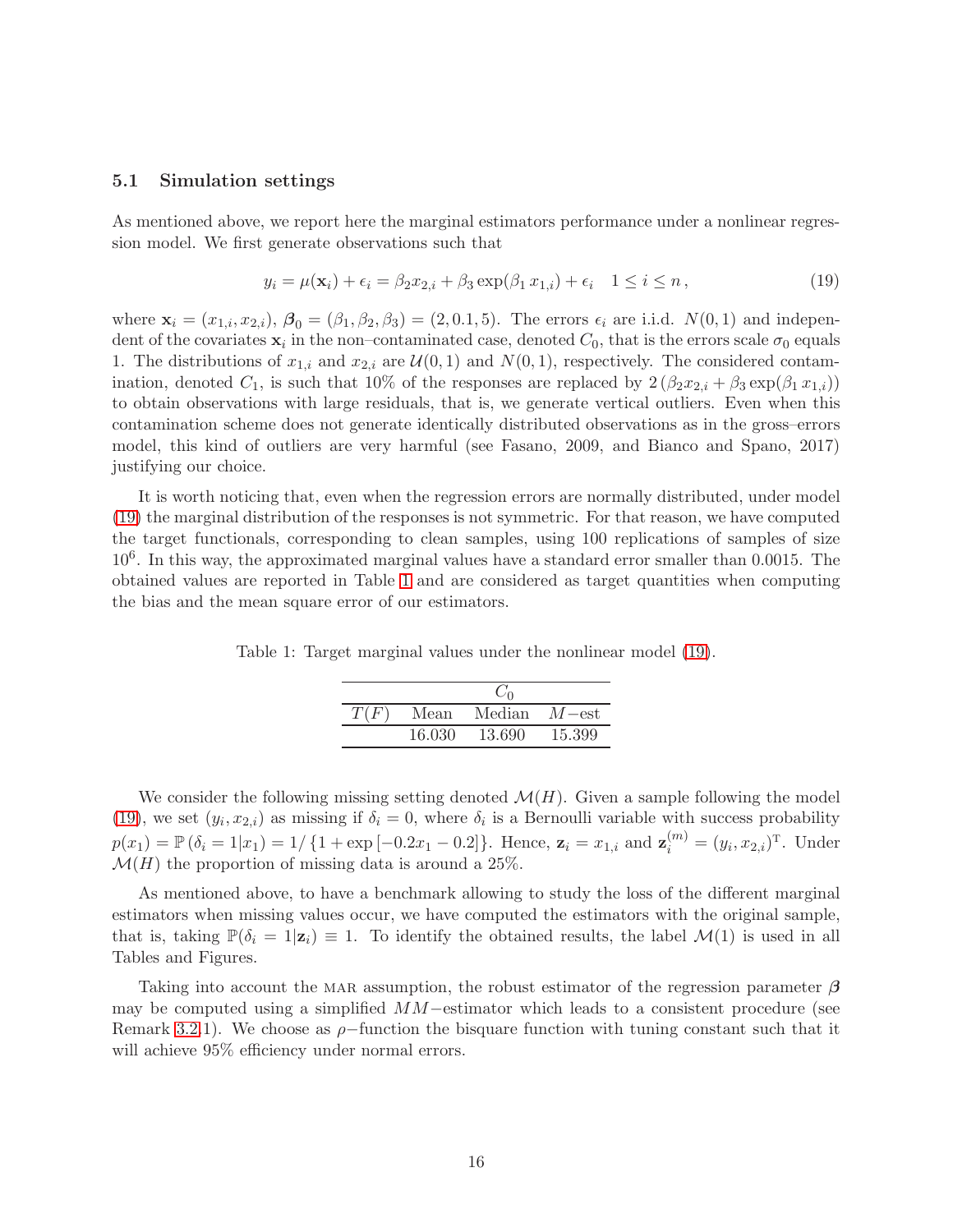### 5.1 Simulation settings

As mentioned above, we report here the marginal estimators performance under a nonlinear regression model. We first generate observations such that

$$y_i = \mu(\mathbf{x}_i) + \epsilon_i = \beta_2 x_{2,i} + \beta_3 \exp(\beta_1 \, x_{1,i}) + \epsilon_i \quad 1 \leq i \leq n\,, \tag{19}$$

where $\mathbf{x}_i = (x_{1,i}, x_{2,i})$, $\boldsymbol{\beta}_0 = (\beta_1, \beta_2, \beta_3) = (2, 0.1, 5)$. The errors $\epsilon_i$ are i.i.d. $N(0,1)$ and independent of the covariates $\mathbf{x}_i$ in the non–contaminated case, denoted $C_0$, that is the errors scale $\sigma_0$ equals 1. The distributions of $x_{1,i}$ and $x_{2,i}$ are $\mathcal{U}(0,1)$ and $N(0,1)$, respectively. The considered contamination, denoted $C_1$, is such that 10% of the responses are replaced by $2\,(\beta_2 x_{2,i} + \beta_3 \exp(\beta_1 \, x_{1,i}))$ to obtain observations with large residuals, that is, we generate vertical outliers. Even when this contamination scheme does not generate identically distributed observations as in the gross–errors model, this kind of outliers are very harmful (see Fasano, 2009, and Bianco and Spano, 2017) justifying our choice.

It is worth noticing that, even when the regression errors are normally distributed, under model (19) the marginal distribution of the responses is not symmetric. For that reason, we have computed the target functionals, corresponding to clean samples, using 100 replications of samples of size $10^6$. In this way, the approximated marginal values have a standard error smaller than 0.0015. The obtained values are reported in Table 1 and are considered as target quantities when computing the bias and the mean square error of our estimators.

Table 1: Target marginal values under the nonlinear model (19).

| | $C_0$ | | |
|---|---|---|---|
| $T(F)$ | Mean | Median | $M-$est |
| | 16.030 | 13.690 | 15.399 |

We consider the following missing setting denoted $\mathcal{M}(H)$. Given a sample following the model (19), we set $(y_i, x_{2,i})$ as missing if $\delta_i = 0$, where $\delta_i$ is a Bernoulli variable with success probability $p(x_1) = \mathbb{P}\left(\delta_i = 1 | x_1\right) = 1/\left\{1 + \exp\left[-0.2x_1 - 0.2\right]\right\}$. Hence, $\mathbf{z}_i = x_{1,i}$ and $\mathbf{z}_i^{(m)} = (y_i, x_{2,i})^{\mathrm{T}}$. Under $\mathcal{M}(H)$ the proportion of missing data is around a 25%.

As mentioned above, to have a benchmark allowing to study the loss of the different marginal estimators when missing values occur, we have computed the estimators with the original sample, that is, taking $\mathbb{P}(\delta_i = 1 | \mathbf{z}_i) \equiv 1$. To identify the obtained results, the label $\mathcal{M}(1)$ is used in all Tables and Figures.

Taking into account the MAR assumption, the robust estimator of the regression parameter $\boldsymbol{\beta}$ may be computed using a simplified $MM-$estimator which leads to a consistent procedure (see Remark 3.2.1). We choose as $\rho-$function the bisquare function with tuning constant such that it will achieve 95% efficiency under normal errors.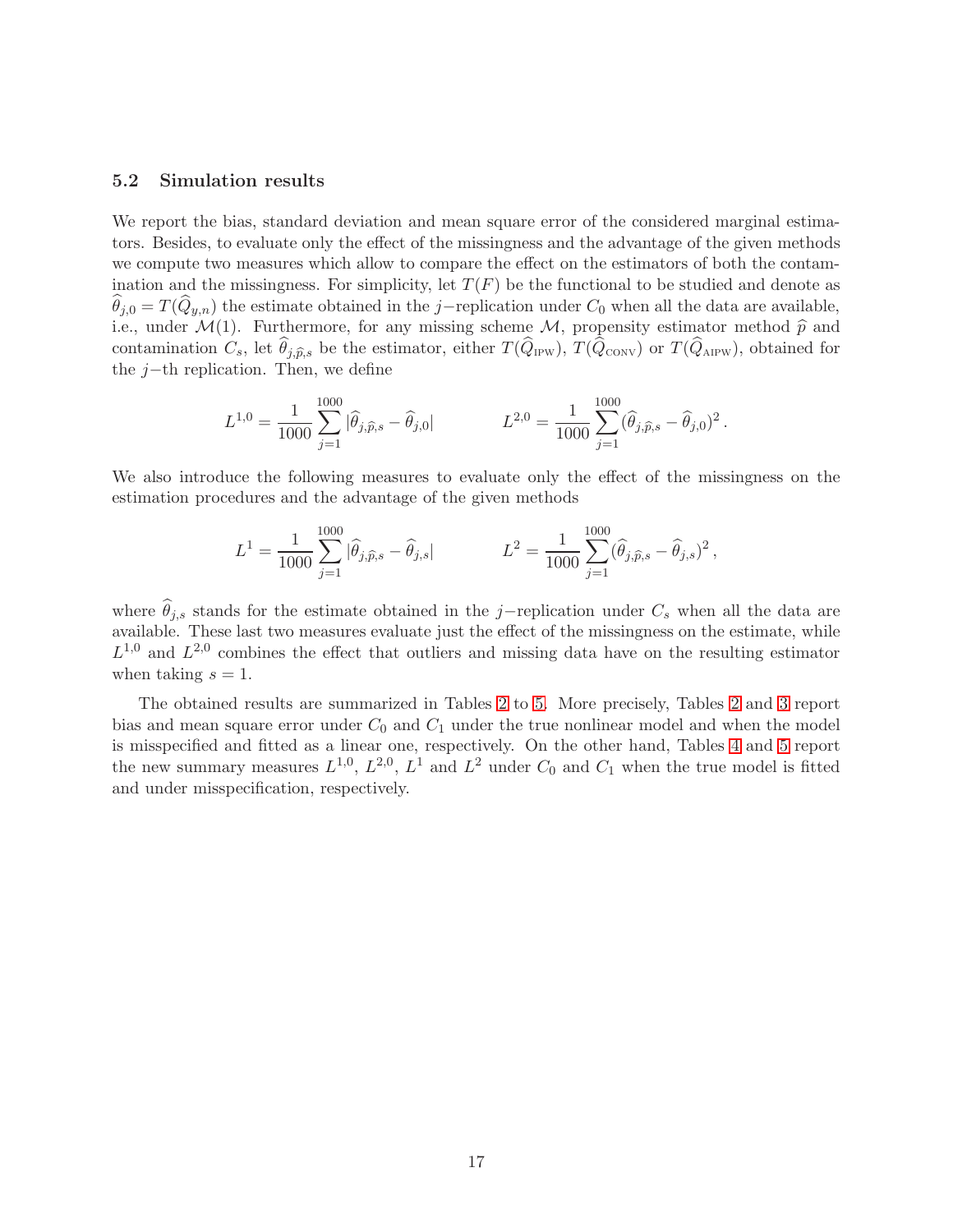### 5.2 Simulation results

We report the bias, standard deviation and mean square error of the considered marginal estimators. Besides, to evaluate only the effect of the missingness and the advantage of the given methods we compute two measures which allow to compare the effect on the estimators of both the contamination and the missingness. For simplicity, let $T(F)$ be the functional to be studied and denote as $\widehat{\theta}_{j,0} = T(\widehat{Q}_{y,n})$ the estimate obtained in the $j-$replication under $C_0$ when all the data are available, i.e., under $\mathcal{M}(1)$. Furthermore, for any missing scheme $\mathcal{M}$, propensity estimator method $\widehat{p}$ and contamination $C_s$, let $\widehat{\theta}_{j,\widehat{p},s}$ be the estimator, either $T(\widehat{Q}_{\text{IPW}})$, $T(\widehat{\widehat{Q}}_{\text{CONV}})$ or $T(\widehat{Q}_{\text{AIPW}})$, obtained for the $j-$th replication. Then, we define

$$L^{1,0} = \frac{1}{1000}\sum_{j=1}^{1000} |\widehat{\theta}_{j,\widehat{p},s} - \widehat{\theta}_{j,0}| \qquad\qquad L^{2,0} = \frac{1}{1000}\sum_{j=1}^{1000} (\widehat{\theta}_{j,\widehat{p},s} - \widehat{\theta}_{j,0})^2 \,.$$

We also introduce the following measures to evaluate only the effect of the missingness on the estimation procedures and the advantage of the given methods

$$L^{1} = \frac{1}{1000}\sum_{j=1}^{1000} |\widehat{\theta}_{j,\widehat{p},s} - \widehat{\theta}_{j,s}| \qquad\qquad L^{2} = \frac{1}{1000}\sum_{j=1}^{1000} (\widehat{\theta}_{j,\widehat{p},s} - \widehat{\theta}_{j,s})^2 \,,$$

where $\widehat{\theta}_{j,s}$ stands for the estimate obtained in the $j-$replication under $C_s$ when all the data are available. These last two measures evaluate just the effect of the missingness on the estimate, while $L^{1,0}$ and $L^{2,0}$ combines the effect that outliers and missing data have on the resulting estimator when taking $s = 1$.

The obtained results are summarized in Tables 2 to 5. More precisely, Tables 2 and 3 report bias and mean square error under $C_0$ and $C_1$ under the true nonlinear model and when the model is misspecified and fitted as a linear one, respectively. On the other hand, Tables 4 and 5 report the new summary measures $L^{1,0}$, $L^{2,0}$, $L^1$ and $L^2$ under $C_0$ and $C_1$ when the true model is fitted and under misspecification, respectively.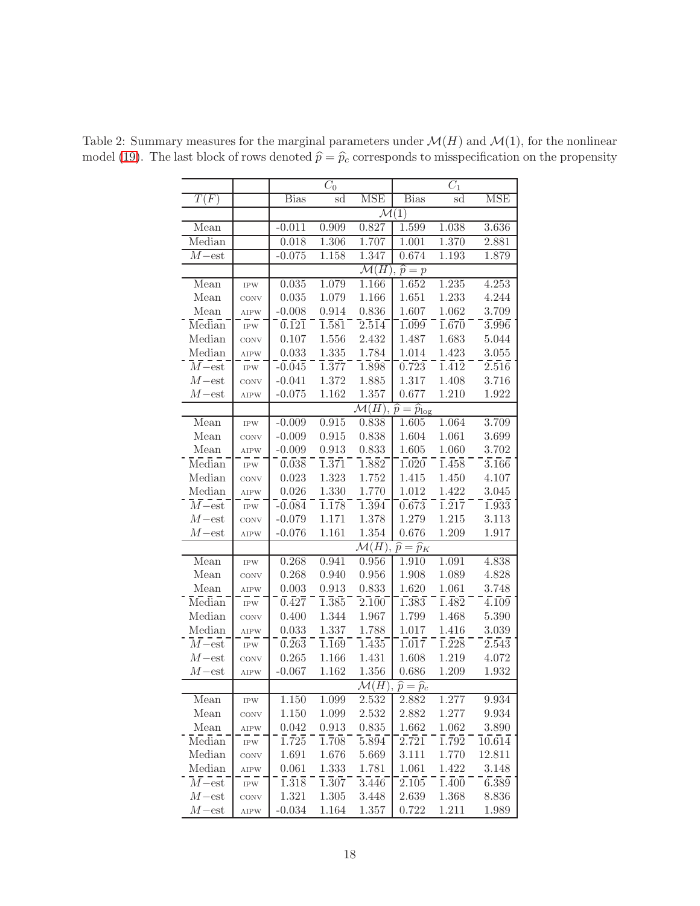Table 2: Summary measures for the marginal parameters under $\mathcal{M}(H)$ and $\mathcal{M}(1)$, for the nonlinear model (19). The last block of rows denoted $\widehat{p} = \widehat{p}_c$ corresponds to misspecification on the propensity

| | | $C_0$ | | | $C_1$ | | |
|---|---|---|---|---|---|---|---|
| $T(F)$ | | Bias | sd | MSE | Bias | sd | MSE |
| | | $\mathcal{M}(1)$ | | | | | |
| Mean | | -0.011 | 0.909 | 0.827 | 1.599 | 1.038 | 3.636 |
| Median | | 0.018 | 1.306 | 1.707 | 1.001 | 1.370 | 2.881 |
| $M-$est | | -0.075 | 1.158 | 1.347 | 0.674 | 1.193 | 1.879 |
| | | $\mathcal{M}(H)$, $\widehat{p} = p$ | | | | | |
| Mean | IPW | 0.035 | 1.079 | 1.166 | 1.652 | 1.235 | 4.253 |
| Mean | CONV | 0.035 | 1.079 | 1.166 | 1.651 | 1.233 | 4.244 |
| Mean | AIPW | -0.008 | 0.914 | 0.836 | 1.607 | 1.062 | 3.709 |
| Median | IPW | 0.121 | 1.581 | 2.514 | 1.099 | 1.670 | 3.996 |
| Median | CONV | 0.107 | 1.556 | 2.432 | 1.487 | 1.683 | 5.044 |
| Median | AIPW | 0.033 | 1.335 | 1.784 | 1.014 | 1.423 | 3.055 |
| $M-$est | IPW | -0.045 | 1.377 | 1.898 | 0.723 | 1.412 | 2.516 |
| $M-$est | CONV | -0.041 | 1.372 | 1.885 | 1.317 | 1.408 | 3.716 |
| $M-$est | AIPW | -0.075 | 1.162 | 1.357 | 0.677 | 1.210 | 1.922 |
| | | $\mathcal{M}(H)$, $\widehat{p} = \widehat{p}_{\log}$ | | | | | |
| Mean | IPW | -0.009 | 0.915 | 0.838 | 1.605 | 1.064 | 3.709 |
| Mean | CONV | -0.009 | 0.915 | 0.838 | 1.604 | 1.061 | 3.699 |
| Mean | AIPW | -0.009 | 0.913 | 0.833 | 1.605 | 1.060 | 3.702 |
| Median | IPW | 0.038 | 1.371 | 1.882 | 1.020 | 1.458 | 3.166 |
| Median | CONV | 0.023 | 1.323 | 1.752 | 1.415 | 1.450 | 4.107 |
| Median | AIPW | 0.026 | 1.330 | 1.770 | 1.012 | 1.422 | 3.045 |
| $M-$est | IPW | -0.084 | 1.178 | 1.394 | 0.673 | 1.217 | 1.933 |
| $M-$est | CONV | -0.079 | 1.171 | 1.378 | 1.279 | 1.215 | 3.113 |
| $M-$est | AIPW | -0.076 | 1.161 | 1.354 | 0.676 | 1.209 | 1.917 |
| | | $\mathcal{M}(H)$, $\widehat{p} = \widehat{p}_K$ | | | | | |
| Mean | IPW | 0.268 | 0.941 | 0.956 | 1.910 | 1.091 | 4.838 |
| Mean | CONV | 0.268 | 0.940 | 0.956 | 1.908 | 1.089 | 4.828 |
| Mean | AIPW | 0.003 | 0.913 | 0.833 | 1.620 | 1.061 | 3.748 |
| Median | IPW | 0.427 | 1.385 | 2.100 | 1.383 | 1.482 | 4.109 |
| Median | CONV | 0.400 | 1.344 | 1.967 | 1.799 | 1.468 | 5.390 |
| Median | AIPW | 0.033 | 1.337 | 1.788 | 1.017 | 1.416 | 3.039 |
| $M-$est | IPW | 0.263 | 1.169 | 1.435 | 1.017 | 1.228 | 2.543 |
| $M-$est | CONV | 0.265 | 1.166 | 1.431 | 1.608 | 1.219 | 4.072 |
| $M-$est | AIPW | -0.067 | 1.162 | 1.356 | 0.686 | 1.209 | 1.932 |
| | | $\mathcal{M}(H)$, $\widehat{p} = \widehat{p}_c$ | | | | | |
| Mean | IPW | 1.150 | 1.099 | 2.532 | 2.882 | 1.277 | 9.934 |
| Mean | CONV | 1.150 | 1.099 | 2.532 | 2.882 | 1.277 | 9.934 |
| Mean | AIPW | 0.042 | 0.913 | 0.835 | 1.662 | 1.062 | 3.890 |
| Median | IPW | 1.725 | 1.708 | 5.894 | 2.721 | 1.792 | 10.614 |
| Median | CONV | 1.691 | 1.676 | 5.669 | 3.111 | 1.770 | 12.811 |
| Median | AIPW | 0.061 | 1.333 | 1.781 | 1.061 | 1.422 | 3.148 |
| $M-$est | IPW | 1.318 | 1.307 | 3.446 | 2.105 | 1.400 | 6.389 |
| $M-$est | CONV | 1.321 | 1.305 | 3.448 | 2.639 | 1.368 | 8.836 |
| $M-$est | AIPW | -0.034 | 1.164 | 1.357 | 0.722 | 1.211 | 1.989 |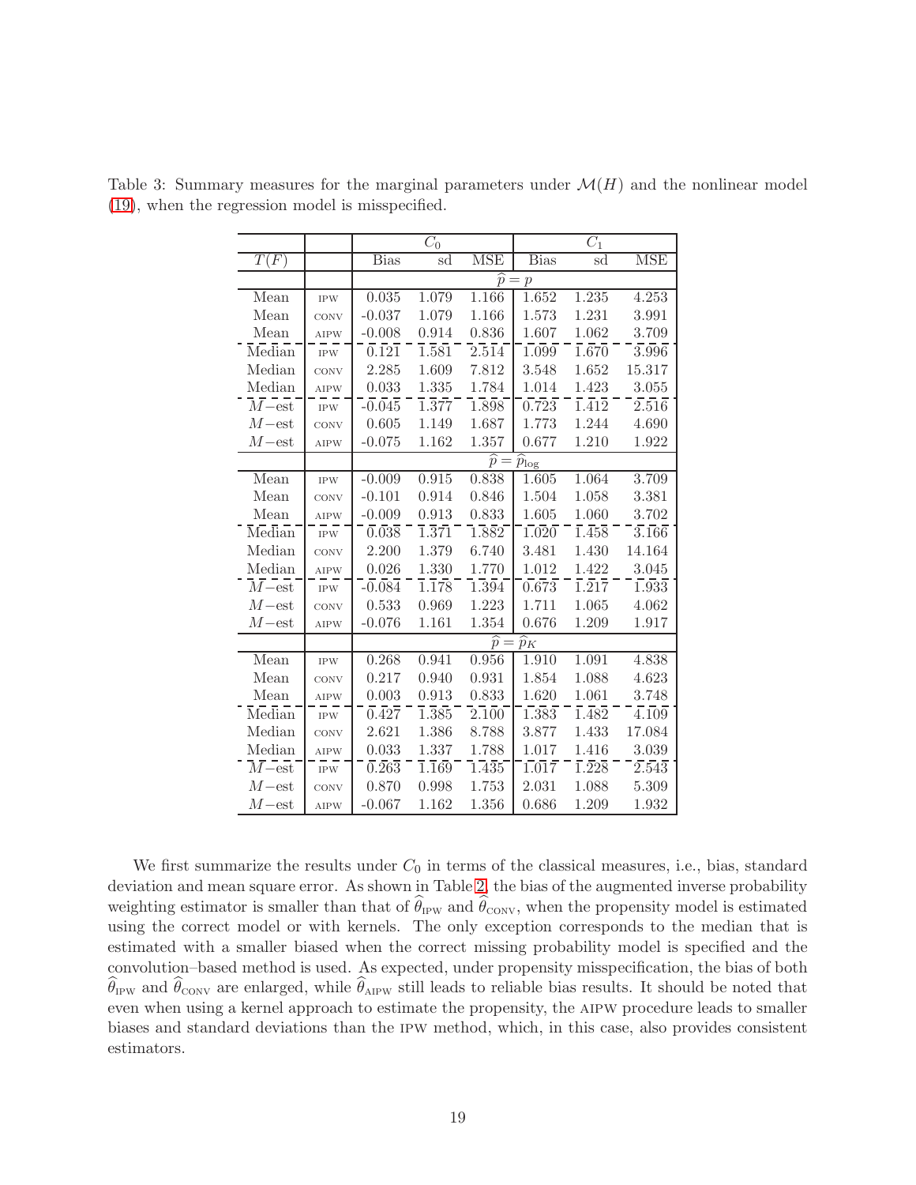Table 3: Summary measures for the marginal parameters under $\mathcal{M}(H)$ and the nonlinear model (19), when the regression model is misspecified.

| | | $C_0$ | | | $C_1$ | | |
|---|---|---|---|---|---|---|---|
| $T(F)$ | | Bias | sd | MSE | Bias | sd | MSE |
| | | $\widehat{p} = p$ | | | | | |
| Mean | IPW | 0.035 | 1.079 | 1.166 | 1.652 | 1.235 | 4.253 |
| Mean | CONV | -0.037 | 1.079 | 1.166 | 1.573 | 1.231 | 3.991 |
| Mean | AIPW | -0.008 | 0.914 | 0.836 | 1.607 | 1.062 | 3.709 |
| Median | IPW | 0.121 | 1.581 | 2.514 | 1.099 | 1.670 | 3.996 |
| Median | CONV | 2.285 | 1.609 | 7.812 | 3.548 | 1.652 | 15.317 |
| Median | AIPW | 0.033 | 1.335 | 1.784 | 1.014 | 1.423 | 3.055 |
| $M-$est | IPW | -0.045 | 1.377 | 1.898 | 0.723 | 1.412 | 2.516 |
| $M-$est | CONV | 0.605 | 1.149 | 1.687 | 1.773 | 1.244 | 4.690 |
| $M-$est | AIPW | -0.075 | 1.162 | 1.357 | 0.677 | 1.210 | 1.922 |
| | | $\widehat{p} = \widehat{p}_{\log}$ | | | | | |
| Mean | IPW | -0.009 | 0.915 | 0.838 | 1.605 | 1.064 | 3.709 |
| Mean | CONV | -0.101 | 0.914 | 0.846 | 1.504 | 1.058 | 3.381 |
| Mean | AIPW | -0.009 | 0.913 | 0.833 | 1.605 | 1.060 | 3.702 |
| Median | IPW | 0.038 | 1.371 | 1.882 | 1.020 | 1.458 | 3.166 |
| Median | CONV | 2.200 | 1.379 | 6.740 | 3.481 | 1.430 | 14.164 |
| Median | AIPW | 0.026 | 1.330 | 1.770 | 1.012 | 1.422 | 3.045 |
| $M-$est | IPW | -0.084 | 1.178 | 1.394 | 0.673 | 1.217 | 1.933 |
| $M-$est | CONV | 0.533 | 0.969 | 1.223 | 1.711 | 1.065 | 4.062 |
| $M-$est | AIPW | -0.076 | 1.161 | 1.354 | 0.676 | 1.209 | 1.917 |
| | | $\widehat{p} = \widehat{p}_K$ | | | | | |
| Mean | IPW | 0.268 | 0.941 | 0.956 | 1.910 | 1.091 | 4.838 |
| Mean | CONV | 0.217 | 0.940 | 0.931 | 1.854 | 1.088 | 4.623 |
| Mean | AIPW | 0.003 | 0.913 | 0.833 | 1.620 | 1.061 | 3.748 |
| Median | IPW | 0.427 | 1.385 | 2.100 | 1.383 | 1.482 | 4.109 |
| Median | CONV | 2.621 | 1.386 | 8.788 | 3.877 | 1.433 | 17.084 |
| Median | AIPW | 0.033 | 1.337 | 1.788 | 1.017 | 1.416 | 3.039 |
| $M-$est | IPW | 0.263 | 1.169 | 1.435 | 1.017 | 1.228 | 2.543 |
| $M-$est | CONV | 0.870 | 0.998 | 1.753 | 2.031 | 1.088 | 5.309 |
| $M-$est | AIPW | -0.067 | 1.162 | 1.356 | 0.686 | 1.209 | 1.932 |

We first summarize the results under $C_0$ in terms of the classical measures, i.e., bias, standard deviation and mean square error. As shown in Table 2, the bias of the augmented inverse probability weighting estimator is smaller than that of $\widehat{\theta}_{\text{IPW}}$ and $\widehat{\theta}_{\text{CONV}}$, when the propensity model is estimated using the correct model or with kernels. The only exception corresponds to the median that is estimated with a smaller biased when the correct missing probability model is specified and the convolution–based method is used. As expected, under propensity misspecification, the bias of both $\widehat{\theta}_{\text{IPW}}$ and $\widehat{\theta}_{\text{CONV}}$ are enlarged, while $\widehat{\theta}_{\text{AIPW}}$ still leads to reliable bias results. It should be noted that even when using a kernel approach to estimate the propensity, the AIPW procedure leads to smaller biases and standard deviations than the IPW method, which, in this case, also provides consistent estimators.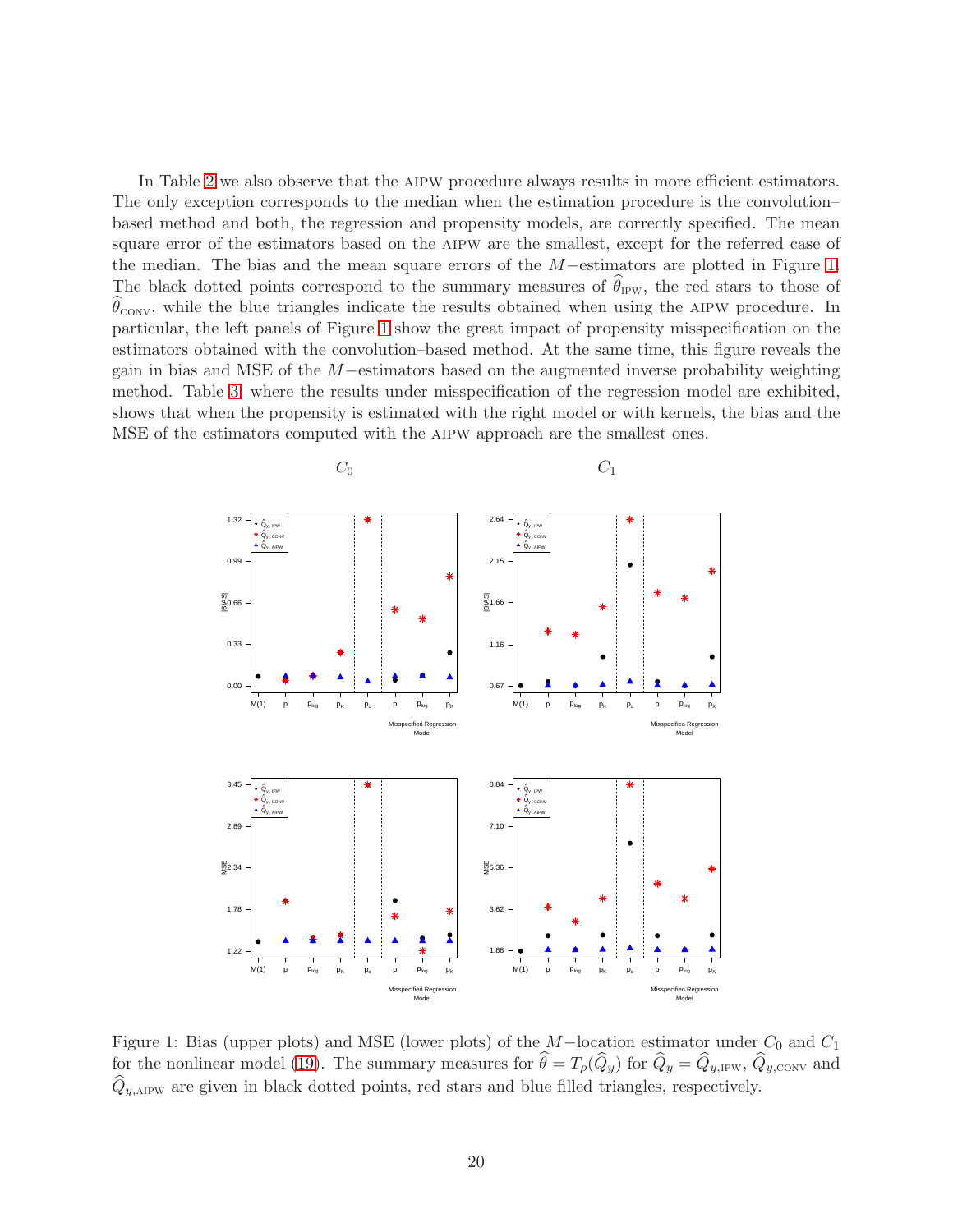In Table 2 we also observe that the AIPW procedure always results in more efficient estimators. The only exception corresponds to the median when the estimation procedure is the convolution–based method and both, the regression and propensity models, are correctly specified. The mean square error of the estimators based on the AIPW are the smallest, except for the referred case of the median. The bias and the mean square errors of the $M-$estimators are plotted in Figure 1. The black dotted points correspond to the summary measures of $\widehat{\theta}_{\text{IPW}}$, the red stars to those of $\widehat{\theta}_{\text{CONV}}$, while the blue triangles indicate the results obtained when using the AIPW procedure. In particular, the left panels of Figure 1 show the great impact of propensity misspecification on the estimators obtained with the convolution–based method. At the same time, this figure reveals the gain in bias and MSE of the $M-$estimators based on the augmented inverse probability weighting method. Table 3, where the results under misspecification of the regression model are exhibited, shows that when the propensity is estimated with the right model or with kernels, the bias and the MSE of the estimators computed with the AIPW approach are the smallest ones.

Figure 1: Bias (upper plots) and MSE (lower plots) of the $M-$location estimator under $C_0$ and $C_1$ for the nonlinear model (19). The summary measures for $\widehat{\theta} = T_\rho(\widehat{Q}_y)$ for $\widehat{Q}_y = \widehat{Q}_{y,\text{IPW}}$, $\widehat{Q}_{y,\text{CONV}}$ and $\widehat{Q}_{y,\text{AIPW}}$ are given in black dotted points, red stars and blue filled triangles, respectively.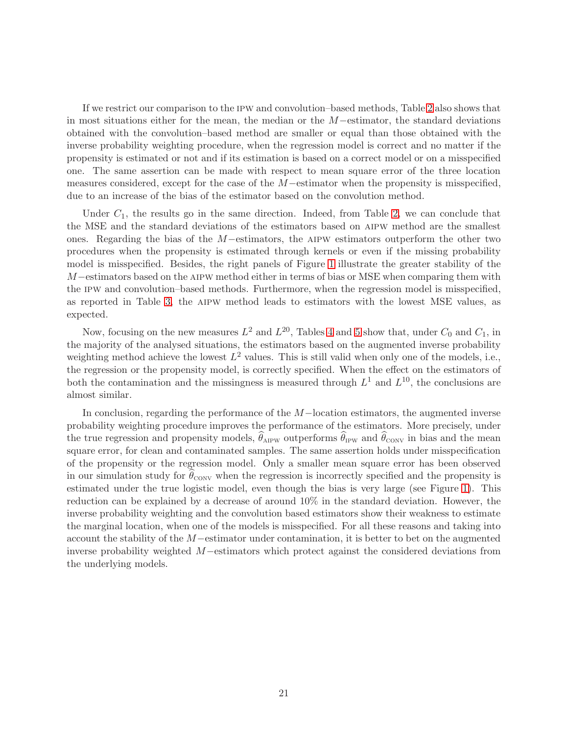If we restrict our comparison to the IPW and convolution–based methods, Table 2 also shows that in most situations either for the mean, the median or the $M-$estimator, the standard deviations obtained with the convolution–based method are smaller or equal than those obtained with the inverse probability weighting procedure, when the regression model is correct and no matter if the propensity is estimated or not and if its estimation is based on a correct model or on a misspecified one. The same assertion can be made with respect to mean square error of the three location measures considered, except for the case of the $M-$estimator when the propensity is misspecified, due to an increase of the bias of the estimator based on the convolution method.

Under $C_1$, the results go in the same direction. Indeed, from Table 2, we can conclude that the MSE and the standard deviations of the estimators based on AIPW method are the smallest ones. Regarding the bias of the $M-$estimators, the AIPW estimators outperform the other two procedures when the propensity is estimated through kernels or even if the missing probability model is misspecified. Besides, the right panels of Figure 1 illustrate the greater stability of the $M-$estimators based on the AIPW method either in terms of bias or MSE when comparing them with the IPW and convolution–based methods. Furthermore, when the regression model is misspecified, as reported in Table 3, the AIPW method leads to estimators with the lowest MSE values, as expected.

Now, focusing on the new measures $L^2$ and $L^{20}$, Tables 4 and 5 show that, under $C_0$ and $C_1$, in the majority of the analysed situations, the estimators based on the augmented inverse probability weighting method achieve the lowest $L^2$ values. This is still valid when only one of the models, i.e., the regression or the propensity model, is correctly specified. When the effect on the estimators of both the contamination and the missingness is measured through $L^1$ and $L^{10}$, the conclusions are almost similar.

In conclusion, regarding the performance of the $M-$location estimators, the augmented inverse probability weighting procedure improves the performance of the estimators. More precisely, under the true regression and propensity models, $\widehat{\theta}_{\text{AIPW}}$ outperforms $\widehat{\theta}_{\text{IPW}}$ and $\widehat{\theta}_{\text{CONV}}$ in bias and the mean square error, for clean and contaminated samples. The same assertion holds under misspecification of the propensity or the regression model. Only a smaller mean square error has been observed in our simulation study for $\widehat{\theta}_{\text{CONV}}$ when the regression is incorrectly specified and the propensity is estimated under the true logistic model, even though the bias is very large (see Figure 1). This reduction can be explained by a decrease of around 10% in the standard deviation. However, the inverse probability weighting and the convolution based estimators show their weakness to estimate the marginal location, when one of the models is misspecified. For all these reasons and taking into account the stability of the $M-$estimator under contamination, it is better to bet on the augmented inverse probability weighted $M-$estimators which protect against the considered deviations from the underlying models.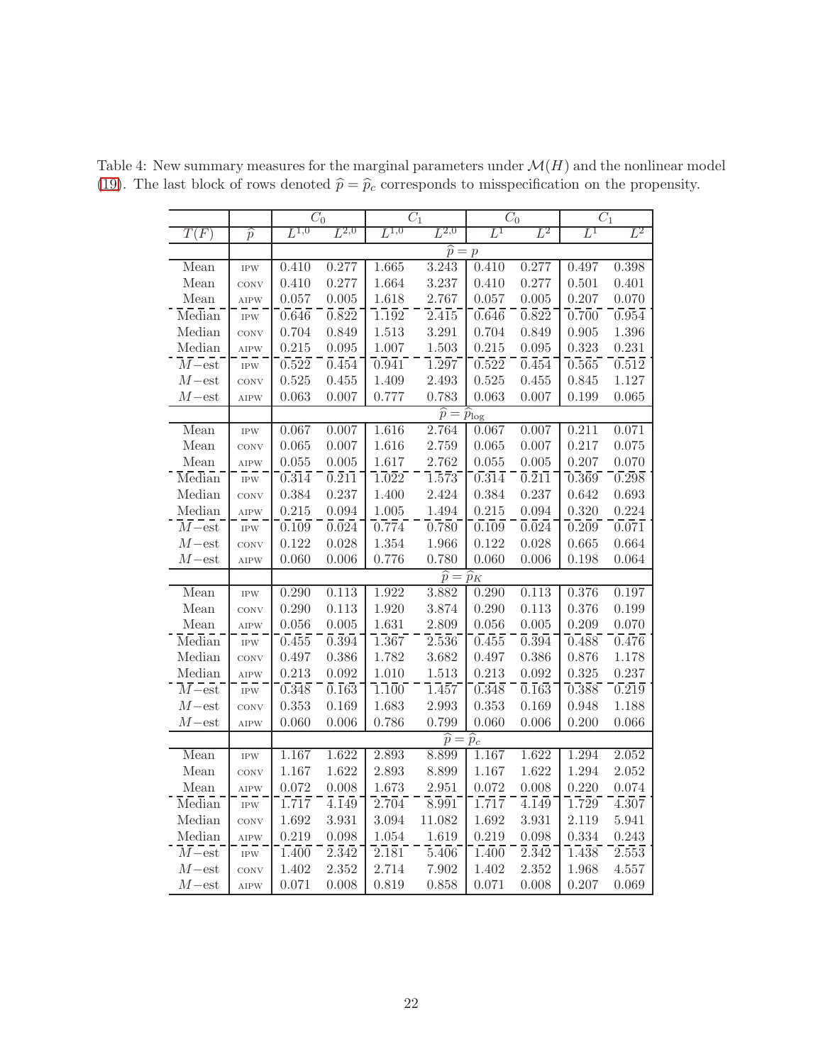Table 4: New summary measures for the marginal parameters under $\mathcal{M}(H)$ and the nonlinear model (19). The last block of rows denoted $\widehat{p} = \widehat{p}_c$ corresponds to misspecification on the propensity.

| | | $C_0$ | | $C_1$ | | $C_0$ | | $C_1$ | |
|---|---|---|---|---|---|---|---|---|---|
| $T(F)$ | $\widehat{p}$ | $L^{1,0}$ | $L^{2,0}$ | $L^{1,0}$ | $L^{2,0}$ | $L^1$ | $L^2$ | $L^1$ | $L^2$ |
| | | $\widehat{p} = p$ | | | | | | | |
| Mean | IPW | 0.410 | 0.277 | 1.665 | 3.243 | 0.410 | 0.277 | 0.497 | 0.398 |
| Mean | CONV | 0.410 | 0.277 | 1.664 | 3.237 | 0.410 | 0.277 | 0.501 | 0.401 |
| Mean | AIPW | 0.057 | 0.005 | 1.618 | 2.767 | 0.057 | 0.005 | 0.207 | 0.070 |
| Median | IPW | 0.646 | 0.822 | 1.192 | 2.415 | 0.646 | 0.822 | 0.700 | 0.954 |
| Median | CONV | 0.704 | 0.849 | 1.513 | 3.291 | 0.704 | 0.849 | 0.905 | 1.396 |
| Median | AIPW | 0.215 | 0.095 | 1.007 | 1.503 | 0.215 | 0.095 | 0.323 | 0.231 |
| $M-$est | IPW | 0.522 | 0.454 | 0.941 | 1.297 | 0.522 | 0.454 | 0.565 | 0.512 |
| $M-$est | CONV | 0.525 | 0.455 | 1.409 | 2.493 | 0.525 | 0.455 | 0.845 | 1.127 |
| $M-$est | AIPW | 0.063 | 0.007 | 0.777 | 0.783 | 0.063 | 0.007 | 0.199 | 0.065 |
| | | $\widehat{p} = \widehat{p}_{\log}$ | | | | | | | |
| Mean | IPW | 0.067 | 0.007 | 1.616 | 2.764 | 0.067 | 0.007 | 0.211 | 0.071 |
| Mean | CONV | 0.065 | 0.007 | 1.616 | 2.759 | 0.065 | 0.007 | 0.217 | 0.075 |
| Mean | AIPW | 0.055 | 0.005 | 1.617 | 2.762 | 0.055 | 0.005 | 0.207 | 0.070 |
| Median | IPW | 0.314 | 0.211 | 1.022 | 1.573 | 0.314 | 0.211 | 0.369 | 0.298 |
| Median | CONV | 0.384 | 0.237 | 1.400 | 2.424 | 0.384 | 0.237 | 0.642 | 0.693 |
| Median | AIPW | 0.215 | 0.094 | 1.005 | 1.494 | 0.215 | 0.094 | 0.320 | 0.224 |
| $M-$est | IPW | 0.109 | 0.024 | 0.774 | 0.780 | 0.109 | 0.024 | 0.209 | 0.071 |
| $M-$est | CONV | 0.122 | 0.028 | 1.354 | 1.966 | 0.122 | 0.028 | 0.665 | 0.664 |
| $M-$est | AIPW | 0.060 | 0.006 | 0.776 | 0.780 | 0.060 | 0.006 | 0.198 | 0.064 |
| | | $\widehat{p} = \widehat{p}_K$ | | | | | | | |
| Mean | IPW | 0.290 | 0.113 | 1.922 | 3.882 | 0.290 | 0.113 | 0.376 | 0.197 |
| Mean | CONV | 0.290 | 0.113 | 1.920 | 3.874 | 0.290 | 0.113 | 0.376 | 0.199 |
| Mean | AIPW | 0.056 | 0.005 | 1.631 | 2.809 | 0.056 | 0.005 | 0.209 | 0.070 |
| Median | IPW | 0.455 | 0.394 | 1.367 | 2.536 | 0.455 | 0.394 | 0.488 | 0.476 |
| Median | CONV | 0.497 | 0.386 | 1.782 | 3.682 | 0.497 | 0.386 | 0.876 | 1.178 |
| Median | AIPW | 0.213 | 0.092 | 1.010 | 1.513 | 0.213 | 0.092 | 0.325 | 0.237 |
| $M-$est | IPW | 0.348 | 0.163 | 1.100 | 1.457 | 0.348 | 0.163 | 0.388 | 0.219 |
| $M-$est | CONV | 0.353 | 0.169 | 1.683 | 2.993 | 0.353 | 0.169 | 0.948 | 1.188 |
| $M-$est | AIPW | 0.060 | 0.006 | 0.786 | 0.799 | 0.060 | 0.006 | 0.200 | 0.066 |
| | | $\widehat{p} = \widehat{p}_c$ | | | | | | | |
| Mean | IPW | 1.167 | 1.622 | 2.893 | 8.899 | 1.167 | 1.622 | 1.294 | 2.052 |
| Mean | CONV | 1.167 | 1.622 | 2.893 | 8.899 | 1.167 | 1.622 | 1.294 | 2.052 |
| Mean | AIPW | 0.072 | 0.008 | 1.673 | 2.951 | 0.072 | 0.008 | 0.220 | 0.074 |
| Median | IPW | 1.717 | 4.149 | 2.704 | 8.991 | 1.717 | 4.149 | 1.729 | 4.307 |
| Median | CONV | 1.692 | 3.931 | 3.094 | 11.082 | 1.692 | 3.931 | 2.119 | 5.941 |
| Median | AIPW | 0.219 | 0.098 | 1.054 | 1.619 | 0.219 | 0.098 | 0.334 | 0.243 |
| $M-$est | IPW | 1.400 | 2.342 | 2.181 | 5.406 | 1.400 | 2.342 | 1.438 | 2.553 |
| $M-$est | CONV | 1.402 | 2.352 | 2.714 | 7.902 | 1.402 | 2.352 | 1.968 | 4.557 |
| $M-$est | AIPW | 0.071 | 0.008 | 0.819 | 0.858 | 0.071 | 0.008 | 0.207 | 0.069 |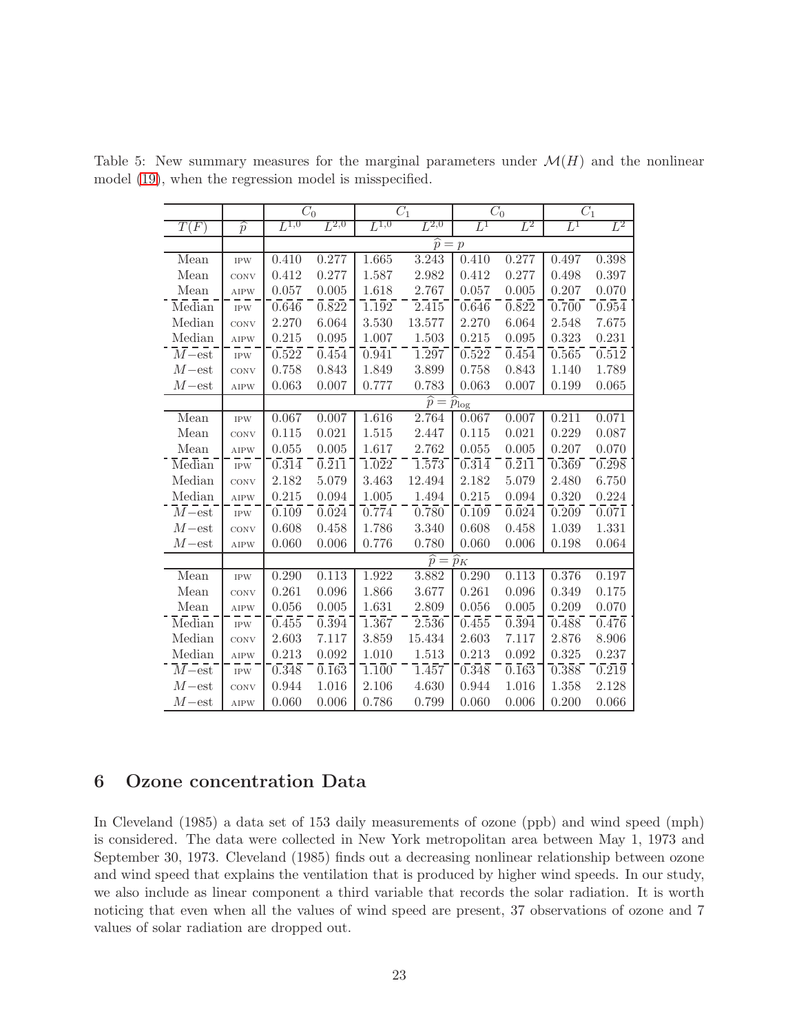Table 5: New summary measures for the marginal parameters under $\mathcal{M}(H)$ and the nonlinear model (19), when the regression model is misspecified.

| | | $C_0$ | | $C_1$ | | $C_0$ | | $C_1$ | |
|---|---|---|---|---|---|---|---|---|---|
| $T(F)$ | $\widehat{p}$ | $L^{1,0}$ | $L^{2,0}$ | $L^{1,0}$ | $L^{2,0}$ | $L^1$ | $L^2$ | $L^1$ | $L^2$ |
| | | $\widehat{p}=p$ | | | | | | | |
| Mean | IPW | 0.410 | 0.277 | 1.665 | 3.243 | 0.410 | 0.277 | 0.497 | 0.398 |
| Mean | CONV | 0.412 | 0.277 | 1.587 | 2.982 | 0.412 | 0.277 | 0.498 | 0.397 |
| Mean | AIPW | 0.057 | 0.005 | 1.618 | 2.767 | 0.057 | 0.005 | 0.207 | 0.070 |
| Median | IPW | 0.646 | 0.822 | 1.192 | 2.415 | 0.646 | 0.822 | 0.700 | 0.954 |
| Median | CONV | 2.270 | 6.064 | 3.530 | 13.577 | 2.270 | 6.064 | 2.548 | 7.675 |
| Median | AIPW | 0.215 | 0.095 | 1.007 | 1.503 | 0.215 | 0.095 | 0.323 | 0.231 |
| $M-$est | IPW | 0.522 | 0.454 | 0.941 | 1.297 | 0.522 | 0.454 | 0.565 | 0.512 |
| $M-$est | CONV | 0.758 | 0.843 | 1.849 | 3.899 | 0.758 | 0.843 | 1.140 | 1.789 |
| $M-$est | AIPW | 0.063 | 0.007 | 0.777 | 0.783 | 0.063 | 0.007 | 0.199 | 0.065 |
| | | $\widehat{p}=\widehat{p}_{\log}$ | | | | | | | |
| Mean | IPW | 0.067 | 0.007 | 1.616 | 2.764 | 0.067 | 0.007 | 0.211 | 0.071 |
| Mean | CONV | 0.115 | 0.021 | 1.515 | 2.447 | 0.115 | 0.021 | 0.229 | 0.087 |
| Mean | AIPW | 0.055 | 0.005 | 1.617 | 2.762 | 0.055 | 0.005 | 0.207 | 0.070 |
| Median | IPW | 0.314 | 0.211 | 1.022 | 1.573 | 0.314 | 0.211 | 0.369 | 0.298 |
| Median | CONV | 2.182 | 5.079 | 3.463 | 12.494 | 2.182 | 5.079 | 2.480 | 6.750 |
| Median | AIPW | 0.215 | 0.094 | 1.005 | 1.494 | 0.215 | 0.094 | 0.320 | 0.224 |
| $M-$est | IPW | 0.109 | 0.024 | 0.774 | 0.780 | 0.109 | 0.024 | 0.209 | 0.071 |
| $M-$est | CONV | 0.608 | 0.458 | 1.786 | 3.340 | 0.608 | 0.458 | 1.039 | 1.331 |
| $M-$est | AIPW | 0.060 | 0.006 | 0.776 | 0.780 | 0.060 | 0.006 | 0.198 | 0.064 |
| | | $\widehat{p}=\widehat{p}_K$ | | | | | | | |
| Mean | IPW | 0.290 | 0.113 | 1.922 | 3.882 | 0.290 | 0.113 | 0.376 | 0.197 |
| Mean | CONV | 0.261 | 0.096 | 1.866 | 3.677 | 0.261 | 0.096 | 0.349 | 0.175 |
| Mean | AIPW | 0.056 | 0.005 | 1.631 | 2.809 | 0.056 | 0.005 | 0.209 | 0.070 |
| Median | IPW | 0.455 | 0.394 | 1.367 | 2.536 | 0.455 | 0.394 | 0.488 | 0.476 |
| Median | CONV | 2.603 | 7.117 | 3.859 | 15.434 | 2.603 | 7.117 | 2.876 | 8.906 |
| Median | AIPW | 0.213 | 0.092 | 1.010 | 1.513 | 0.213 | 0.092 | 0.325 | 0.237 |
| $M-$est | IPW | 0.348 | 0.163 | 1.100 | 1.457 | 0.348 | 0.163 | 0.388 | 0.219 |
| $M-$est | CONV | 0.944 | 1.016 | 2.106 | 4.630 | 0.944 | 1.016 | 1.358 | 2.128 |
| $M-$est | AIPW | 0.060 | 0.006 | 0.786 | 0.799 | 0.060 | 0.006 | 0.200 | 0.066 |

## 6 Ozone concentration Data

In Cleveland (1985) a data set of 153 daily measurements of ozone (ppb) and wind speed (mph) is considered. The data were collected in New York metropolitan area between May 1, 1973 and September 30, 1973. Cleveland (1985) finds out a decreasing nonlinear relationship between ozone and wind speed that explains the ventilation that is produced by higher wind speeds. In our study, we also include as linear component a third variable that records the solar radiation. It is worth noticing that even when all the values of wind speed are present, 37 observations of ozone and 7 values of solar radiation are dropped out.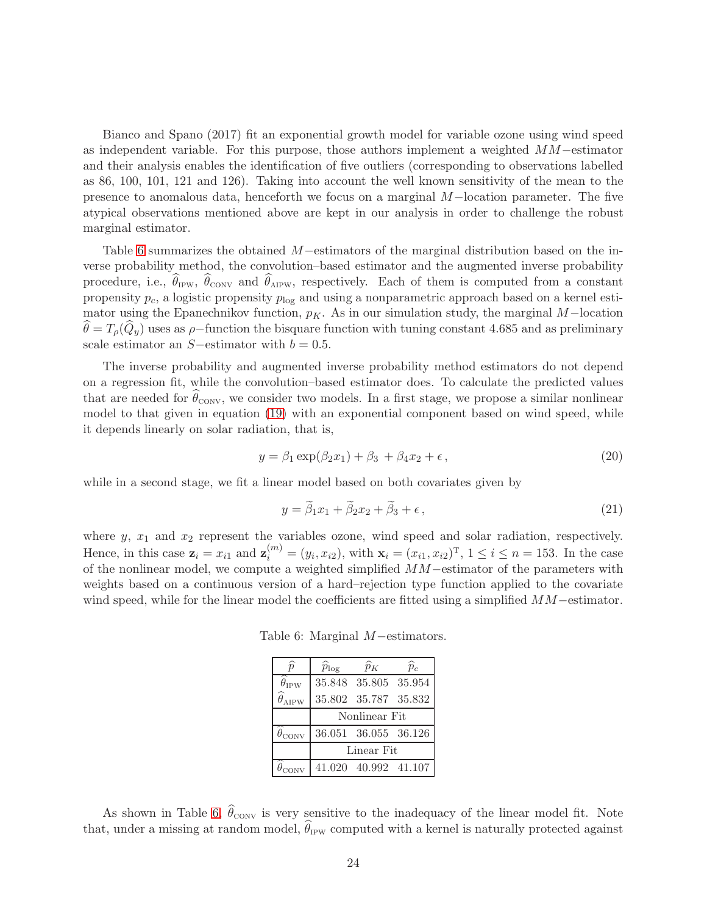Bianco and Spano (2017) fit an exponential growth model for variable ozone using wind speed as independent variable. For this purpose, those authors implement a weighted $MM-$estimator and their analysis enables the identification of five outliers (corresponding to observations labelled as 86, 100, 101, 121 and 126). Taking into account the well known sensitivity of the mean to the presence to anomalous data, henceforth we focus on a marginal $M-$location parameter. The five atypical observations mentioned above are kept in our analysis in order to challenge the robust marginal estimator.

Table 6 summarizes the obtained $M-$estimators of the marginal distribution based on the inverse probability method, the convolution–based estimator and the augmented inverse probability procedure, i.e., $\widehat{\theta}_{\text{IPW}}$, $\widehat{\theta}_{\text{CONV}}$ and $\widehat{\theta}_{\text{AIPW}}$, respectively. Each of them is computed from a constant propensity $p_c$, a logistic propensity $p_{\log}$ and using a nonparametric approach based on a kernel estimator using the Epanechnikov function, $p_K$. As in our simulation study, the marginal $M-$location $\widehat{\theta} = T_\rho(\widehat{Q}_y)$ uses as $\rho-$function the bisquare function with tuning constant 4.685 and as preliminary scale estimator an $S-$estimator with $b = 0.5$.

The inverse probability and augmented inverse probability method estimators do not depend on a regression fit, while the convolution–based estimator does. To calculate the predicted values that are needed for $\widehat{\theta}_{\text{CONV}}$, we consider two models. In a first stage, we propose a similar nonlinear model to that given in equation (19) with an exponential component based on wind speed, while it depends linearly on solar radiation, that is,

$$y = \beta_1 \exp(\beta_2 x_1) + \beta_3 + \beta_4 x_2 + \epsilon\,, \tag{20}$$

while in a second stage, we fit a linear model based on both covariates given by

$$y = \widetilde{\beta}_1 x_1 + \widetilde{\beta}_2 x_2 + \widetilde{\beta}_3 + \epsilon\,, \tag{21}$$

where $y$, $x_1$ and $x_2$ represent the variables ozone, wind speed and solar radiation, respectively. Hence, in this case $\mathbf{z}_i = x_{i1}$ and $\mathbf{z}_i^{(m)} = (y_i, x_{i2})$, with $\mathbf{x}_i = (x_{i1}, x_{i2})^{\mathrm{T}}$, $1 \le i \le n = 153$. In the case of the nonlinear model, we compute a weighted simplified $MM-$estimator of the parameters with weights based on a continuous version of a hard–rejection type function applied to the covariate wind speed, while for the linear model the coefficients are fitted using a simplified $MM-$estimator.

Table 6: Marginal $M-$estimators.

| $\widehat{p}$ | $\widehat{p}_{\log}$ | $\widehat{p}_K$ | $\widehat{p}_c$ |
|---|---|---|---|
| $\widehat{\theta}_{\text{IPW}}$ | 35.848 | 35.805 | 35.954 |
| $\widehat{\theta}_{\text{AIPW}}$ | 35.802 | 35.787 | 35.832 |
| | Nonlinear Fit | | |
| $\widehat{\theta}_{\text{CONV}}$ | 36.051 | 36.055 | 36.126 |
| | Linear Fit | | |
| $\widehat{\theta}_{\text{CONV}}$ | 41.020 | 40.992 | 41.107 |

As shown in Table 6, $\widehat{\theta}_{\text{CONV}}$ is very sensitive to the inadequacy of the linear model fit. Note that, under a missing at random model, $\widehat{\theta}_{\text{IPW}}$ computed with a kernel is naturally protected against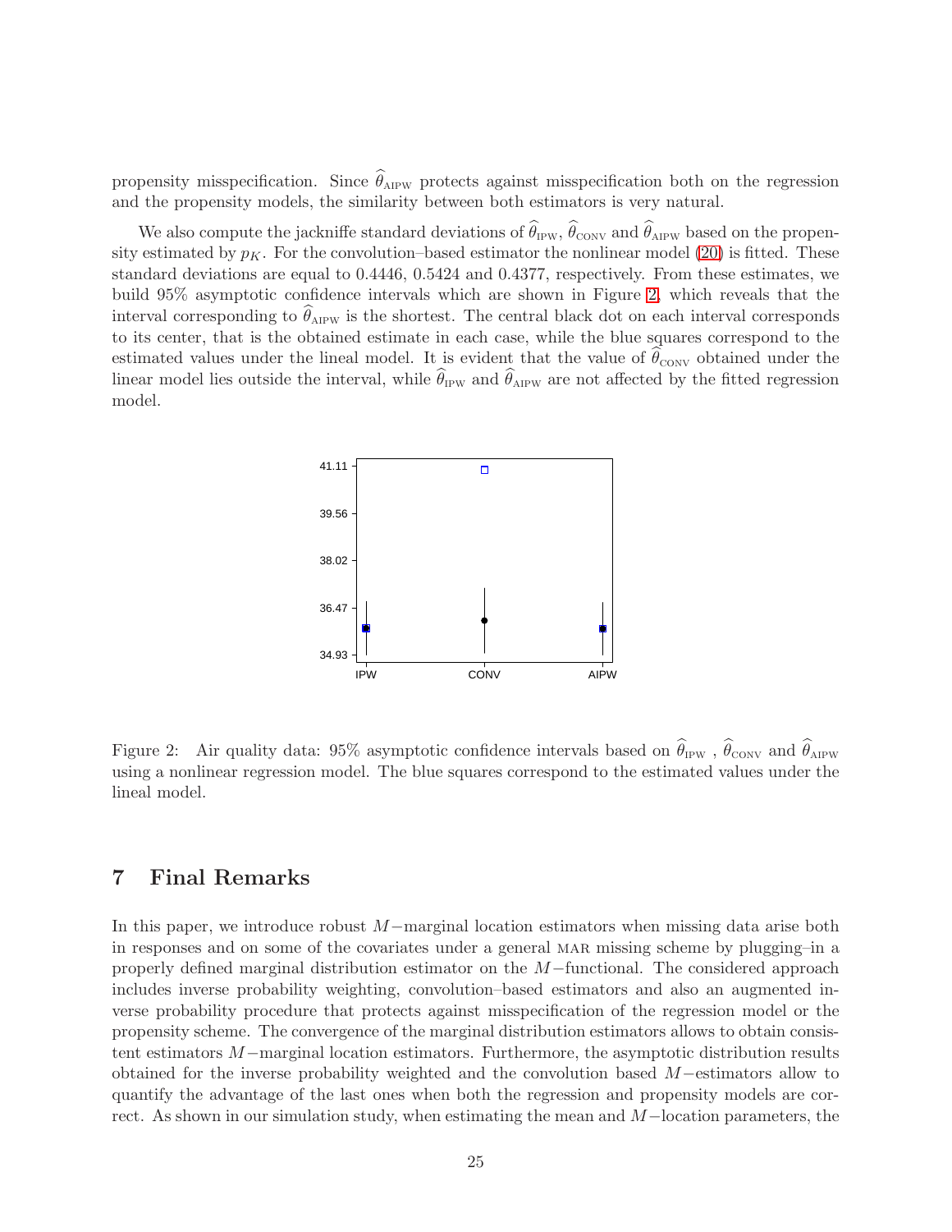propensity misspecification. Since $\widehat{\theta}_{\text{AIPW}}$ protects against misspecification both on the regression and the propensity models, the similarity between both estimators is very natural.

We also compute the jackniffe standard deviations of $\widehat{\theta}_{\text{IPW}}$, $\widehat{\theta}_{\text{CONV}}$ and $\widehat{\theta}_{\text{AIPW}}$ based on the propensity estimated by $p_K$. For the convolution–based estimator the nonlinear model (20) is fitted. These standard deviations are equal to 0.4446, 0.5424 and 0.4377, respectively. From these estimates, we build 95% asymptotic confidence intervals which are shown in Figure 2, which reveals that the interval corresponding to $\widehat{\theta}_{\text{AIPW}}$ is the shortest. The central black dot on each interval corresponds to its center, that is the obtained estimate in each case, while the blue squares correspond to the estimated values under the lineal model. It is evident that the value of $\widehat{\theta}_{\text{CONV}}$ obtained under the linear model lies outside the interval, while $\widehat{\theta}_{\text{IPW}}$ and $\widehat{\theta}_{\text{AIPW}}$ are not affected by the fitted regression model.

Figure 2: Air quality data: 95% asymptotic confidence intervals based on $\widehat{\theta}_{\text{IPW}}$ , $\widehat{\theta}_{\text{CONV}}$ and $\widehat{\theta}_{\text{AIPW}}$ using a nonlinear regression model. The blue squares correspond to the estimated values under the lineal model.

# 7 Final Remarks

In this paper, we introduce robust $M-$marginal location estimators when missing data arise both in responses and on some of the covariates under a general MAR missing scheme by plugging–in a properly defined marginal distribution estimator on the $M-$functional. The considered approach includes inverse probability weighting, convolution–based estimators and also an augmented inverse probability procedure that protects against misspecification of the regression model or the propensity scheme. The convergence of the marginal distribution estimators allows to obtain consistent estimators $M-$marginal location estimators. Furthermore, the asymptotic distribution results obtained for the inverse probability weighted and the convolution based $M-$estimators allow to quantify the advantage of the last ones when both the regression and propensity models are correct. As shown in our simulation study, when estimating the mean and $M-$location parameters, the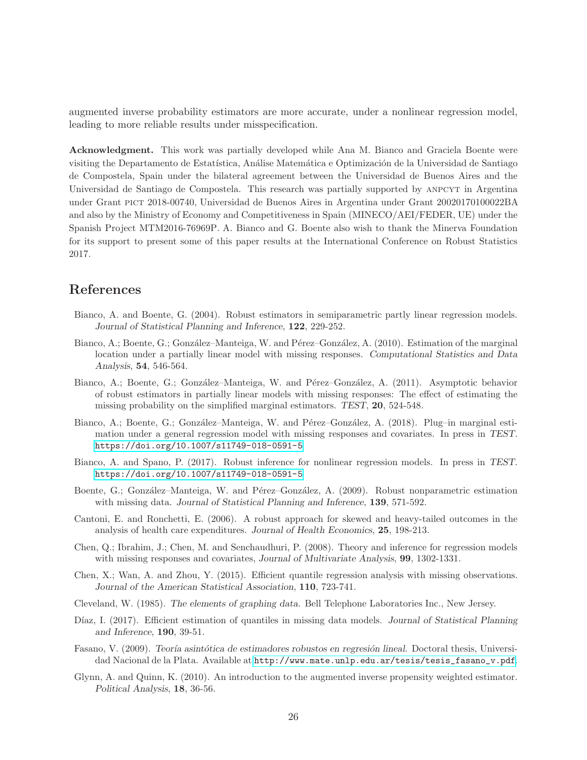augmented inverse probability estimators are more accurate, under a nonlinear regression model, leading to more reliable results under misspecification.

**Acknowledgment.** This work was partially developed while Ana M. Bianco and Graciela Boente were visiting the Departamento de Estatística, Análise Matemática e Optimización de la Universidad de Santiago de Compostela, Spain under the bilateral agreement between the Universidad de Buenos Aires and the Universidad de Santiago de Compostela. This research was partially supported by ANPCYT in Argentina under Grant PICT 2018-00740, Universidad de Buenos Aires in Argentina under Grant 20020170100022BA and also by the Ministry of Economy and Competitiveness in Spain (MINECO/AEI/FEDER, UE) under the Spanish Project MTM2016-76969P. A. Bianco and G. Boente also wish to thank the Minerva Foundation for its support to present some of this paper results at the International Conference on Robust Statistics 2017.

## References

Bianco, A. and Boente, G. (2004). Robust estimators in semiparametric partly linear regression models. *Journal of Statistical Planning and Inference*, **122**, 229-252.

Bianco, A.; Boente, G.; González–Manteiga, W. and Pérez–González, A. (2010). Estimation of the marginal location under a partially linear model with missing responses. *Computational Statistics and Data Analysis*, **54**, 546-564.

Bianco, A.; Boente, G.; González–Manteiga, W. and Pérez–González, A. (2011). Asymptotic behavior of robust estimators in partially linear models with missing responses: The effect of estimating the missing probability on the simplified marginal estimators. *TEST*, **20**, 524-548.

Bianco, A.; Boente, G.; González–Manteiga, W. and Pérez–González, A. (2018). Plug–in marginal estimation under a general regression model with missing responses and covariates. In press in *TEST*. https://doi.org/10.1007/s11749-018-0591-5

Bianco, A. and Spano, P. (2017). Robust inference for nonlinear regression models. In press in *TEST*. https://doi.org/10.1007/s11749-018-0591-5

Boente, G.; González–Manteiga, W. and Pérez–González, A. (2009). Robust nonparametric estimation with missing data. *Journal of Statistical Planning and Inference*, **139**, 571-592.

Cantoni, E. and Ronchetti, E. (2006). A robust approach for skewed and heavy-tailed outcomes in the analysis of health care expenditures. *Journal of Health Economics*, **25**, 198-213.

Chen, Q.; Ibrahim, J.; Chen, M. and Senchaudhuri, P. (2008). Theory and inference for regression models with missing responses and covariates, *Journal of Multivariate Analysis*, **99**, 1302-1331.

Chen, X.; Wan, A. and Zhou, Y. (2015). Efficient quantile regression analysis with missing observations. *Journal of the American Statistical Association*, **110**, 723-741.

Cleveland, W. (1985). *The elements of graphing data*. Bell Telephone Laboratories Inc., New Jersey.

Díaz, I. (2017). Efficient estimation of quantiles in missing data models. *Journal of Statistical Planning and Inference*, **190**, 39-51.

Fasano, V. (2009). *Teoría asintótica de estimadores robustos en regresión lineal*. Doctoral thesis, Universidad Nacional de la Plata. Available at http://www.mate.unlp.edu.ar/tesis/tesis_fasano_v.pdf.

Glynn, A. and Quinn, K. (2010). An introduction to the augmented inverse propensity weighted estimator. *Political Analysis*, **18**, 36-56.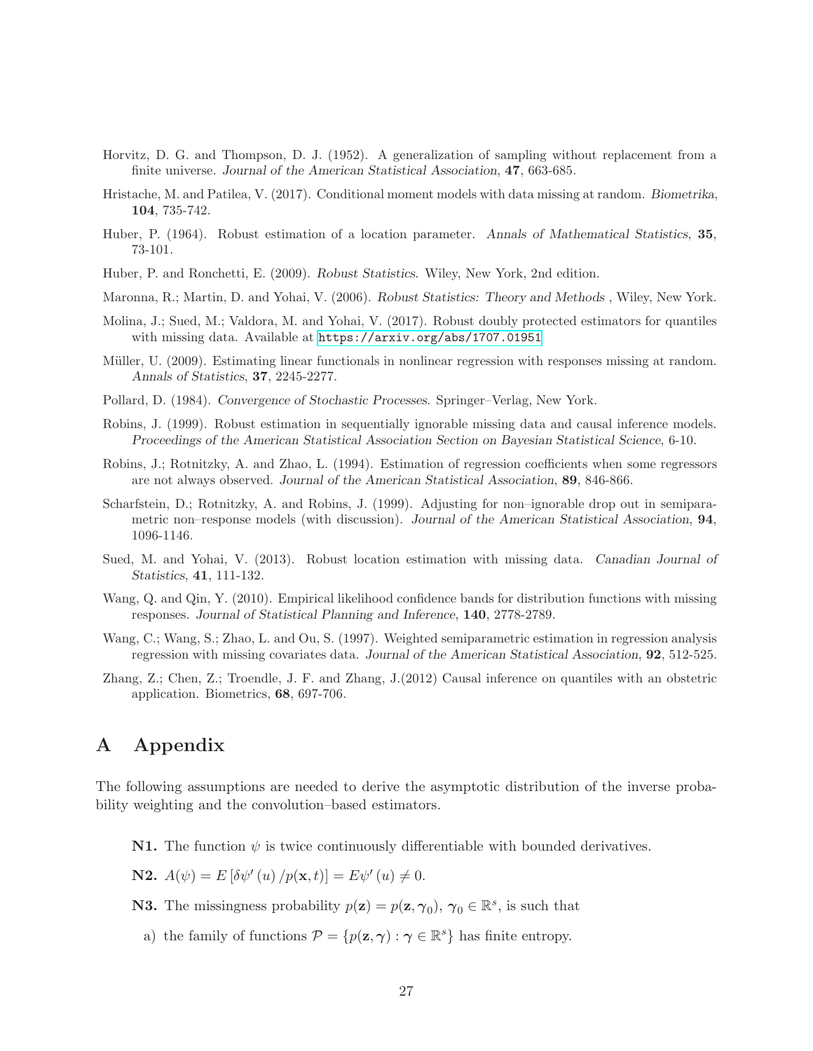Horvitz, D. G. and Thompson, D. J. (1952). A generalization of sampling without replacement from a finite universe. *Journal of the American Statistical Association*, **47**, 663-685.

Hristache, M. and Patilea, V. (2017). Conditional moment models with data missing at random. *Biometrika*, **104**, 735-742.

Huber, P. (1964). Robust estimation of a location parameter. *Annals of Mathematical Statistics*, **35**, 73-101.

Huber, P. and Ronchetti, E. (2009). *Robust Statistics*. Wiley, New York, 2nd edition.

Maronna, R.; Martin, D. and Yohai, V. (2006). *Robust Statistics: Theory and Methods* , Wiley, New York.

Molina, J.; Sued, M.; Valdora, M. and Yohai, V. (2017). Robust doubly protected estimators for quantiles with missing data. Available at https://arxiv.org/abs/1707.01951

Müller, U. (2009). Estimating linear functionals in nonlinear regression with responses missing at random. *Annals of Statistics*, **37**, 2245-2277.

Pollard, D. (1984). *Convergence of Stochastic Processes*. Springer–Verlag, New York.

Robins, J. (1999). Robust estimation in sequentially ignorable missing data and causal inference models. *Proceedings of the American Statistical Association Section on Bayesian Statistical Science*, 6-10.

Robins, J.; Rotnitzky, A. and Zhao, L. (1994). Estimation of regression coefficients when some regressors are not always observed. *Journal of the American Statistical Association*, **89**, 846-866.

Scharfstein, D.; Rotnitzky, A. and Robins, J. (1999). Adjusting for non–ignorable drop out in semiparametric non–response models (with discussion). *Journal of the American Statistical Association*, **94**, 1096-1146.

Sued, M. and Yohai, V. (2013). Robust location estimation with missing data. *Canadian Journal of Statistics*, **41**, 111-132.

Wang, Q. and Qin, Y. (2010). Empirical likelihood confidence bands for distribution functions with missing responses. *Journal of Statistical Planning and Inference*, **140**, 2778-2789.

Wang, C.; Wang, S.; Zhao, L. and Ou, S. (1997). Weighted semiparametric estimation in regression analysis regression with missing covariates data. *Journal of the American Statistical Association*, **92**, 512-525.

Zhang, Z.; Chen, Z.; Troendle, J. F. and Zhang, J.(2012) Causal inference on quantiles with an obstetric application. Biometrics, **68**, 697-706.

# A Appendix

The following assumptions are needed to derive the asymptotic distribution of the inverse probability weighting and the convolution–based estimators.

**N1.** The function $\psi$ is twice continuously differentiable with bounded derivatives.

**N2.** $A(\psi) = E\left[\delta\psi'(u)/p(\mathbf{x},t)\right] = E\psi'(u) \neq 0$.

**N3.** The missingness probability $p(\mathbf{z}) = p(\mathbf{z}, \boldsymbol{\gamma}_0)$, $\boldsymbol{\gamma}_0 \in \mathbb{R}^s$, is such that

a) the family of functions $\mathcal{P} = \{p(\mathbf{z}, \boldsymbol{\gamma}) : \boldsymbol{\gamma} \in \mathbb{R}^s\}$ has finite entropy.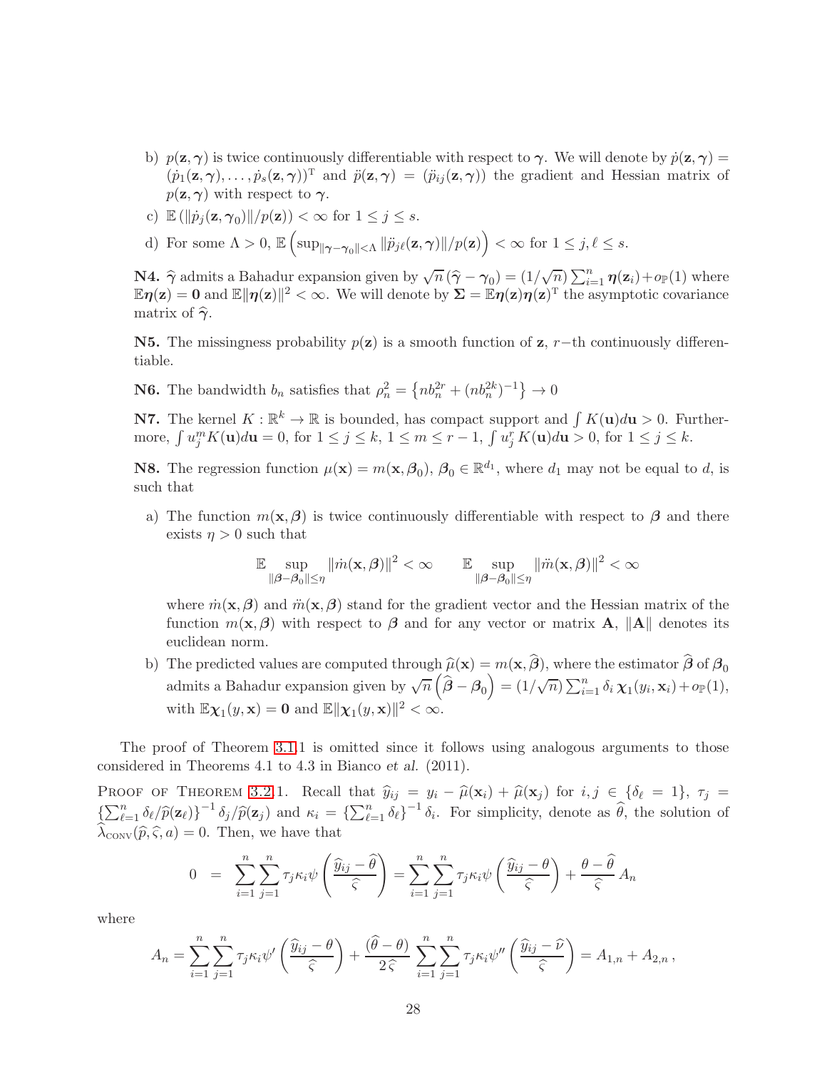b) $p(\mathbf{z}, \boldsymbol{\gamma})$ is twice continuously differentiable with respect to $\boldsymbol{\gamma}$. We will denote by $\dot{p}(\mathbf{z}, \boldsymbol{\gamma}) = (\dot{p}_1(\mathbf{z}, \boldsymbol{\gamma}), \ldots, \dot{p}_s(\mathbf{z}, \boldsymbol{\gamma}))^{\mathrm{T}}$ and $\ddot{p}(\mathbf{z}, \boldsymbol{\gamma}) = (\ddot{p}_{ij}(\mathbf{z}, \boldsymbol{\gamma}))$ the gradient and Hessian matrix of $p(\mathbf{z}, \boldsymbol{\gamma})$ with respect to $\boldsymbol{\gamma}$.

c) $\mathbb{E}\left(\|\dot{p}_j(\mathbf{z}, \boldsymbol{\gamma}_0)\|/p(\mathbf{z})\right) < \infty$ for $1 \le j \le s$.

d) For some $\Lambda > 0$, $\mathbb{E}\left(\sup_{\|\boldsymbol{\gamma}-\boldsymbol{\gamma}_0\|<\Lambda} \|\ddot{p}_{j\ell}(\mathbf{z}, \boldsymbol{\gamma})\|/p(\mathbf{z})\right) < \infty$ for $1 \le j, \ell \le s$.

**N4.** $\widehat{\boldsymbol{\gamma}}$ admits a Bahadur expansion given by $\sqrt{n}\,(\widehat{\boldsymbol{\gamma}} - \boldsymbol{\gamma}_0) = (1/\sqrt{n}) \sum_{i=1}^n \boldsymbol{\eta}(\mathbf{z}_i) + o_{\mathbb{P}}(1)$ where $\mathbb{E}\boldsymbol{\eta}(\mathbf{z}) = \mathbf{0}$ and $\mathbb{E}\|\boldsymbol{\eta}(\mathbf{z})\|^2 < \infty$. We will denote by $\boldsymbol{\Sigma} = \mathbb{E}\boldsymbol{\eta}(\mathbf{z})\boldsymbol{\eta}(\mathbf{z})^{\mathrm{T}}$ the asymptotic covariance matrix of $\widehat{\boldsymbol{\gamma}}$.

**N5.** The missingness probability $p(\mathbf{z})$ is a smooth function of $\mathbf{z}$, $r-$th continuously differentiable.

**N6.** The bandwidth $b_n$ satisfies that $\rho_n^2 = \left\{ n b_n^{2r} + (n b_n^{2k})^{-1} \right\} \to 0$

**N7.** The kernel $K : \mathbb{R}^k \to \mathbb{R}$ is bounded, has compact support and $\int K(\mathbf{u}) d\mathbf{u} > 0$. Furthermore, $\int u_j^m K(\mathbf{u}) d\mathbf{u} = 0$, for $1 \le j \le k$, $1 \le m \le r-1$, $\int u_j^r K(\mathbf{u}) d\mathbf{u} > 0$, for $1 \le j \le k$.

**N8.** The regression function $\mu(\mathbf{x}) = m(\mathbf{x}, \boldsymbol{\beta}_0)$, $\boldsymbol{\beta}_0 \in \mathbb{R}^{d_1}$, where $d_1$ may not be equal to $d$, is such that

a) The function $m(\mathbf{x}, \boldsymbol{\beta})$ is twice continuously differentiable with respect to $\boldsymbol{\beta}$ and there exists $\eta > 0$ such that

$$\mathbb{E} \sup_{\|\boldsymbol{\beta}-\boldsymbol{\beta}_0\| \le \eta} \|\dot{m}(\mathbf{x}, \boldsymbol{\beta})\|^2 < \infty \qquad \mathbb{E} \sup_{\|\boldsymbol{\beta}-\boldsymbol{\beta}_0\| \le \eta} \|\ddot{m}(\mathbf{x}, \boldsymbol{\beta})\|^2 < \infty$$

where $\dot{m}(\mathbf{x}, \boldsymbol{\beta})$ and $\ddot{m}(\mathbf{x}, \boldsymbol{\beta})$ stand for the gradient vector and the Hessian matrix of the function $m(\mathbf{x}, \boldsymbol{\beta})$ with respect to $\boldsymbol{\beta}$ and for any vector or matrix $\mathbf{A}$, $\|\mathbf{A}\|$ denotes its euclidean norm.

b) The predicted values are computed through $\widehat{\mu}(\mathbf{x}) = m(\mathbf{x}, \widehat{\boldsymbol{\beta}})$, where the estimator $\widehat{\boldsymbol{\beta}}$ of $\boldsymbol{\beta}_0$ admits a Bahadur expansion given by $\sqrt{n}\left(\widehat{\boldsymbol{\beta}} - \boldsymbol{\beta}_0\right) = (1/\sqrt{n}) \sum_{i=1}^n \delta_i\, \boldsymbol{\chi}_1(y_i, \mathbf{x}_i) + o_{\mathbb{P}}(1)$, with $\mathbb{E}\boldsymbol{\chi}_1(y, \mathbf{x}) = \mathbf{0}$ and $\mathbb{E}\|\boldsymbol{\chi}_1(y, \mathbf{x})\|^2 < \infty$.

The proof of Theorem 3.1.1 is omitted since it follows using analogous arguments to those considered in Theorems 4.1 to 4.3 in Bianco *et al.* (2011).

PROOF OF THEOREM 3.2.1. Recall that $\widehat{y}_{ij} = y_i - \widehat{\mu}(\mathbf{x}_i) + \widehat{\mu}(\mathbf{x}_j)$ for $i, j \in \{\delta_\ell = 1\}$, $\tau_j = \{\sum_{\ell=1}^n \delta_\ell / \widehat{p}(\mathbf{z}_\ell)\}^{-1} \delta_j / \widehat{p}(\mathbf{z}_j)$ and $\kappa_i = \{\sum_{\ell=1}^n \delta_\ell\}^{-1} \delta_i$. For simplicity, denote as $\widehat{\theta}$, the solution of $\widehat{\lambda}_{\text{CONV}}(\widehat{p}, \widehat{\varsigma}, a) = 0$. Then, we have that

$$0 \;=\; \sum_{i=1}^n \sum_{j=1}^n \tau_j \kappa_i \psi\left(\frac{\widehat{y}_{ij} - \widehat{\theta}}{\widehat{\varsigma}}\right) = \sum_{i=1}^n \sum_{j=1}^n \tau_j \kappa_i \psi\left(\frac{\widehat{y}_{ij} - \theta}{\widehat{\varsigma}}\right) + \frac{\theta - \widehat{\theta}}{\widehat{\varsigma}}\, A_n$$

where

$$A_n = \sum_{i=1}^n \sum_{j=1}^n \tau_j \kappa_i \psi'\left(\frac{\widehat{y}_{ij} - \theta}{\widehat{\varsigma}}\right) + \frac{(\widehat{\theta} - \theta)}{2\,\widehat{\varsigma}} \sum_{i=1}^n \sum_{j=1}^n \tau_j \kappa_i \psi''\left(\frac{\widehat{y}_{ij} - \widehat{\nu}}{\widehat{\varsigma}}\right) = A_{1,n} + A_{2,n}\,,$$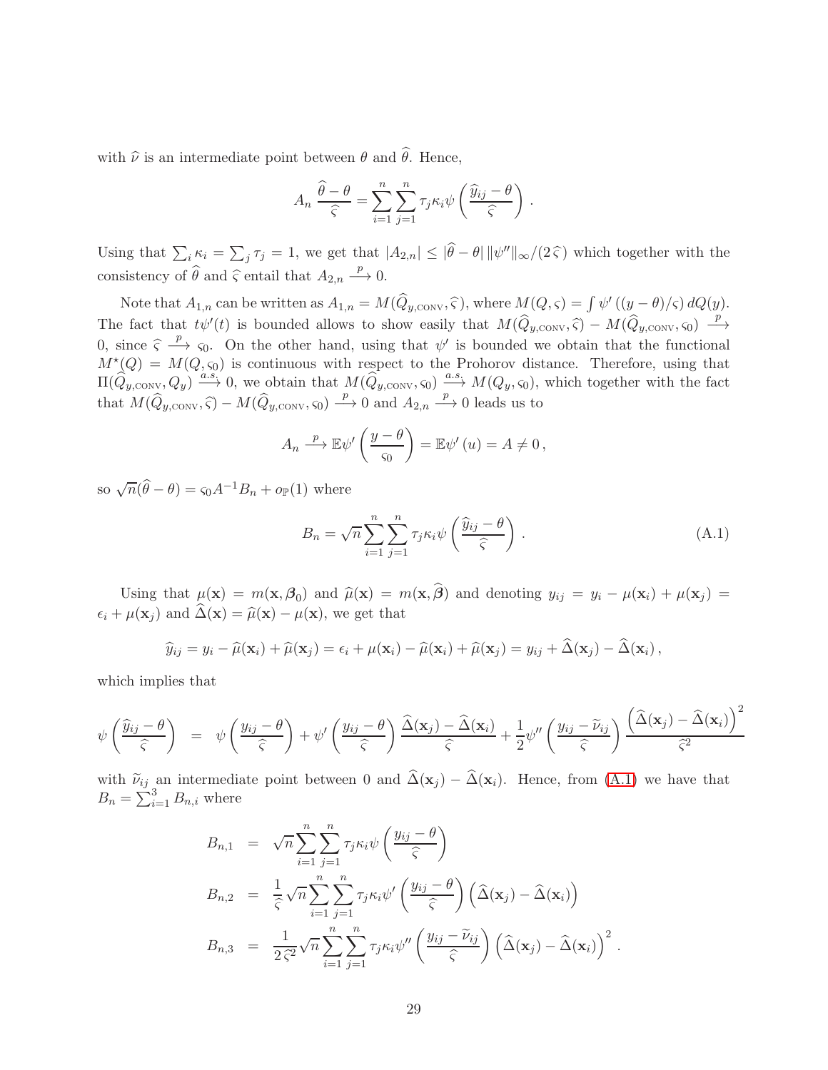with $\widehat{\nu}$ is an intermediate point between $\theta$ and $\widehat{\theta}$. Hence,

$$A_n \, \frac{\widehat{\theta} - \theta}{\widehat{\varsigma}} = \sum_{i=1}^{n} \sum_{j=1}^{n} \tau_j \kappa_i \psi\left( \frac{\widehat{y}_{ij} - \theta}{\widehat{\varsigma}} \right) .$$

Using that $\sum_i \kappa_i = \sum_j \tau_j = 1$, we get that $|A_{2,n}| \le |\widehat{\theta} - \theta| \, \|\psi''\|_\infty/(2\,\widehat{\varsigma})$ which together with the consistency of $\widehat{\theta}$ and $\widehat{\varsigma}$ entail that $A_{2,n} \xrightarrow{p} 0$.

Note that $A_{1,n}$ can be written as $A_{1,n} = M(\widehat{Q}_{y,\text{CONV}}, \widehat{\varsigma})$, where $M(Q, \varsigma) = \int \psi'\left((y - \theta)/\varsigma\right) dQ(y)$. The fact that $t\psi'(t)$ is bounded allows to show easily that $M(\widehat{Q}_{y,\text{CONV}}, \widehat{\varsigma}) - M(\widehat{Q}_{y,\text{CONV}}, \varsigma_0) \xrightarrow{p} 0$, since $\widehat{\varsigma} \xrightarrow{p} \varsigma_0$. On the other hand, using that $\psi'$ is bounded we obtain that the functional $M^\star(Q) = M(Q, \varsigma_0)$ is continuous with respect to the Prohorov distance. Therefore, using that $\Pi(\widehat{Q}_{y,\text{CONV}}, Q_y) \xrightarrow{a.s.} 0$, we obtain that $M(\widehat{Q}_{y,\text{CONV}}, \varsigma_0) \xrightarrow{a.s.} M(Q_y, \varsigma_0)$, which together with the fact that $M(\widehat{Q}_{y,\text{CONV}}, \widehat{\varsigma}) - M(\widehat{Q}_{y,\text{CONV}}, \varsigma_0) \xrightarrow{p} 0$ and $A_{2,n} \xrightarrow{p} 0$ leads us to

$$A_n \xrightarrow{p} \mathbb{E}\psi'\left( \frac{y - \theta}{\varsigma_0} \right) = \mathbb{E}\psi'\left(u\right) = A \neq 0 \,,$$

so $\sqrt{n}(\widehat{\theta} - \theta) = \varsigma_0 A^{-1} B_n + o_{\mathbb{P}}(1)$ where

$$B_n = \sqrt{n} \sum_{i=1}^{n} \sum_{j=1}^{n} \tau_j \kappa_i \psi\left( \frac{\widehat{y}_{ij} - \theta}{\widehat{\varsigma}} \right) . \tag{A.1}$$

Using that $\mu(\mathbf{x}) = m(\mathbf{x}, \boldsymbol{\beta}_0)$ and $\widehat{\mu}(\mathbf{x}) = m(\mathbf{x}, \widehat{\boldsymbol{\beta}})$ and denoting $y_{ij} = y_i - \mu(\mathbf{x}_i) + \mu(\mathbf{x}_j) = \epsilon_i + \mu(\mathbf{x}_j)$ and $\widehat{\Delta}(\mathbf{x}) = \widehat{\mu}(\mathbf{x}) - \mu(\mathbf{x})$, we get that

$$\widehat{y}_{ij} = y_i - \widehat{\mu}(\mathbf{x}_i) + \widehat{\mu}(\mathbf{x}_j) = \epsilon_i + \mu(\mathbf{x}_i) - \widehat{\mu}(\mathbf{x}_i) + \widehat{\mu}(\mathbf{x}_j) = y_{ij} + \widehat{\Delta}(\mathbf{x}_j) - \widehat{\Delta}(\mathbf{x}_i) \,,$$

which implies that

$$\psi\left( \frac{\widehat{y}_{ij} - \theta}{\widehat{\varsigma}} \right) = \psi\left( \frac{y_{ij} - \theta}{\widehat{\varsigma}} \right) + \psi'\left( \frac{y_{ij} - \theta}{\widehat{\varsigma}} \right) \frac{\widehat{\Delta}(\mathbf{x}_j) - \widehat{\Delta}(\mathbf{x}_i)}{\widehat{\varsigma}} + \frac{1}{2} \psi''\left( \frac{y_{ij} - \widetilde{\nu}_{ij}}{\widehat{\varsigma}} \right) \frac{\left( \widehat{\Delta}(\mathbf{x}_j) - \widehat{\Delta}(\mathbf{x}_i) \right)^2}{\widehat{\varsigma}^2}$$

with $\widetilde{\nu}_{ij}$ an intermediate point between 0 and $\widehat{\Delta}(\mathbf{x}_j) - \widehat{\Delta}(\mathbf{x}_i)$. Hence, from (A.1) we have that $B_n = \sum_{i=1}^{3} B_{n,i}$ where

$$\begin{aligned}
B_{n,1} &= \sqrt{n} \sum_{i=1}^{n} \sum_{j=1}^{n} \tau_j \kappa_i \psi\left( \frac{y_{ij} - \theta}{\widehat{\varsigma}} \right) \\
B_{n,2} &= \frac{1}{\widehat{\varsigma}} \sqrt{n} \sum_{i=1}^{n} \sum_{j=1}^{n} \tau_j \kappa_i \psi'\left( \frac{y_{ij} - \theta}{\widehat{\varsigma}} \right) \left( \widehat{\Delta}(\mathbf{x}_j) - \widehat{\Delta}(\mathbf{x}_i) \right) \\
B_{n,3} &= \frac{1}{2\,\widehat{\varsigma}^2} \sqrt{n} \sum_{i=1}^{n} \sum_{j=1}^{n} \tau_j \kappa_i \psi''\left( \frac{y_{ij} - \widetilde{\nu}_{ij}}{\widehat{\varsigma}} \right) \left( \widehat{\Delta}(\mathbf{x}_j) - \widehat{\Delta}(\mathbf{x}_i) \right)^2 .
\end{aligned}$$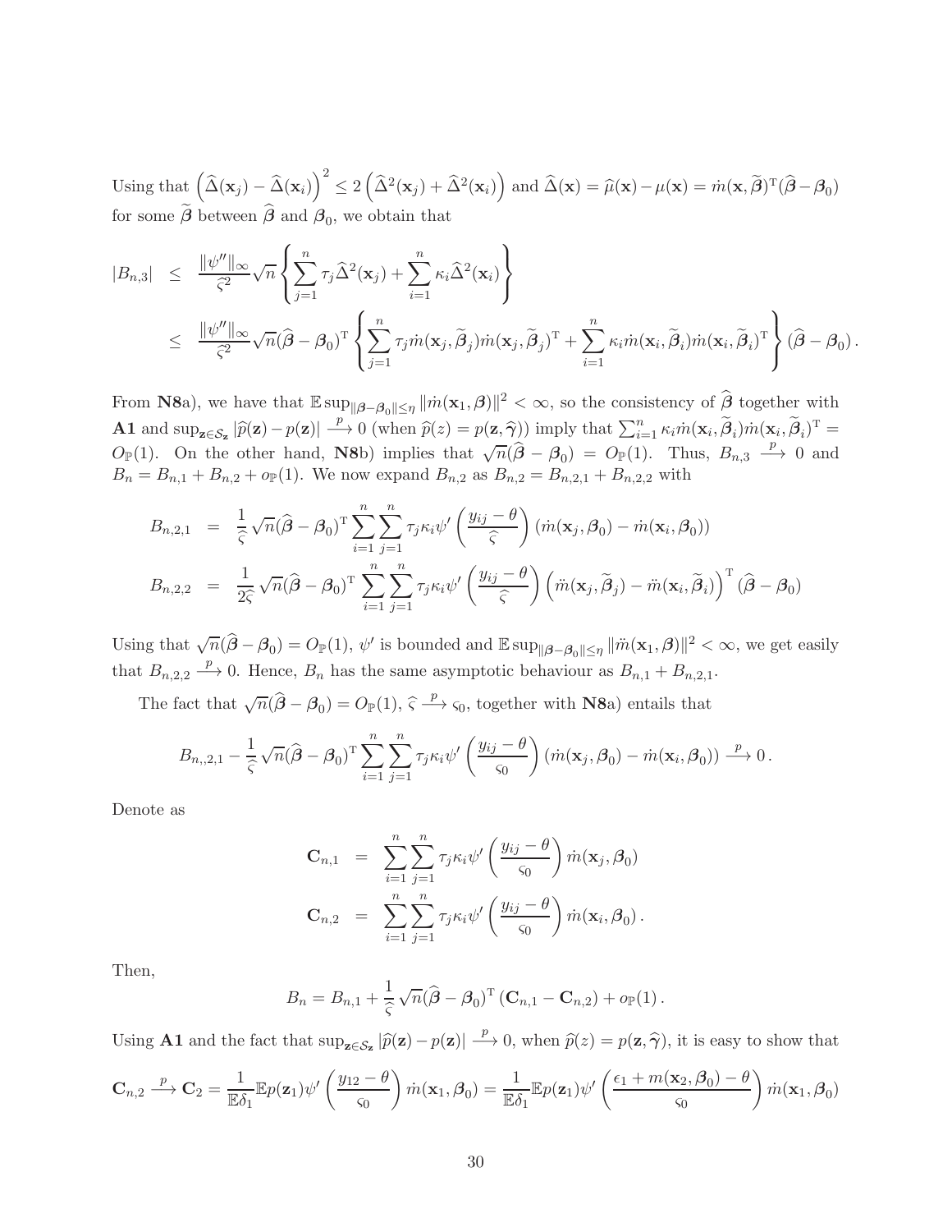Using that $\left(\widehat{\Delta}(\mathbf{x}_j) - \widehat{\Delta}(\mathbf{x}_i)\right)^2 \leq 2\left(\widehat{\Delta}^2(\mathbf{x}_j) + \widehat{\Delta}^2(\mathbf{x}_i)\right)$ and $\widehat{\Delta}(\mathbf{x}) = \widehat{\mu}(\mathbf{x}) - \mu(\mathbf{x}) = \dot{m}(\mathbf{x}, \widetilde{\boldsymbol{\beta}})^{\mathrm{T}}(\widehat{\boldsymbol{\beta}} - \boldsymbol{\beta}_0)$ for some $\widetilde{\boldsymbol{\beta}}$ between $\widehat{\boldsymbol{\beta}}$ and $\boldsymbol{\beta}_0$, we obtain that

$$
\begin{aligned}
|B_{n,3}| &\leq \frac{\|\psi''\|_\infty}{\widehat{\varsigma}^2}\sqrt{n}\left\{\sum_{j=1}^n \tau_j \widehat{\Delta}^2(\mathbf{x}_j) + \sum_{i=1}^n \kappa_i \widehat{\Delta}^2(\mathbf{x}_i)\right\} \\
&\leq \frac{\|\psi''\|_\infty}{\widehat{\varsigma}^2}\sqrt{n}(\widehat{\boldsymbol{\beta}} - \boldsymbol{\beta}_0)^{\mathrm{T}}\left\{\sum_{j=1}^n \tau_j \dot{m}(\mathbf{x}_j, \widetilde{\boldsymbol{\beta}}_j)\dot{m}(\mathbf{x}_j, \widetilde{\boldsymbol{\beta}}_j)^{\mathrm{T}} + \sum_{i=1}^n \kappa_i \dot{m}(\mathbf{x}_i, \widetilde{\boldsymbol{\beta}}_i)\dot{m}(\mathbf{x}_i, \widetilde{\boldsymbol{\beta}}_i)^{\mathrm{T}}\right\}(\widehat{\boldsymbol{\beta}} - \boldsymbol{\beta}_0).
\end{aligned}
$$

From **N8**a), we have that $\mathbb{E}\sup_{\|\boldsymbol{\beta}-\boldsymbol{\beta}_0\|\leq\eta}\|\dot{m}(\mathbf{x}_1, \boldsymbol{\beta})\|^2 < \infty$, so the consistency of $\widehat{\boldsymbol{\beta}}$ together with **A1** and $\sup_{\mathbf{z}\in\mathcal{S}_{\mathbf{z}}}|\widehat{p}(\mathbf{z}) - p(\mathbf{z})| \xrightarrow{p} 0$ (when $\widehat{p}(z) = p(\mathbf{z}, \widehat{\boldsymbol{\gamma}})$) imply that $\sum_{i=1}^n \kappa_i \dot{m}(\mathbf{x}_i, \widetilde{\boldsymbol{\beta}}_i)\dot{m}(\mathbf{x}_i, \widetilde{\boldsymbol{\beta}}_i)^{\mathrm{T}} = O_{\mathbb{P}}(1)$. On the other hand, **N8**b) implies that $\sqrt{n}(\widehat{\boldsymbol{\beta}} - \boldsymbol{\beta}_0) = O_{\mathbb{P}}(1)$. Thus, $B_{n,3} \xrightarrow{p} 0$ and $B_n = B_{n,1} + B_{n,2} + o_{\mathbb{P}}(1)$. We now expand $B_{n,2}$ as $B_{n,2} = B_{n,2,1} + B_{n,2,2}$ with

$$
\begin{aligned}
B_{n,2,1} &= \frac{1}{\widehat{\varsigma}}\sqrt{n}(\widehat{\boldsymbol{\beta}} - \boldsymbol{\beta}_0)^{\mathrm{T}}\sum_{i=1}^n\sum_{j=1}^n \tau_j\kappa_i\psi'\left(\frac{y_{ij}-\theta}{\widehat{\varsigma}}\right)(\dot{m}(\mathbf{x}_j, \boldsymbol{\beta}_0) - \dot{m}(\mathbf{x}_i, \boldsymbol{\beta}_0)) \\
B_{n,2,2} &= \frac{1}{2\widehat{\varsigma}}\sqrt{n}(\widehat{\boldsymbol{\beta}} - \boldsymbol{\beta}_0)^{\mathrm{T}}\sum_{i=1}^n\sum_{j=1}^n \tau_j\kappa_i\psi'\left(\frac{y_{ij}-\theta}{\widehat{\varsigma}}\right)\left(\ddot{m}(\mathbf{x}_j, \widetilde{\boldsymbol{\beta}}_j) - \ddot{m}(\mathbf{x}_i, \widetilde{\boldsymbol{\beta}}_i)\right)^{\mathrm{T}}(\widehat{\boldsymbol{\beta}} - \boldsymbol{\beta}_0)
\end{aligned}
$$

Using that $\sqrt{n}(\widehat{\boldsymbol{\beta}} - \boldsymbol{\beta}_0) = O_{\mathbb{P}}(1)$, $\psi'$ is bounded and $\mathbb{E}\sup_{\|\boldsymbol{\beta}-\boldsymbol{\beta}_0\|\leq\eta}\|\ddot{m}(\mathbf{x}_1, \boldsymbol{\beta})\|^2 < \infty$, we get easily that $B_{n,2,2} \xrightarrow{p} 0$. Hence, $B_n$ has the same asymptotic behaviour as $B_{n,1} + B_{n,2,1}$.

The fact that $\sqrt{n}(\widehat{\boldsymbol{\beta}} - \boldsymbol{\beta}_0) = O_{\mathbb{P}}(1)$, $\widehat{\varsigma} \xrightarrow{p} \varsigma_0$, together with **N8**a) entails that

$$
B_{n,,2,1} - \frac{1}{\widehat{\varsigma}}\sqrt{n}(\widehat{\boldsymbol{\beta}} - \boldsymbol{\beta}_0)^{\mathrm{T}}\sum_{i=1}^n\sum_{j=1}^n \tau_j\kappa_i\psi'\left(\frac{y_{ij}-\theta}{\varsigma_0}\right)(\dot{m}(\mathbf{x}_j, \boldsymbol{\beta}_0) - \dot{m}(\mathbf{x}_i, \boldsymbol{\beta}_0)) \xrightarrow{p} 0\,.
$$

Denote as

$$
\begin{aligned}
\mathbf{C}_{n,1} &= \sum_{i=1}^n\sum_{j=1}^n \tau_j\kappa_i\psi'\left(\frac{y_{ij}-\theta}{\varsigma_0}\right)\dot{m}(\mathbf{x}_j, \boldsymbol{\beta}_0) \\
\mathbf{C}_{n,2} &= \sum_{i=1}^n\sum_{j=1}^n \tau_j\kappa_i\psi'\left(\frac{y_{ij}-\theta}{\varsigma_0}\right)\dot{m}(\mathbf{x}_i, \boldsymbol{\beta}_0)\,.
\end{aligned}
$$

Then,

$$
B_n = B_{n,1} + \frac{1}{\widehat{\varsigma}}\sqrt{n}(\widehat{\boldsymbol{\beta}} - \boldsymbol{\beta}_0)^{\mathrm{T}}(\mathbf{C}_{n,1} - \mathbf{C}_{n,2}) + o_{\mathbb{P}}(1)\,.
$$

Using **A1** and the fact that $\sup_{\mathbf{z}\in\mathcal{S}_{\mathbf{z}}}|\widehat{p}(\mathbf{z}) - p(\mathbf{z})| \xrightarrow{p} 0$, when $\widehat{p}(z) = p(\mathbf{z}, \widehat{\boldsymbol{\gamma}})$, it is easy to show that

$$
\mathbf{C}_{n,2} \xrightarrow{p} \mathbf{C}_2 = \frac{1}{\mathbb{E}\delta_1}\mathbb{E}p(\mathbf{z}_1)\psi'\left(\frac{y_{12}-\theta}{\varsigma_0}\right)\dot{m}(\mathbf{x}_1, \boldsymbol{\beta}_0) = \frac{1}{\mathbb{E}\delta_1}\mathbb{E}p(\mathbf{z}_1)\psi'\left(\frac{\epsilon_1 + m(\mathbf{x}_2, \boldsymbol{\beta}_0) - \theta}{\varsigma_0}\right)\dot{m}(\mathbf{x}_1, \boldsymbol{\beta}_0)
$$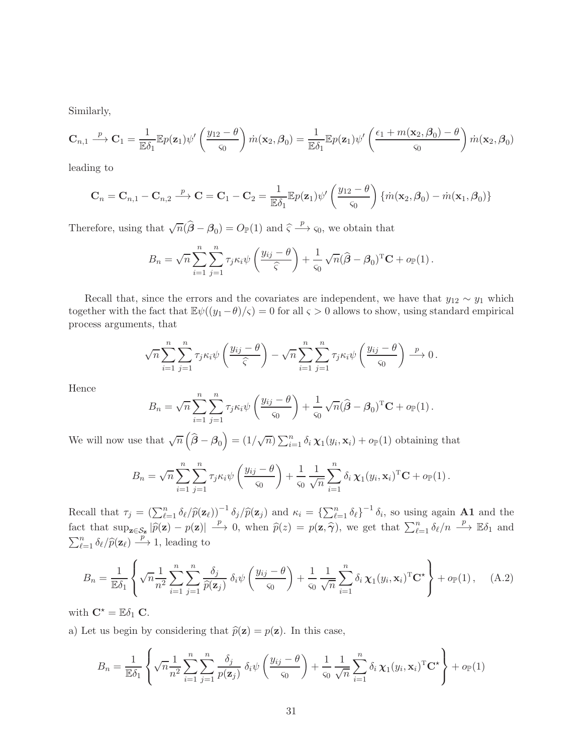Similarly,

$$\mathbf{C}_{n,1} \xrightarrow{p} \mathbf{C}_1 = \frac{1}{\mathbb{E}\delta_1}\mathbb{E}p(\mathbf{z}_1)\psi'\left(\frac{y_{12}-\theta}{\varsigma_0}\right)\dot{m}(\mathbf{x}_2,\boldsymbol{\beta}_0) = \frac{1}{\mathbb{E}\delta_1}\mathbb{E}p(\mathbf{z}_1)\psi'\left(\frac{\epsilon_1 + m(\mathbf{x}_2,\boldsymbol{\beta}_0)-\theta}{\varsigma_0}\right)\dot{m}(\mathbf{x}_2,\boldsymbol{\beta}_0)$$

leading to

$$\mathbf{C}_n = \mathbf{C}_{n,1} - \mathbf{C}_{n,2} \xrightarrow{p} \mathbf{C} = \mathbf{C}_1 - \mathbf{C}_2 = \frac{1}{\mathbb{E}\delta_1}\mathbb{E}p(\mathbf{z}_1)\psi'\left(\frac{y_{12}-\theta}{\varsigma_0}\right)\{\dot{m}(\mathbf{x}_2,\boldsymbol{\beta}_0) - \dot{m}(\mathbf{x}_1,\boldsymbol{\beta}_0)\}$$

Therefore, using that $\sqrt{n}(\widehat{\boldsymbol{\beta}} - \boldsymbol{\beta}_0) = O_{\mathbb{P}}(1)$ and $\widehat{\varsigma} \xrightarrow{p} \varsigma_0$, we obtain that

$$B_n = \sqrt{n}\sum_{i=1}^n\sum_{j=1}^n \tau_j\kappa_i\psi\left(\frac{y_{ij}-\theta}{\widehat{\varsigma}}\right) + \frac{1}{\varsigma_0}\sqrt{n}(\widehat{\boldsymbol{\beta}} - \boldsymbol{\beta}_0)^{\mathrm{T}}\mathbf{C} + o_{\mathbb{P}}(1)\,.$$

Recall that, since the errors and the covariates are independent, we have that $y_{12} \sim y_1$ which together with the fact that $\mathbb{E}\psi((y_1-\theta)/\varsigma) = 0$ for all $\varsigma > 0$ allows to show, using standard empirical process arguments, that

$$\sqrt{n}\sum_{i=1}^n\sum_{j=1}^n \tau_j\kappa_i\psi\left(\frac{y_{ij}-\theta}{\widehat{\varsigma}}\right) - \sqrt{n}\sum_{i=1}^n\sum_{j=1}^n \tau_j\kappa_i\psi\left(\frac{y_{ij}-\theta}{\varsigma_0}\right) \xrightarrow{p} 0\,.$$

Hence

$$B_n = \sqrt{n}\sum_{i=1}^n\sum_{j=1}^n \tau_j\kappa_i\psi\left(\frac{y_{ij}-\theta}{\varsigma_0}\right) + \frac{1}{\varsigma_0}\sqrt{n}(\widehat{\boldsymbol{\beta}} - \boldsymbol{\beta}_0)^{\mathrm{T}}\mathbf{C} + o_{\mathbb{P}}(1)\,.$$

We will now use that $\sqrt{n}\left(\widehat{\boldsymbol{\beta}} - \boldsymbol{\beta}_0\right) = (1/\sqrt{n})\sum_{i=1}^n \delta_i\,\boldsymbol{\chi}_1(y_i,\mathbf{x}_i) + o_{\mathbb{P}}(1)$ obtaining that

$$B_n = \sqrt{n}\sum_{i=1}^n\sum_{j=1}^n \tau_j\kappa_i\psi\left(\frac{y_{ij}-\theta}{\varsigma_0}\right) + \frac{1}{\varsigma_0}\,\frac{1}{\sqrt{n}}\sum_{i=1}^n \delta_i\,\boldsymbol{\chi}_1(y_i,\mathbf{x}_i)^{\mathrm{T}}\mathbf{C} + o_{\mathbb{P}}(1)\,.$$

Recall that $\tau_j = (\sum_{\ell=1}^n \delta_\ell/\widehat{p}(\mathbf{z}_\ell))^{-1}\delta_j/\widehat{p}(\mathbf{z}_j)$ and $\kappa_i = \{\sum_{\ell=1}^n \delta_\ell\}^{-1}\delta_i$, so using again **A1** and the fact that $\sup_{\mathbf{z}\in\mathcal{S}_{\mathbf{z}}}|\widehat{p}(\mathbf{z}) - p(\mathbf{z})| \xrightarrow{p} 0$, when $\widehat{p}(z) = p(\mathbf{z},\widehat{\boldsymbol{\gamma}})$, we get that $\sum_{\ell=1}^n \delta_\ell/n \xrightarrow{p} \mathbb{E}\delta_1$ and $\sum_{\ell=1}^n \delta_\ell/\widehat{p}(\mathbf{z}_\ell) \xrightarrow{p} 1$, leading to

$$B_n = \frac{1}{\mathbb{E}\delta_1}\left\{\sqrt{n}\frac{1}{n^2}\sum_{i=1}^n\sum_{j=1}^n \frac{\delta_j}{\widehat{p}(\mathbf{z}_j)}\,\delta_i\psi\left(\frac{y_{ij}-\theta}{\varsigma_0}\right) + \frac{1}{\varsigma_0}\,\frac{1}{\sqrt{n}}\sum_{i=1}^n \delta_i\,\boldsymbol{\chi}_1(y_i,\mathbf{x}_i)^{\mathrm{T}}\mathbf{C}^\star\right\} + o_{\mathbb{P}}(1)\,, \quad \text{(A.2)}$$

with $\mathbf{C}^\star = \mathbb{E}\delta_1\,\mathbf{C}$.

a) Let us begin by considering that $\widehat{p}(\mathbf{z}) = p(\mathbf{z})$. In this case,

$$B_n = \frac{1}{\mathbb{E}\delta_1}\left\{\sqrt{n}\frac{1}{n^2}\sum_{i=1}^n\sum_{j=1}^n \frac{\delta_j}{p(\mathbf{z}_j)}\,\delta_i\psi\left(\frac{y_{ij}-\theta}{\varsigma_0}\right) + \frac{1}{\varsigma_0}\,\frac{1}{\sqrt{n}}\sum_{i=1}^n \delta_i\,\boldsymbol{\chi}_1(y_i,\mathbf{x}_i)^{\mathrm{T}}\mathbf{C}^\star\right\} + o_{\mathbb{P}}(1)$$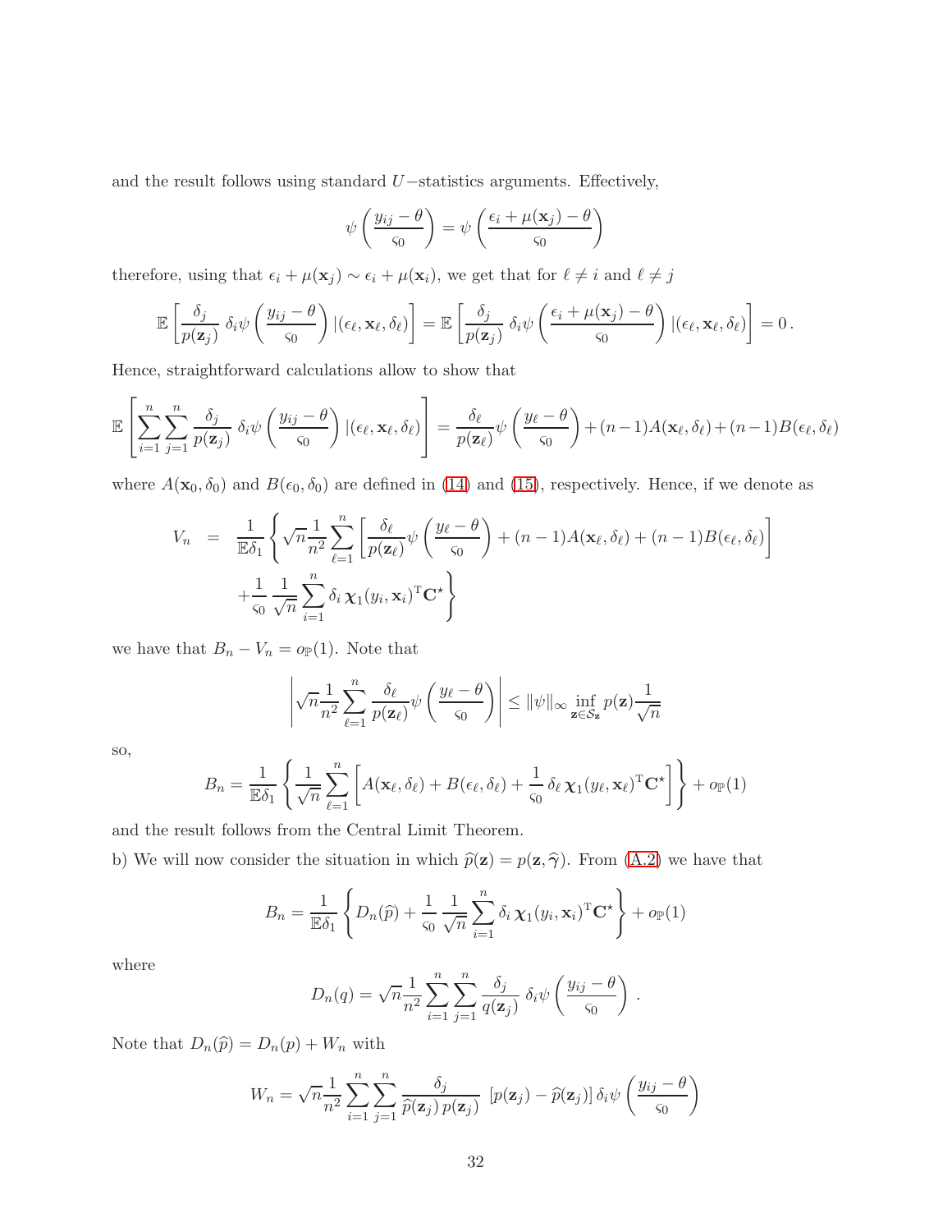and the result follows using standard $U-$statistics arguments. Effectively,

$$\psi\left(\frac{y_{ij}-\theta}{\varsigma_0}\right)=\psi\left(\frac{\epsilon_i+\mu(\mathbf{x}_j)-\theta}{\varsigma_0}\right)$$

therefore, using that $\epsilon_i+\mu(\mathbf{x}_j)\sim\epsilon_i+\mu(\mathbf{x}_i)$, we get that for $\ell\neq i$ and $\ell\neq j$

$$\mathbb{E}\left[\frac{\delta_j}{p(\mathbf{z}_j)}\,\delta_i\psi\left(\frac{y_{ij}-\theta}{\varsigma_0}\right)|(\epsilon_\ell,\mathbf{x}_\ell,\delta_\ell)\right]=\mathbb{E}\left[\frac{\delta_j}{p(\mathbf{z}_j)}\,\delta_i\psi\left(\frac{\epsilon_i+\mu(\mathbf{x}_j)-\theta}{\varsigma_0}\right)|(\epsilon_\ell,\mathbf{x}_\ell,\delta_\ell)\right]=0\,.$$

Hence, straightforward calculations allow to show that

$$\mathbb{E}\left[\sum_{i=1}^n\sum_{j=1}^n\frac{\delta_j}{p(\mathbf{z}_j)}\,\delta_i\psi\left(\frac{y_{ij}-\theta}{\varsigma_0}\right)|(\epsilon_\ell,\mathbf{x}_\ell,\delta_\ell)\right]=\frac{\delta_\ell}{p(\mathbf{z}_\ell)}\psi\left(\frac{y_\ell-\theta}{\varsigma_0}\right)+(n-1)A(\mathbf{x}_\ell,\delta_\ell)+(n-1)B(\epsilon_\ell,\delta_\ell)$$

where $A(\mathbf{x}_0,\delta_0)$ and $B(\epsilon_0,\delta_0)$ are defined in (14) and (15), respectively. Hence, if we denote as

$$\begin{aligned}V_n &= \frac{1}{\mathbb{E}\delta_1}\left\{\sqrt{n}\frac{1}{n^2}\sum_{\ell=1}^n\left[\frac{\delta_\ell}{p(\mathbf{z}_\ell)}\psi\left(\frac{y_\ell-\theta}{\varsigma_0}\right)+(n-1)A(\mathbf{x}_\ell,\delta_\ell)+(n-1)B(\epsilon_\ell,\delta_\ell)\right]\right.\\ &\quad\left.+\frac{1}{\varsigma_0}\frac{1}{\sqrt{n}}\sum_{i=1}^n\delta_i\,\boldsymbol{\chi}_1(y_i,\mathbf{x}_i)^{\mathrm{T}}\mathbf{C}^\star\right\}\end{aligned}$$

we have that $B_n-V_n=o_{\mathbb{P}}(1)$. Note that

$$\left|\sqrt{n}\frac{1}{n^2}\sum_{\ell=1}^n\frac{\delta_\ell}{p(\mathbf{z}_\ell)}\psi\left(\frac{y_\ell-\theta}{\varsigma_0}\right)\right|\leq\|\psi\|_\infty\inf_{\mathbf{z}\in\mathcal{S}_\mathbf{z}}p(\mathbf{z})\frac{1}{\sqrt{n}}$$

so,

$$B_n=\frac{1}{\mathbb{E}\delta_1}\left\{\frac{1}{\sqrt{n}}\sum_{\ell=1}^n\left[A(\mathbf{x}_\ell,\delta_\ell)+B(\epsilon_\ell,\delta_\ell)+\frac{1}{\varsigma_0}\,\delta_\ell\,\boldsymbol{\chi}_1(y_\ell,\mathbf{x}_\ell)^{\mathrm{T}}\mathbf{C}^\star\right]\right\}+o_{\mathbb{P}}(1)$$

and the result follows from the Central Limit Theorem.

b) We will now consider the situation in which $\widehat{p}(\mathbf{z})=p(\mathbf{z},\widehat{\gamma})$. From (A.2) we have that

$$B_n=\frac{1}{\mathbb{E}\delta_1}\left\{D_n(\widehat{p})+\frac{1}{\varsigma_0}\frac{1}{\sqrt{n}}\sum_{i=1}^n\delta_i\,\boldsymbol{\chi}_1(y_i,\mathbf{x}_i)^{\mathrm{T}}\mathbf{C}^\star\right\}+o_{\mathbb{P}}(1)$$

where

$$D_n(q)=\sqrt{n}\frac{1}{n^2}\sum_{i=1}^n\sum_{j=1}^n\frac{\delta_j}{q(\mathbf{z}_j)}\,\delta_i\psi\left(\frac{y_{ij}-\theta}{\varsigma_0}\right)\,.$$

Note that $D_n(\widehat{p})=D_n(p)+W_n$ with

$$W_n=\sqrt{n}\frac{1}{n^2}\sum_{i=1}^n\sum_{j=1}^n\frac{\delta_j}{\widehat{p}(\mathbf{z}_j)\,p(\mathbf{z}_j)}\,\left[p(\mathbf{z}_j)-\widehat{p}(\mathbf{z}_j)\right]\delta_i\psi\left(\frac{y_{ij}-\theta}{\varsigma_0}\right)$$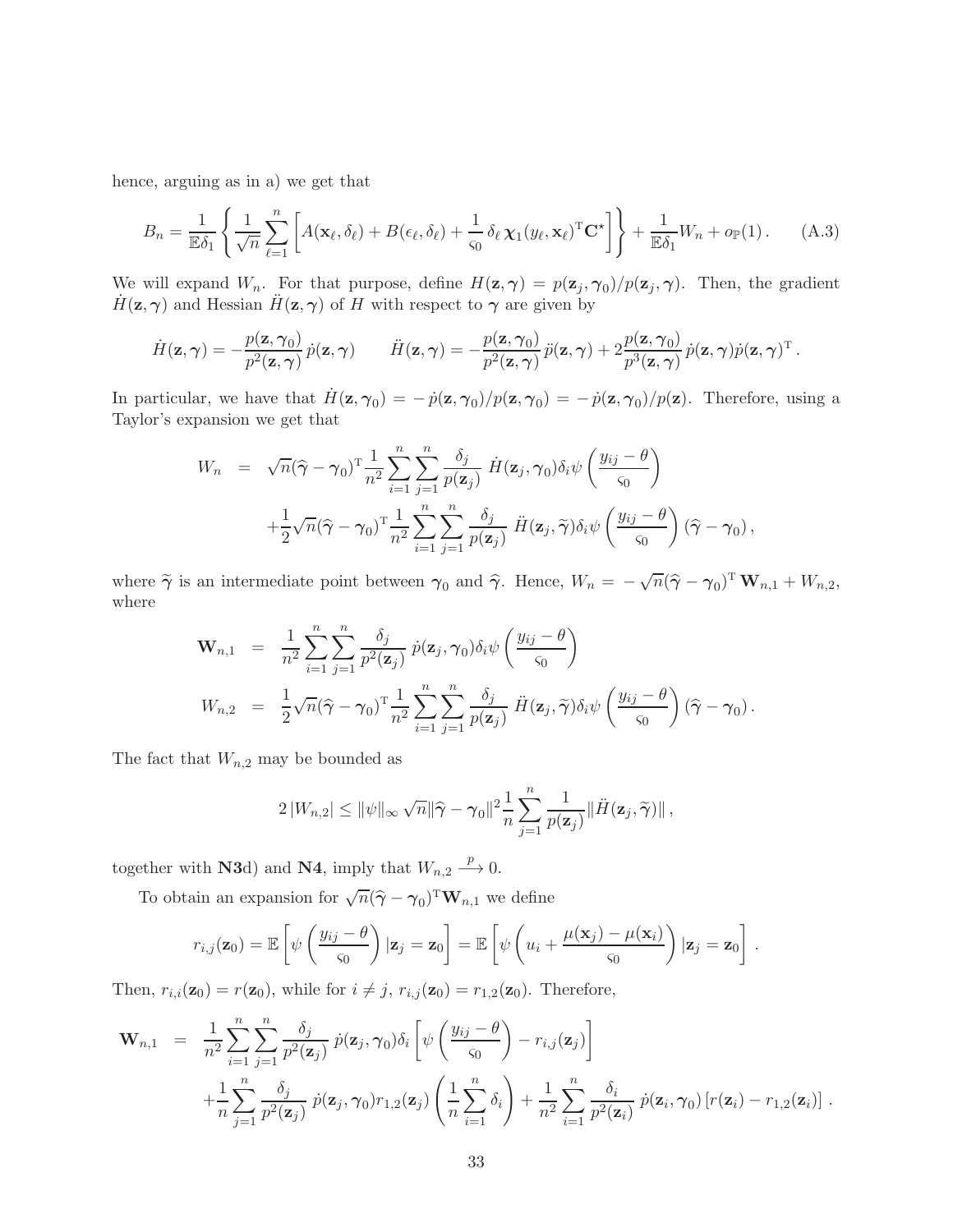hence, arguing as in a) we get that

$$B_n = \frac{1}{\mathbb{E}\delta_1}\left\{\frac{1}{\sqrt{n}}\sum_{\ell=1}^{n}\left[A(\mathbf{x}_\ell,\delta_\ell)+B(\epsilon_\ell,\delta_\ell)+\frac{1}{\varsigma_0}\,\delta_\ell\,\boldsymbol{\chi}_1(y_\ell,\mathbf{x}_\ell)^{\mathrm{T}}\mathbf{C}^{\star}\right]\right\}+\frac{1}{\mathbb{E}\delta_1}W_n+o_{\mathbb{P}}(1)\,. \tag{A.3}$$

We will expand $W_n$. For that purpose, define $H(\mathbf{z},\boldsymbol{\gamma}) = p(\mathbf{z}_j,\boldsymbol{\gamma}_0)/p(\mathbf{z}_j,\boldsymbol{\gamma})$. Then, the gradient $\dot{H}(\mathbf{z},\boldsymbol{\gamma})$ and Hessian $\ddot{H}(\mathbf{z},\boldsymbol{\gamma})$ of $H$ with respect to $\boldsymbol{\gamma}$ are given by

$$\dot{H}(\mathbf{z},\boldsymbol{\gamma}) = -\frac{p(\mathbf{z},\boldsymbol{\gamma}_0)}{p^2(\mathbf{z},\boldsymbol{\gamma})}\,\dot{p}(\mathbf{z},\boldsymbol{\gamma}) \qquad \ddot{H}(\mathbf{z},\boldsymbol{\gamma}) = -\frac{p(\mathbf{z},\boldsymbol{\gamma}_0)}{p^2(\mathbf{z},\boldsymbol{\gamma})}\,\ddot{p}(\mathbf{z},\boldsymbol{\gamma})+2\frac{p(\mathbf{z},\boldsymbol{\gamma}_0)}{p^3(\mathbf{z},\boldsymbol{\gamma})}\,\dot{p}(\mathbf{z},\boldsymbol{\gamma})\dot{p}(\mathbf{z},\boldsymbol{\gamma})^{\mathrm{T}}\,.$$

In particular, we have that $\dot{H}(\mathbf{z},\boldsymbol{\gamma}_0) = -\,\dot{p}(\mathbf{z},\boldsymbol{\gamma}_0)/p(\mathbf{z},\boldsymbol{\gamma}_0) = -\,\dot{p}(\mathbf{z},\boldsymbol{\gamma}_0)/p(\mathbf{z})$. Therefore, using a Taylor's expansion we get that

$$\begin{aligned}
W_n &= \sqrt{n}(\widehat{\boldsymbol{\gamma}}-\boldsymbol{\gamma}_0)^{\mathrm{T}}\frac{1}{n^2}\sum_{i=1}^{n}\sum_{j=1}^{n}\frac{\delta_j}{p(\mathbf{z}_j)}\;\dot{H}(\mathbf{z}_j,\boldsymbol{\gamma}_0)\delta_i\psi\left(\frac{y_{ij}-\theta}{\varsigma_0}\right)\\
&\quad+\frac{1}{2}\sqrt{n}(\widehat{\boldsymbol{\gamma}}-\boldsymbol{\gamma}_0)^{\mathrm{T}}\frac{1}{n^2}\sum_{i=1}^{n}\sum_{j=1}^{n}\frac{\delta_j}{p(\mathbf{z}_j)}\;\ddot{H}(\mathbf{z}_j,\widetilde{\boldsymbol{\gamma}})\delta_i\psi\left(\frac{y_{ij}-\theta}{\varsigma_0}\right)(\widehat{\boldsymbol{\gamma}}-\boldsymbol{\gamma}_0)\,,
\end{aligned}$$

where $\widetilde{\boldsymbol{\gamma}}$ is an intermediate point between $\boldsymbol{\gamma}_0$ and $\widehat{\boldsymbol{\gamma}}$. Hence, $W_n = -\sqrt{n}(\widehat{\boldsymbol{\gamma}}-\boldsymbol{\gamma}_0)^{\mathrm{T}}\,\mathbf{W}_{n,1}+W_{n,2}$, where

$$\begin{aligned}
\mathbf{W}_{n,1} &= \frac{1}{n^2}\sum_{i=1}^{n}\sum_{j=1}^{n}\frac{\delta_j}{p^2(\mathbf{z}_j)}\;\dot{p}(\mathbf{z}_j,\boldsymbol{\gamma}_0)\delta_i\psi\left(\frac{y_{ij}-\theta}{\varsigma_0}\right)\\
W_{n,2} &= \frac{1}{2}\sqrt{n}(\widehat{\boldsymbol{\gamma}}-\boldsymbol{\gamma}_0)^{\mathrm{T}}\frac{1}{n^2}\sum_{i=1}^{n}\sum_{j=1}^{n}\frac{\delta_j}{p(\mathbf{z}_j)}\;\ddot{H}(\mathbf{z}_j,\widetilde{\boldsymbol{\gamma}})\delta_i\psi\left(\frac{y_{ij}-\theta}{\varsigma_0}\right)(\widehat{\boldsymbol{\gamma}}-\boldsymbol{\gamma}_0)\,.
\end{aligned}$$

The fact that $W_{n,2}$ may be bounded as

$$2\,|W_{n,2}| \le \|\psi\|_\infty\,\sqrt{n}\|\widehat{\boldsymbol{\gamma}}-\boldsymbol{\gamma}_0\|^2\frac{1}{n}\sum_{j=1}^{n}\frac{1}{p(\mathbf{z}_j)}\|\ddot{H}(\mathbf{z}_j,\widetilde{\boldsymbol{\gamma}})\|\,,$$

together with **N3**d) and **N4**, imply that $W_{n,2}\xrightarrow{\;p\;}0$.

To obtain an expansion for $\sqrt{n}(\widehat{\boldsymbol{\gamma}}-\boldsymbol{\gamma}_0)^{\mathrm{T}}\mathbf{W}_{n,1}$ we define

$$r_{i,j}(\mathbf{z}_0) = \mathbb{E}\left[\psi\left(\frac{y_{ij}-\theta}{\varsigma_0}\right)|\mathbf{z}_j=\mathbf{z}_0\right] = \mathbb{E}\left[\psi\left(u_i+\frac{\mu(\mathbf{x}_j)-\mu(\mathbf{x}_i)}{\varsigma_0}\right)|\mathbf{z}_j=\mathbf{z}_0\right]\,.$$

Then, $r_{i,i}(\mathbf{z}_0)=r(\mathbf{z}_0)$, while for $i\ne j$, $r_{i,j}(\mathbf{z}_0)=r_{1,2}(\mathbf{z}_0)$. Therefore,

$$\begin{aligned}
\mathbf{W}_{n,1} &= \frac{1}{n^2}\sum_{i=1}^{n}\sum_{j=1}^{n}\frac{\delta_j}{p^2(\mathbf{z}_j)}\;\dot{p}(\mathbf{z}_j,\boldsymbol{\gamma}_0)\delta_i\left[\psi\left(\frac{y_{ij}-\theta}{\varsigma_0}\right)-r_{i,j}(\mathbf{z}_j)\right]\\
&\quad+\frac{1}{n}\sum_{j=1}^{n}\frac{\delta_j}{p^2(\mathbf{z}_j)}\;\dot{p}(\mathbf{z}_j,\boldsymbol{\gamma}_0)r_{1,2}(\mathbf{z}_j)\left(\frac{1}{n}\sum_{i=1}^{n}\delta_i\right)+\frac{1}{n^2}\sum_{i=1}^{n}\frac{\delta_i}{p^2(\mathbf{z}_i)}\;\dot{p}(\mathbf{z}_i,\boldsymbol{\gamma}_0)\left[r(\mathbf{z}_i)-r_{1,2}(\mathbf{z}_i)\right]\,.
\end{aligned}$$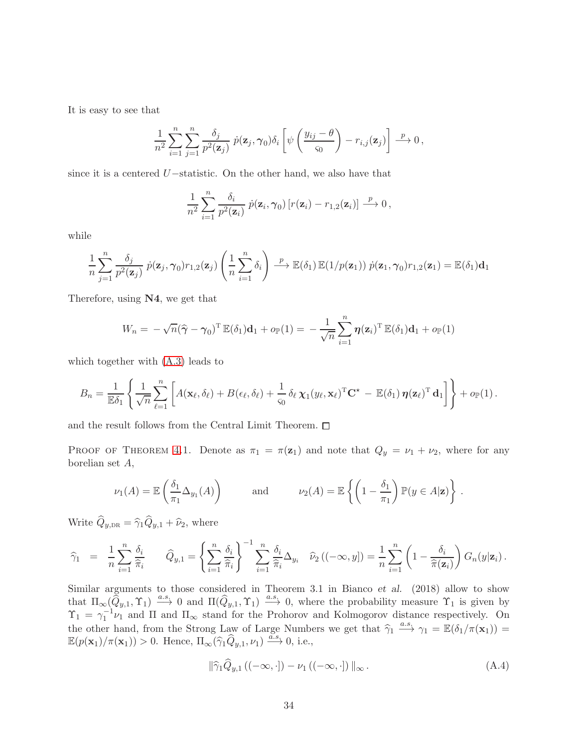It is easy to see that

$$\frac{1}{n^2}\sum_{i=1}^{n}\sum_{j=1}^{n}\frac{\delta_j}{p^2(\mathbf{z}_j)}\,\dot{p}(\mathbf{z}_j,\boldsymbol{\gamma}_0)\delta_i\left[\psi\left(\frac{y_{ij}-\theta}{\varsigma_0}\right)-r_{i,j}(\mathbf{z}_j)\right]\stackrel{p}{\longrightarrow}0\,,$$

since it is a centered $U-$statistic. On the other hand, we also have that

$$\frac{1}{n^2}\sum_{i=1}^{n}\frac{\delta_i}{p^2(\mathbf{z}_i)}\,\dot{p}(\mathbf{z}_i,\boldsymbol{\gamma}_0)\left[r(\mathbf{z}_i)-r_{1,2}(\mathbf{z}_i)\right]\stackrel{p}{\longrightarrow}0\,,$$

while

$$\frac{1}{n}\sum_{j=1}^{n}\frac{\delta_j}{p^2(\mathbf{z}_j)}\,\dot{p}(\mathbf{z}_j,\boldsymbol{\gamma}_0)r_{1,2}(\mathbf{z}_j)\left(\frac{1}{n}\sum_{i=1}^{n}\delta_i\right)\stackrel{p}{\longrightarrow}\mathbb{E}(\delta_1)\,\mathbb{E}(1/p(\mathbf{z}_1))\,\dot{p}(\mathbf{z}_1,\boldsymbol{\gamma}_0)r_{1,2}(\mathbf{z}_1)=\mathbb{E}(\delta_1)\mathbf{d}_1$$

Therefore, using **N4**, we get that

$$W_n=-\sqrt{n}(\widehat{\boldsymbol{\gamma}}-\boldsymbol{\gamma}_0)^{\mathrm{T}}\,\mathbb{E}(\delta_1)\mathbf{d}_1+o_{\mathbb{P}}(1)=-\frac{1}{\sqrt{n}}\sum_{i=1}^{n}\boldsymbol{\eta}(\mathbf{z}_i)^{\mathrm{T}}\,\mathbb{E}(\delta_1)\mathbf{d}_1+o_{\mathbb{P}}(1)$$

which together with (A.3) leads to

$$B_n=\frac{1}{\mathbb{E}\delta_1}\left\{\frac{1}{\sqrt{n}}\sum_{\ell=1}^{n}\left[A(\mathbf{x}_\ell,\delta_\ell)+B(\epsilon_\ell,\delta_\ell)+\frac{1}{\varsigma_0}\,\delta_\ell\,\boldsymbol{\chi}_1(y_\ell,\mathbf{x}_\ell)^{\mathrm{T}}\mathbf{C}^{\star}-\,\mathbb{E}(\delta_1)\,\boldsymbol{\eta}(\mathbf{z}_\ell)^{\mathrm{T}}\,\mathbf{d}_1\right]\right\}+o_{\mathbb{P}}(1)\,.$$

and the result follows from the Central Limit Theorem. □

Proof of Theorem 4.1. Denote as $\pi_1=\pi(\mathbf{z}_1)$ and note that $Q_y=\nu_1+\nu_2$, where for any borelian set $A$,

$$\nu_1(A)=\mathbb{E}\left(\frac{\delta_1}{\pi_1}\Delta_{y_1}(A)\right)\qquad\text{and}\qquad\nu_2(A)=\mathbb{E}\left\{\left(1-\frac{\delta_1}{\pi_1}\right)\mathbb{P}(y\in A|\mathbf{z})\right\}\,.$$

Write $\widehat{Q}_{y,\text{DR}}=\widehat{\gamma}_1\widehat{Q}_{y,1}+\widehat{\nu}_2$, where

$$\widehat{\gamma}_1\;=\;\frac{1}{n}\sum_{i=1}^{n}\frac{\delta_i}{\widehat{\pi}_i}\qquad\widehat{Q}_{y,1}=\left\{\sum_{i=1}^{n}\frac{\delta_i}{\widehat{\pi}_i}\right\}^{-1}\sum_{i=1}^{n}\frac{\delta_i}{\widehat{\pi}_i}\Delta_{y_i}\quad\widehat{\nu}_2\left((-\infty,y]\right)=\frac{1}{n}\sum_{i=1}^{n}\left(1-\frac{\delta_i}{\widehat{\pi}(\mathbf{z}_i)}\right)G_n(y|\mathbf{z}_i)\,.$$

Similar arguments to those considered in Theorem 3.1 in Bianco *et al.* (2018) allow to show that $\Pi_\infty(\widehat{Q}_{y,1},\Upsilon_1)\stackrel{a.s.}{\longrightarrow}0$ and $\Pi(\widehat{Q}_{y,1},\Upsilon_1)\stackrel{a.s.}{\longrightarrow}0$, where the probability measure $\Upsilon_1$ is given by $\Upsilon_1=\gamma_1^{-1}\nu_1$ and $\Pi$ and $\Pi_\infty$ stand for the Prohorov and Kolmogorov distance respectively. On the other hand, from the Strong Law of Large Numbers we get that $\widehat{\gamma}_1\stackrel{a.s.}{\longrightarrow}\gamma_1=\mathbb{E}(\delta_1/\pi(\mathbf{x}_1))=\mathbb{E}(p(\mathbf{x}_1)/\pi(\mathbf{x}_1))>0$. Hence, $\Pi_\infty(\widehat{\gamma}_1\widehat{Q}_{y,1},\nu_1)\stackrel{a.s.}{\longrightarrow}0$, i.e.,

$$\|\widehat{\gamma}_1\widehat{Q}_{y,1}\left((-\infty,\cdot]\right)-\nu_1\left((-\infty,\cdot]\right)\|_\infty\,. \tag{A.4}$$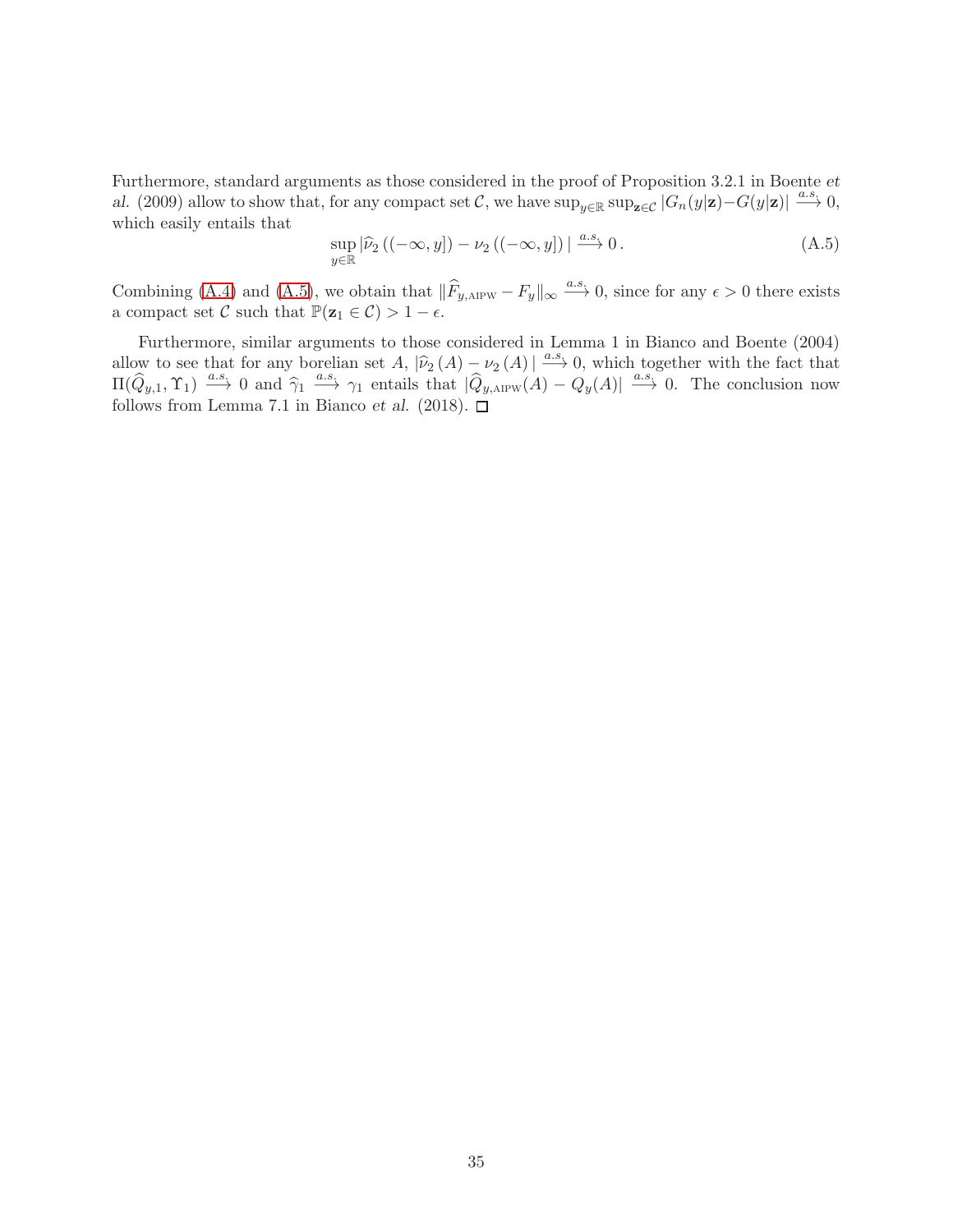Furthermore, standard arguments as those considered in the proof of Proposition 3.2.1 in Boente *et al.* (2009) allow to show that, for any compact set $\mathcal{C}$, we have $\sup_{y\in\mathbb{R}} \sup_{\mathbf{z}\in\mathcal{C}} |G_n(y|\mathbf{z}) - G(y|\mathbf{z})| \xrightarrow{a.s.} 0$, which easily entails that

$$\sup_{y\in\mathbb{R}} |\widehat{\nu}_2\left((-\infty, y]\right) - \nu_2\left((-\infty, y]\right)| \xrightarrow{a.s.} 0\,. \tag{A.5}$$

Combining (A.4) and (A.5), we obtain that $\|\widehat{F}_{y,\text{AIPW}} - F_y\|_\infty \xrightarrow{a.s.} 0$, since for any $\epsilon > 0$ there exists a compact set $\mathcal{C}$ such that $\mathbb{P}(\mathbf{z}_1 \in \mathcal{C}) > 1 - \epsilon$.

Furthermore, similar arguments to those considered in Lemma 1 in Bianco and Boente (2004) allow to see that for any borelian set $A$, $|\widehat{\nu}_2\left(A\right) - \nu_2\left(A\right)| \xrightarrow{a.s.} 0$, which together with the fact that $\Pi(\widehat{Q}_{y,1}, \Upsilon_1) \xrightarrow{a.s.} 0$ and $\widehat{\gamma}_1 \xrightarrow{a.s.} \gamma_1$ entails that $|\widehat{Q}_{y,\text{AIPW}}(A) - Q_y(A)| \xrightarrow{a.s.} 0$. The conclusion now follows from Lemma 7.1 in Bianco *et al.* (2018). $\square$